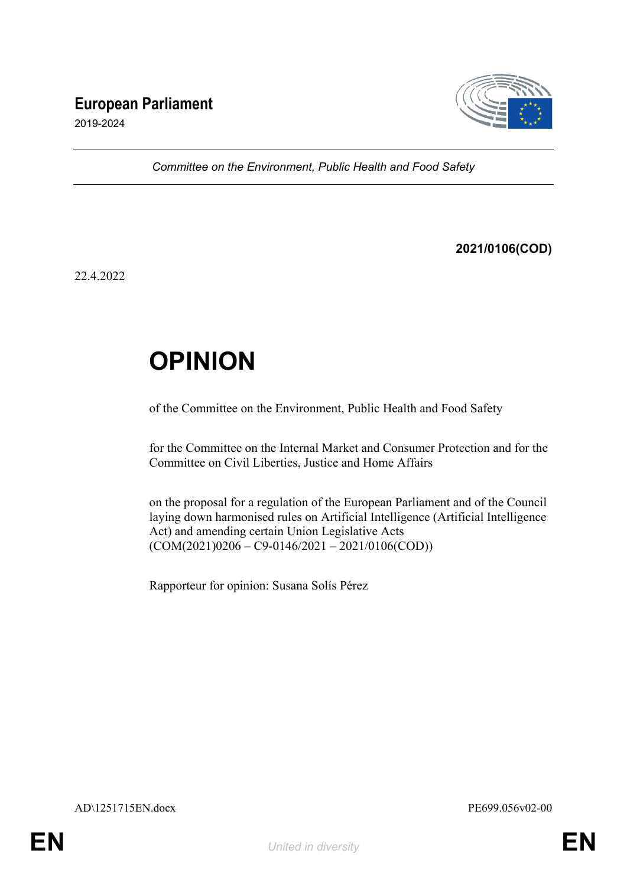**European Parliament**
2019-2024

*Committee on the Environment, Public Health and Food Safety*

**2021/0106(COD)**

22.4.2022

# OPINION

of the Committee on the Environment, Public Health and Food Safety

for the Committee on the Internal Market and Consumer Protection and for the Committee on Civil Liberties, Justice and Home Affairs

on the proposal for a regulation of the European Parliament and of the Council laying down harmonised rules on Artificial Intelligence (Artificial Intelligence Act) and amending certain Union Legislative Acts
(COM(2021)0206 – C9-0146/2021 – 2021/0106(COD))

Rapporteur for opinion: Susana Solís Pérez

AD\1251715EN.docx PE699.056v02-00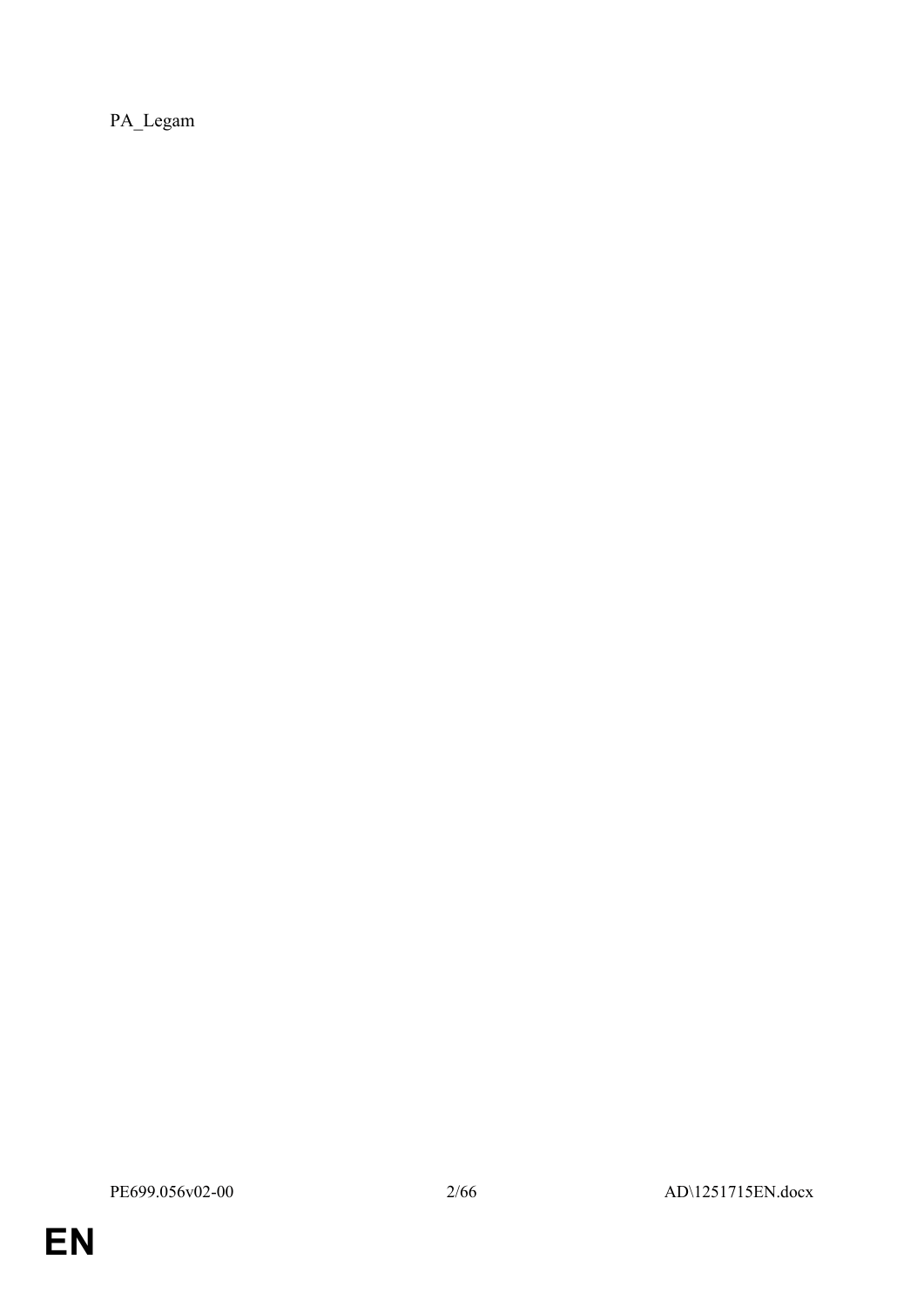PA_Legam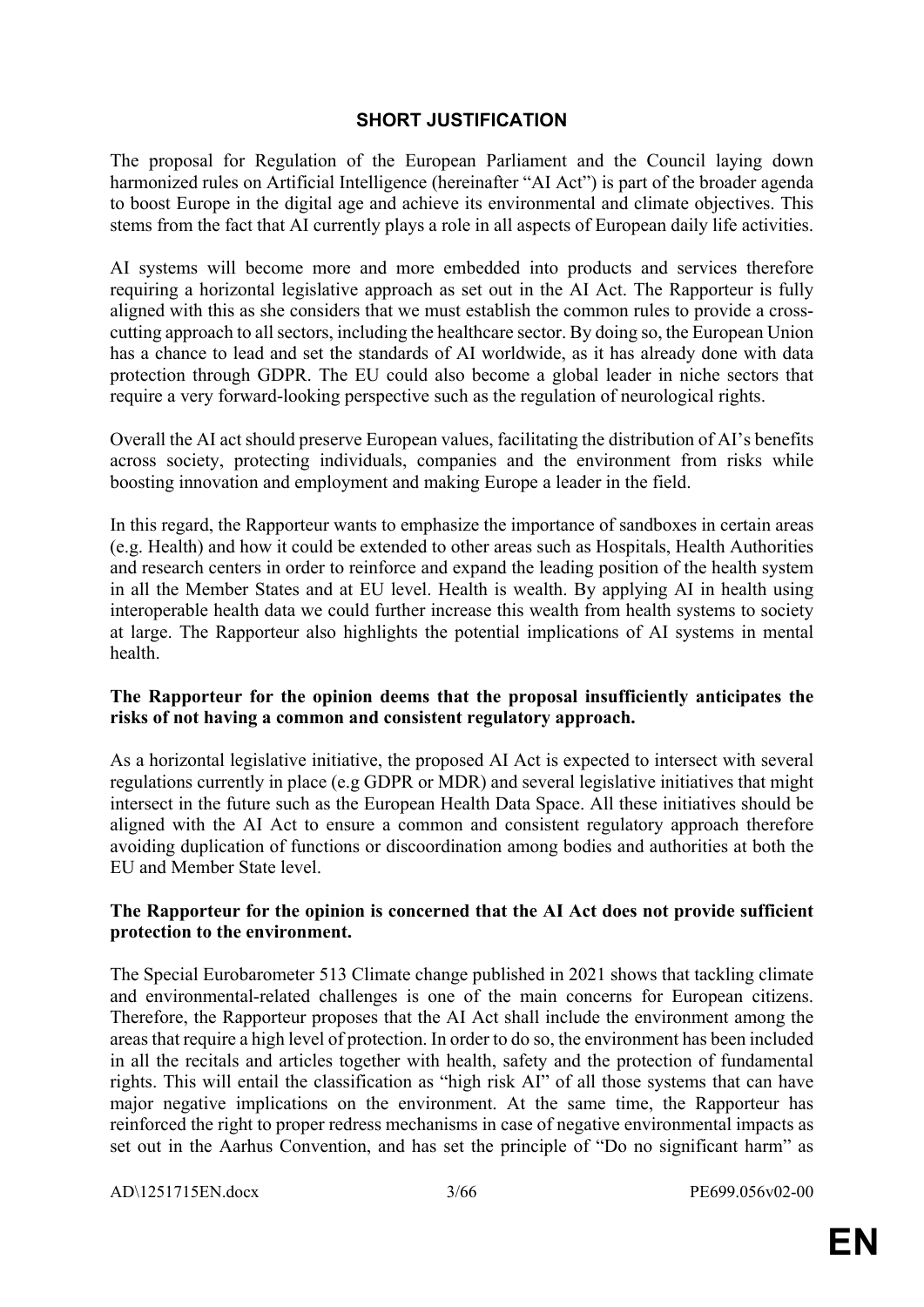## SHORT JUSTIFICATION

The proposal for Regulation of the European Parliament and the Council laying down harmonized rules on Artificial Intelligence (hereinafter "AI Act") is part of the broader agenda to boost Europe in the digital age and achieve its environmental and climate objectives. This stems from the fact that AI currently plays a role in all aspects of European daily life activities.

AI systems will become more and more embedded into products and services therefore requiring a horizontal legislative approach as set out in the AI Act. The Rapporteur is fully aligned with this as she considers that we must establish the common rules to provide a cross-cutting approach to all sectors, including the healthcare sector. By doing so, the European Union has a chance to lead and set the standards of AI worldwide, as it has already done with data protection through GDPR. The EU could also become a global leader in niche sectors that require a very forward-looking perspective such as the regulation of neurological rights.

Overall the AI act should preserve European values, facilitating the distribution of AI's benefits across society, protecting individuals, companies and the environment from risks while boosting innovation and employment and making Europe a leader in the field.

In this regard, the Rapporteur wants to emphasize the importance of sandboxes in certain areas (e.g. Health) and how it could be extended to other areas such as Hospitals, Health Authorities and research centers in order to reinforce and expand the leading position of the health system in all the Member States and at EU level. Health is wealth. By applying AI in health using interoperable health data we could further increase this wealth from health systems to society at large. The Rapporteur also highlights the potential implications of AI systems in mental health.

**The Rapporteur for the opinion deems that the proposal insufficiently anticipates the risks of not having a common and consistent regulatory approach.**

As a horizontal legislative initiative, the proposed AI Act is expected to intersect with several regulations currently in place (e.g GDPR or MDR) and several legislative initiatives that might intersect in the future such as the European Health Data Space. All these initiatives should be aligned with the AI Act to ensure a common and consistent regulatory approach therefore avoiding duplication of functions or discoordination among bodies and authorities at both the EU and Member State level.

**The Rapporteur for the opinion is concerned that the AI Act does not provide sufficient protection to the environment.**

The Special Eurobarometer 513 Climate change published in 2021 shows that tackling climate and environmental-related challenges is one of the main concerns for European citizens. Therefore, the Rapporteur proposes that the AI Act shall include the environment among the areas that require a high level of protection. In order to do so, the environment has been included in all the recitals and articles together with health, safety and the protection of fundamental rights. This will entail the classification as "high risk AI" of all those systems that can have major negative implications on the environment. At the same time, the Rapporteur has reinforced the right to proper redress mechanisms in case of negative environmental impacts as set out in the Aarhus Convention, and has set the principle of "Do no significant harm" as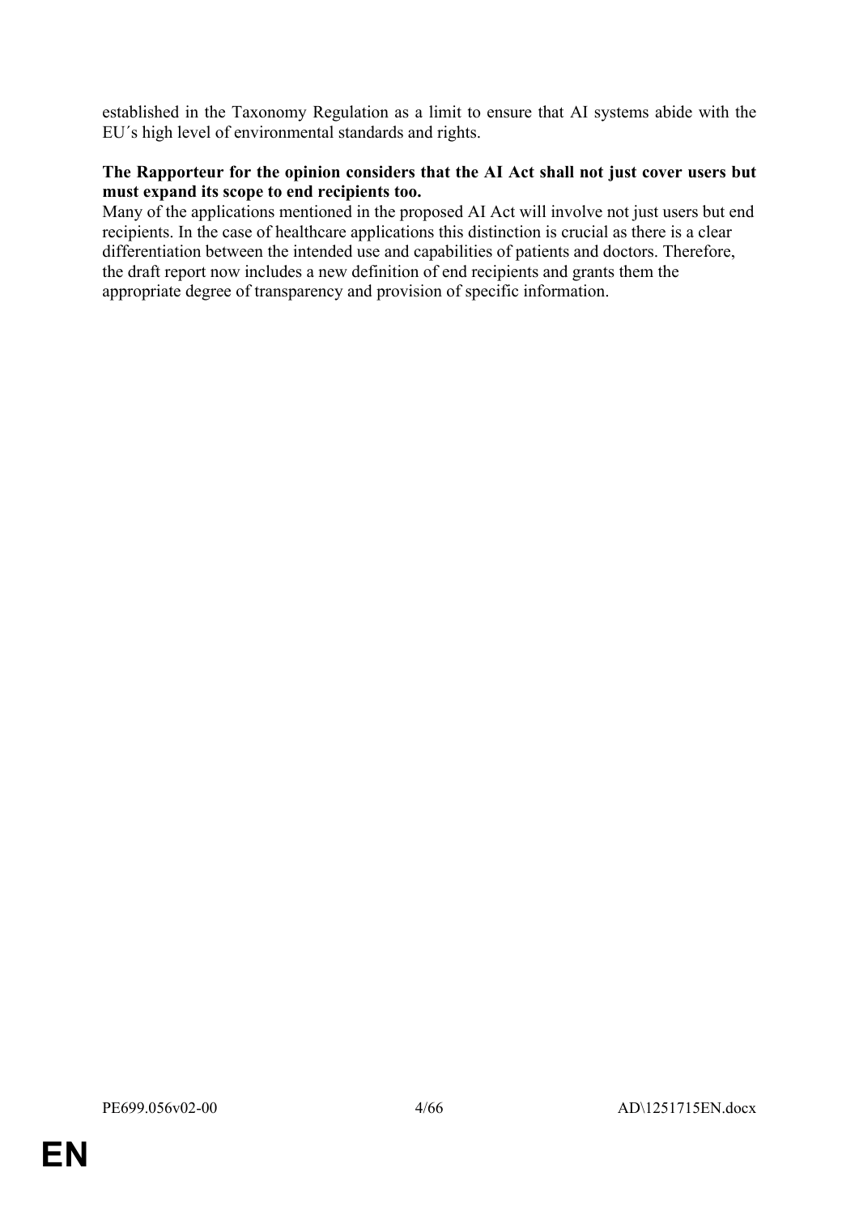established in the Taxonomy Regulation as a limit to ensure that AI systems abide with the EU´s high level of environmental standards and rights.

**The Rapporteur for the opinion considers that the AI Act shall not just cover users but must expand its scope to end recipients too.**

Many of the applications mentioned in the proposed AI Act will involve not just users but end recipients. In the case of healthcare applications this distinction is crucial as there is a clear differentiation between the intended use and capabilities of patients and doctors. Therefore, the draft report now includes a new definition of end recipients and grants them the appropriate degree of transparency and provision of specific information.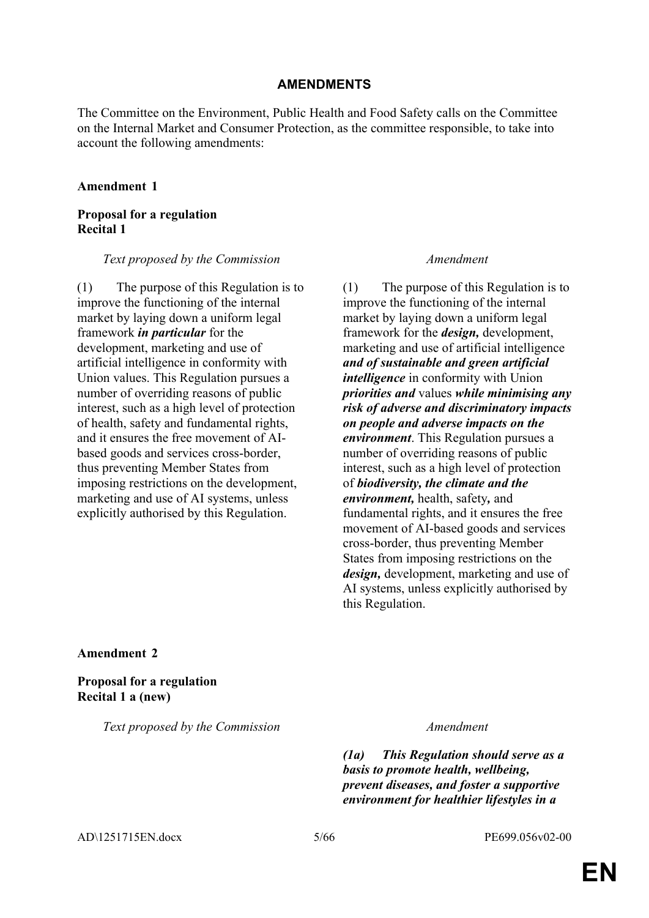## AMENDMENTS

The Committee on the Environment, Public Health and Food Safety calls on the Committee on the Internal Market and Consumer Protection, as the committee responsible, to take into account the following amendments:

**Amendment 1**

**Proposal for a regulation**
**Recital 1**

| *Text proposed by the Commission* | *Amendment* |
| --- | --- |
| (1) The purpose of this Regulation is to improve the functioning of the internal market by laying down a uniform legal framework ***in particular*** for the development, marketing and use of artificial intelligence in conformity with Union values. This Regulation pursues a number of overriding reasons of public interest, such as a high level of protection of health, safety and fundamental rights, and it ensures the free movement of AI-based goods and services cross-border, thus preventing Member States from imposing restrictions on the development, marketing and use of AI systems, unless explicitly authorised by this Regulation. | (1) The purpose of this Regulation is to improve the functioning of the internal market by laying down a uniform legal framework for the ***design,*** development, marketing and use of artificial intelligence ***and of sustainable and green artificial intelligence*** in conformity with Union ***priorities and*** values ***while minimising any risk of adverse and discriminatory impacts on people and adverse impacts on the environment***. This Regulation pursues a number of overriding reasons of public interest, such as a high level of protection of ***biodiversity, the climate and the environment,*** health, safety***,*** and fundamental rights, and it ensures the free movement of AI-based goods and services cross-border, thus preventing Member States from imposing restrictions on the ***design,*** development, marketing and use of AI systems, unless explicitly authorised by this Regulation. |

**Amendment 2**

**Proposal for a regulation**
**Recital 1 a (new)**

| *Text proposed by the Commission* | *Amendment* |
| --- | --- |
| | ***(1a) This Regulation should serve as a basis to promote health, wellbeing, prevent diseases, and foster a supportive environment for healthier lifestyles in a*** |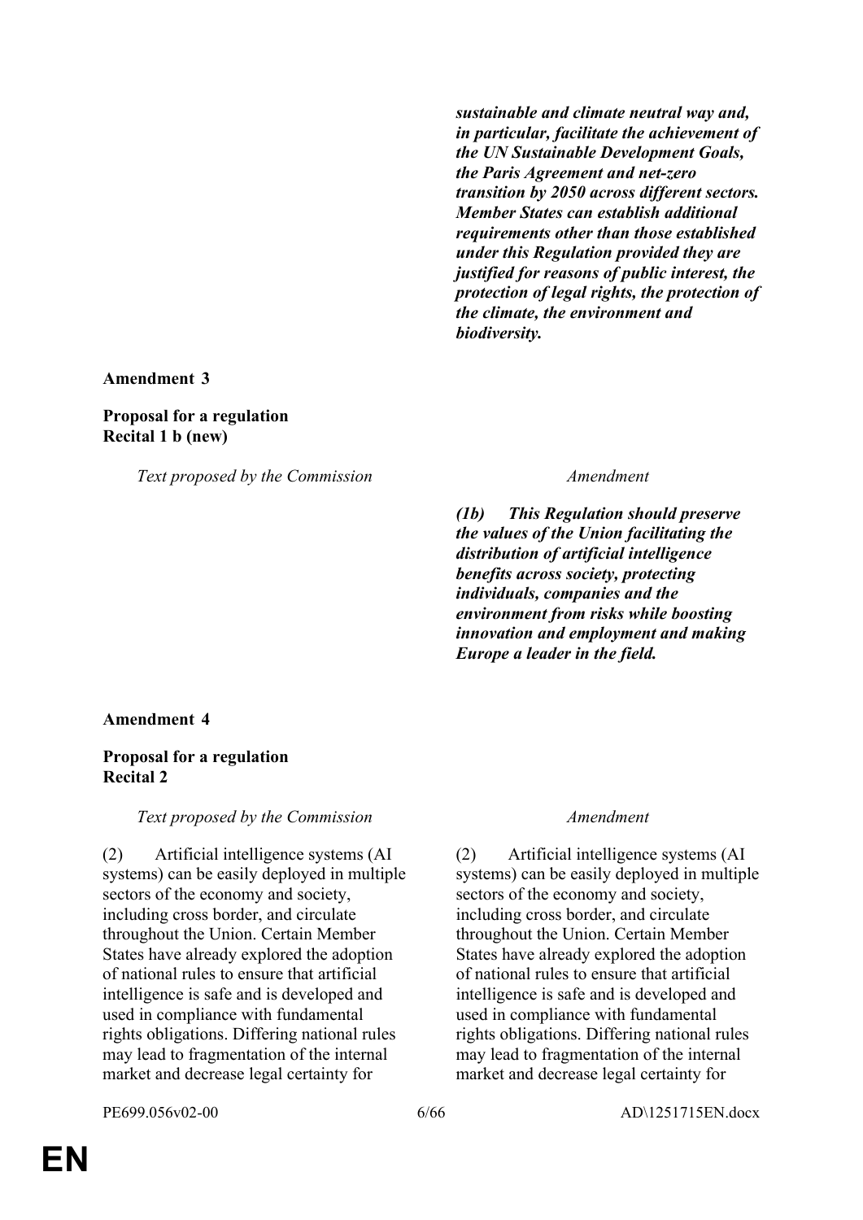| | |
|---|---|
| | ***sustainable and climate neutral way and, in particular, facilitate the achievement of the UN Sustainable Development Goals, the Paris Agreement and net-zero transition by 2050 across different sectors. Member States can establish additional requirements other than those established under this Regulation provided they are justified for reasons of public interest, the protection of legal rights, the protection of the climate, the environment and biodiversity.*** |

**Amendment 3**

**Proposal for a regulation**
**Recital 1 b (new)**

| *Text proposed by the Commission* | *Amendment* |
|---|---|
| | ***(1b) This Regulation should preserve the values of the Union facilitating the distribution of artificial intelligence benefits across society, protecting individuals, companies and the environment from risks while boosting innovation and employment and making Europe a leader in the field.*** |

**Amendment 4**

**Proposal for a regulation**
**Recital 2**

| *Text proposed by the Commission* | *Amendment* |
|---|---|
| (2) Artificial intelligence systems (AI systems) can be easily deployed in multiple sectors of the economy and society, including cross border, and circulate throughout the Union. Certain Member States have already explored the adoption of national rules to ensure that artificial intelligence is safe and is developed and used in compliance with fundamental rights obligations. Differing national rules may lead to fragmentation of the internal market and decrease legal certainty for | (2) Artificial intelligence systems (AI systems) can be easily deployed in multiple sectors of the economy and society, including cross border, and circulate throughout the Union. Certain Member States have already explored the adoption of national rules to ensure that artificial intelligence is safe and is developed and used in compliance with fundamental rights obligations. Differing national rules may lead to fragmentation of the internal market and decrease legal certainty for |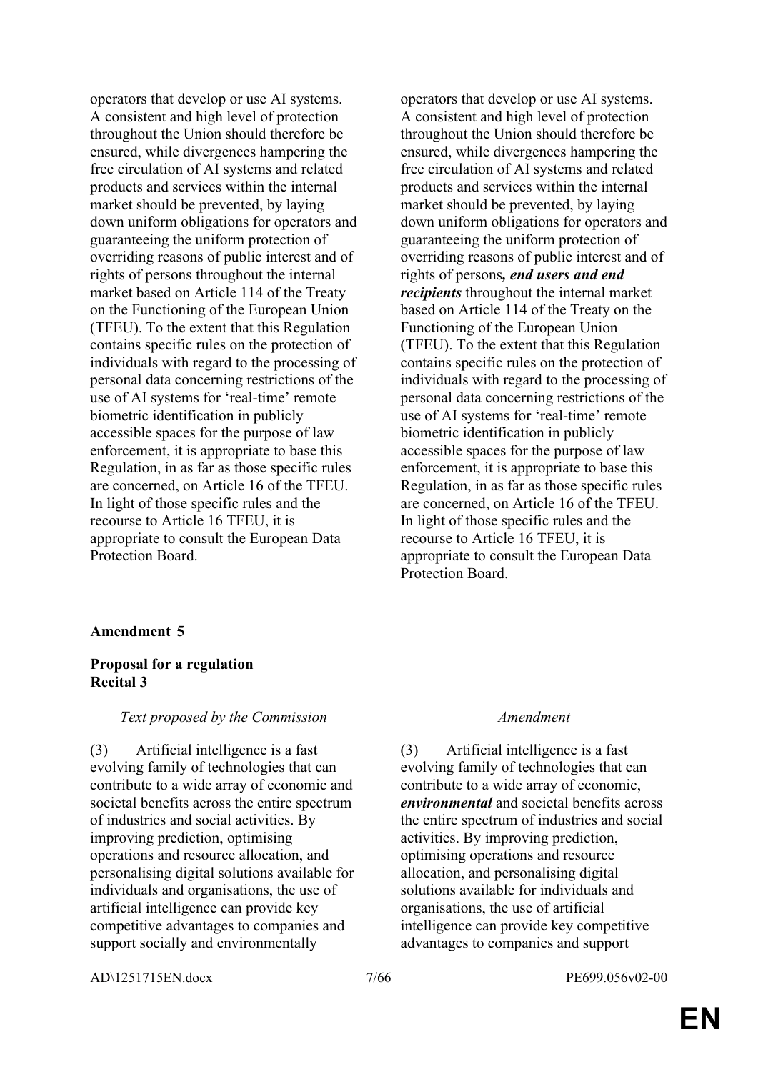| | |
|---|---|
| operators that develop or use AI systems. A consistent and high level of protection throughout the Union should therefore be ensured, while divergences hampering the free circulation of AI systems and related products and services within the internal market should be prevented, by laying down uniform obligations for operators and guaranteeing the uniform protection of overriding reasons of public interest and of rights of persons throughout the internal market based on Article 114 of the Treaty on the Functioning of the European Union (TFEU). To the extent that this Regulation contains specific rules on the protection of individuals with regard to the processing of personal data concerning restrictions of the use of AI systems for 'real-time' remote biometric identification in publicly accessible spaces for the purpose of law enforcement, it is appropriate to base this Regulation, in as far as those specific rules are concerned, on Article 16 of the TFEU. In light of those specific rules and the recourse to Article 16 TFEU, it is appropriate to consult the European Data Protection Board. | operators that develop or use AI systems. A consistent and high level of protection throughout the Union should therefore be ensured, while divergences hampering the free circulation of AI systems and related products and services within the internal market should be prevented, by laying down uniform obligations for operators and guaranteeing the uniform protection of overriding reasons of public interest and of rights of persons***, end users and end recipients*** throughout the internal market based on Article 114 of the Treaty on the Functioning of the European Union (TFEU). To the extent that this Regulation contains specific rules on the protection of individuals with regard to the processing of personal data concerning restrictions of the use of AI systems for 'real-time' remote biometric identification in publicly accessible spaces for the purpose of law enforcement, it is appropriate to base this Regulation, in as far as those specific rules are concerned, on Article 16 of the TFEU. In light of those specific rules and the recourse to Article 16 TFEU, it is appropriate to consult the European Data Protection Board. |

**Amendment 5**

**Proposal for a regulation**
**Recital 3**

| *Text proposed by the Commission* | *Amendment* |
|---|---|
| (3) Artificial intelligence is a fast evolving family of technologies that can contribute to a wide array of economic and societal benefits across the entire spectrum of industries and social activities. By improving prediction, optimising operations and resource allocation, and personalising digital solutions available for individuals and organisations, the use of artificial intelligence can provide key competitive advantages to companies and support socially and environmentally | (3) Artificial intelligence is a fast evolving family of technologies that can contribute to a wide array of economic, ***environmental*** and societal benefits across the entire spectrum of industries and social activities. By improving prediction, optimising operations and resource allocation, and personalising digital solutions available for individuals and organisations, the use of artificial intelligence can provide key competitive advantages to companies and support |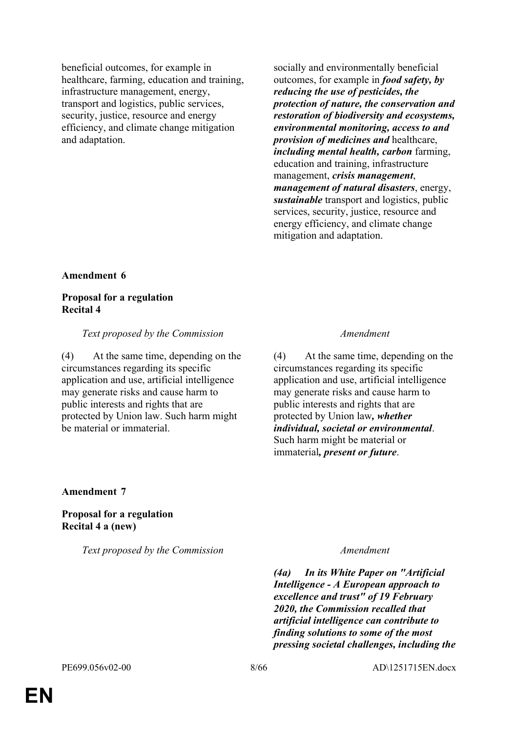| | |
|---|---|
| beneficial outcomes, for example in healthcare, farming, education and training, infrastructure management, energy, transport and logistics, public services, security, justice, resource and energy efficiency, and climate change mitigation and adaptation. | socially and environmentally beneficial outcomes, for example in ***food safety, by reducing the use of pesticides, the protection of nature, the conservation and restoration of biodiversity and ecosystems, environmental monitoring, access to and provision of medicines and*** healthcare, ***including mental health, carbon*** farming, education and training, infrastructure management, ***crisis management***, ***management of natural disasters***, energy, ***sustainable*** transport and logistics, public services, security, justice, resource and energy efficiency, and climate change mitigation and adaptation. |

**Amendment 6**

**Proposal for a regulation**
**Recital 4**

| *Text proposed by the Commission* | *Amendment* |
|---|---|
| (4) At the same time, depending on the circumstances regarding its specific application and use, artificial intelligence may generate risks and cause harm to public interests and rights that are protected by Union law. Such harm might be material or immaterial. | (4) At the same time, depending on the circumstances regarding its specific application and use, artificial intelligence may generate risks and cause harm to public interests and rights that are protected by Union law***, whether individual, societal or environmental***. Such harm might be material or immaterial***, present or future***. |

**Amendment 7**

**Proposal for a regulation**
**Recital 4 a (new)**

| *Text proposed by the Commission* | *Amendment* |
|---|---|
| | ***(4a) In its White Paper on "Artificial Intelligence - A European approach to excellence and trust" of 19 February 2020, the Commission recalled that artificial intelligence can contribute to finding solutions to some of the most pressing societal challenges, including the*** |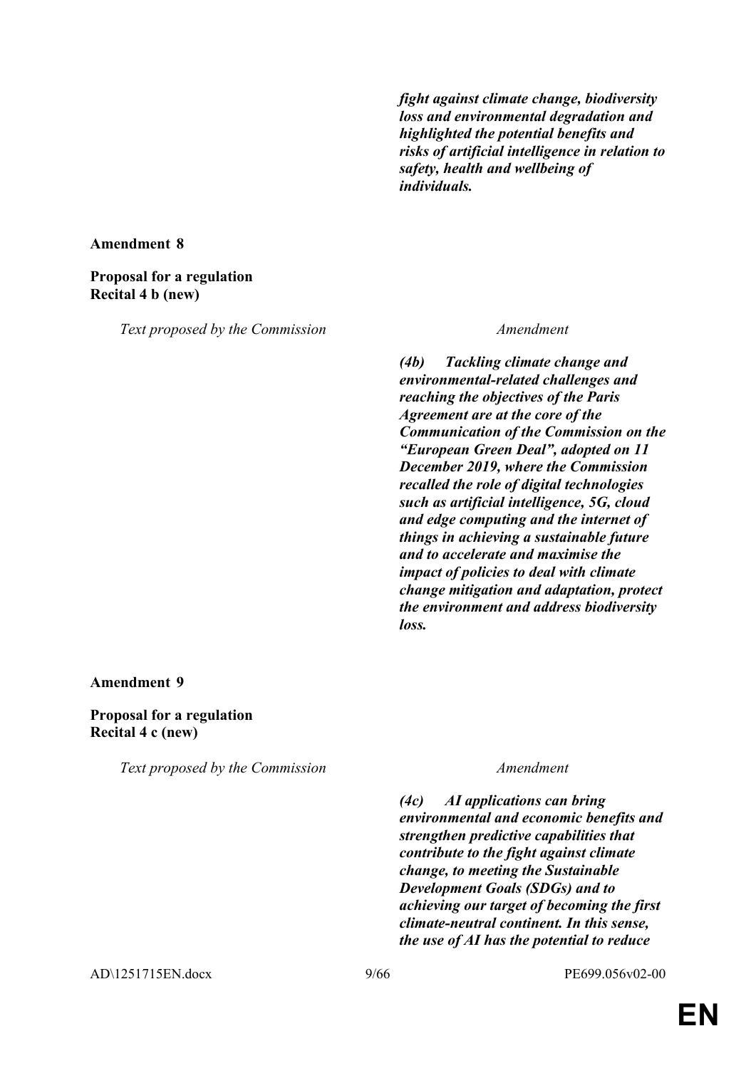| | |
|---|---|
| | ***fight against climate change, biodiversity loss and environmental degradation and highlighted the potential benefits and risks of artificial intelligence in relation to safety, health and wellbeing of individuals.*** |

**Amendment 8**

**Proposal for a regulation**
**Recital 4 b (new)**

| *Text proposed by the Commission* | *Amendment* |
|---|---|
| | ***(4b) Tackling climate change and environmental-related challenges and reaching the objectives of the Paris Agreement are at the core of the Communication of the Commission on the "European Green Deal", adopted on 11 December 2019, where the Commission recalled the role of digital technologies such as artificial intelligence, 5G, cloud and edge computing and the internet of things in achieving a sustainable future and to accelerate and maximise the impact of policies to deal with climate change mitigation and adaptation, protect the environment and address biodiversity loss.*** |

**Amendment 9**

**Proposal for a regulation**
**Recital 4 c (new)**

| *Text proposed by the Commission* | *Amendment* |
|---|---|
| | ***(4c) AI applications can bring environmental and economic benefits and strengthen predictive capabilities that contribute to the fight against climate change, to meeting the Sustainable Development Goals (SDGs) and to achieving our target of becoming the first climate-neutral continent. In this sense, the use of AI has the potential to reduce*** |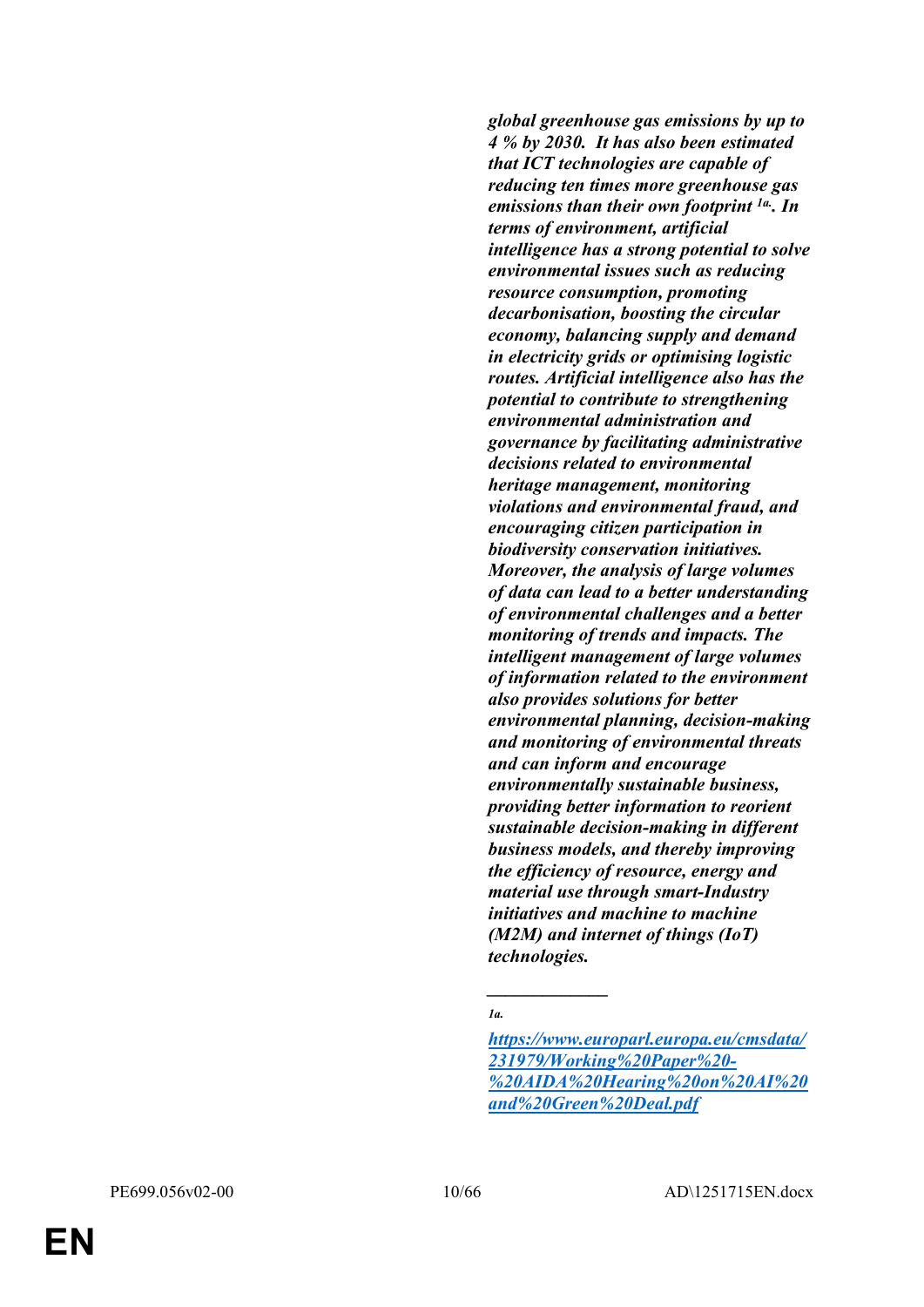***global greenhouse gas emissions by up to 4 % by 2030. It has also been estimated that ICT technologies are capable of reducing ten times more greenhouse gas emissions than their own footprint [1a]. In terms of environment, artificial intelligence has a strong potential to solve environmental issues such as reducing resource consumption, promoting decarbonisation, boosting the circular economy, balancing supply and demand in electricity grids or optimising logistic routes. Artificial intelligence also has the potential to contribute to strengthening environmental administration and governance by facilitating administrative decisions related to environmental heritage management, monitoring violations and environmental fraud, and encouraging citizen participation in biodiversity conservation initiatives. Moreover, the analysis of large volumes of data can lead to a better understanding of environmental challenges and a better monitoring of trends and impacts. The intelligent management of large volumes of information related to the environment also provides solutions for better environmental planning, decision-making and monitoring of environmental threats and can inform and encourage environmentally sustainable business, providing better information to reorient sustainable decision-making in different business models, and thereby improving the efficiency of resource, energy and material use through smart-Industry initiatives and machine to machine (M2M) and internet of things (IoT) technologies.***

_____________

***1a.***

***https://www.europarl.europa.eu/cmsdata/231979/Working%20Paper%20-%20AIDA%20Hearing%20on%20AI%20and%20Green%20Deal.pdf***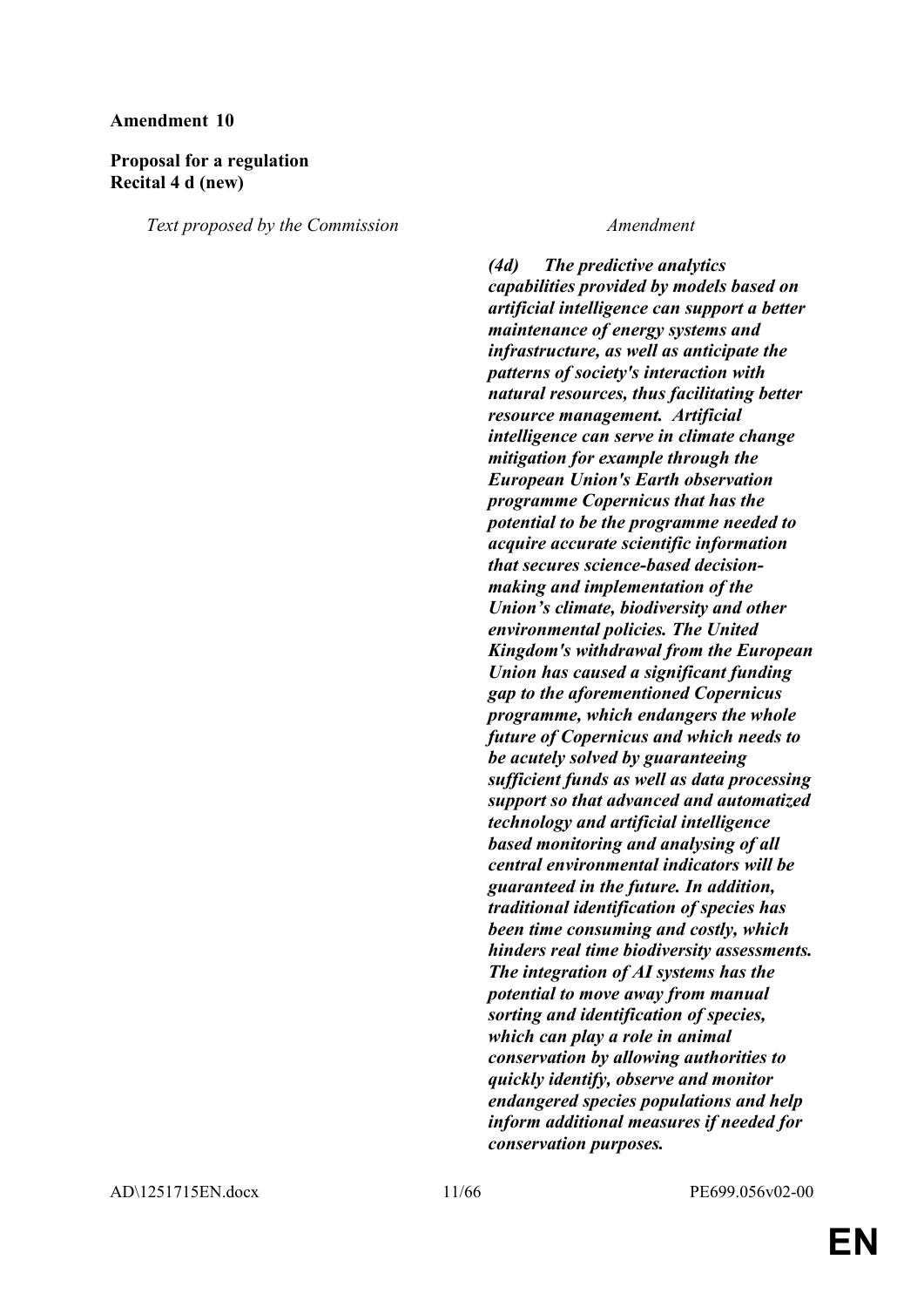**Amendment 10**

**Proposal for a regulation**
**Recital 4 d (new)**

| *Text proposed by the Commission* | *Amendment* |
|---|---|
| | ***(4d) The predictive analytics capabilities provided by models based on artificial intelligence can support a better maintenance of energy systems and infrastructure, as well as anticipate the patterns of society's interaction with natural resources, thus facilitating better resource management. Artificial intelligence can serve in climate change mitigation for example through the European Union's Earth observation programme Copernicus that has the potential to be the programme needed to acquire accurate scientific information that secures science-based decision-making and implementation of the Union's climate, biodiversity and other environmental policies. The United Kingdom's withdrawal from the European Union has caused a significant funding gap to the aforementioned Copernicus programme, which endangers the whole future of Copernicus and which needs to be acutely solved by guaranteeing sufficient funds as well as data processing support so that advanced and automatized technology and artificial intelligence based monitoring and analysing of all central environmental indicators will be guaranteed in the future. In addition, traditional identification of species has been time consuming and costly, which hinders real time biodiversity assessments. The integration of AI systems has the potential to move away from manual sorting and identification of species, which can play a role in animal conservation by allowing authorities to quickly identify, observe and monitor endangered species populations and help inform additional measures if needed for conservation purposes.*** |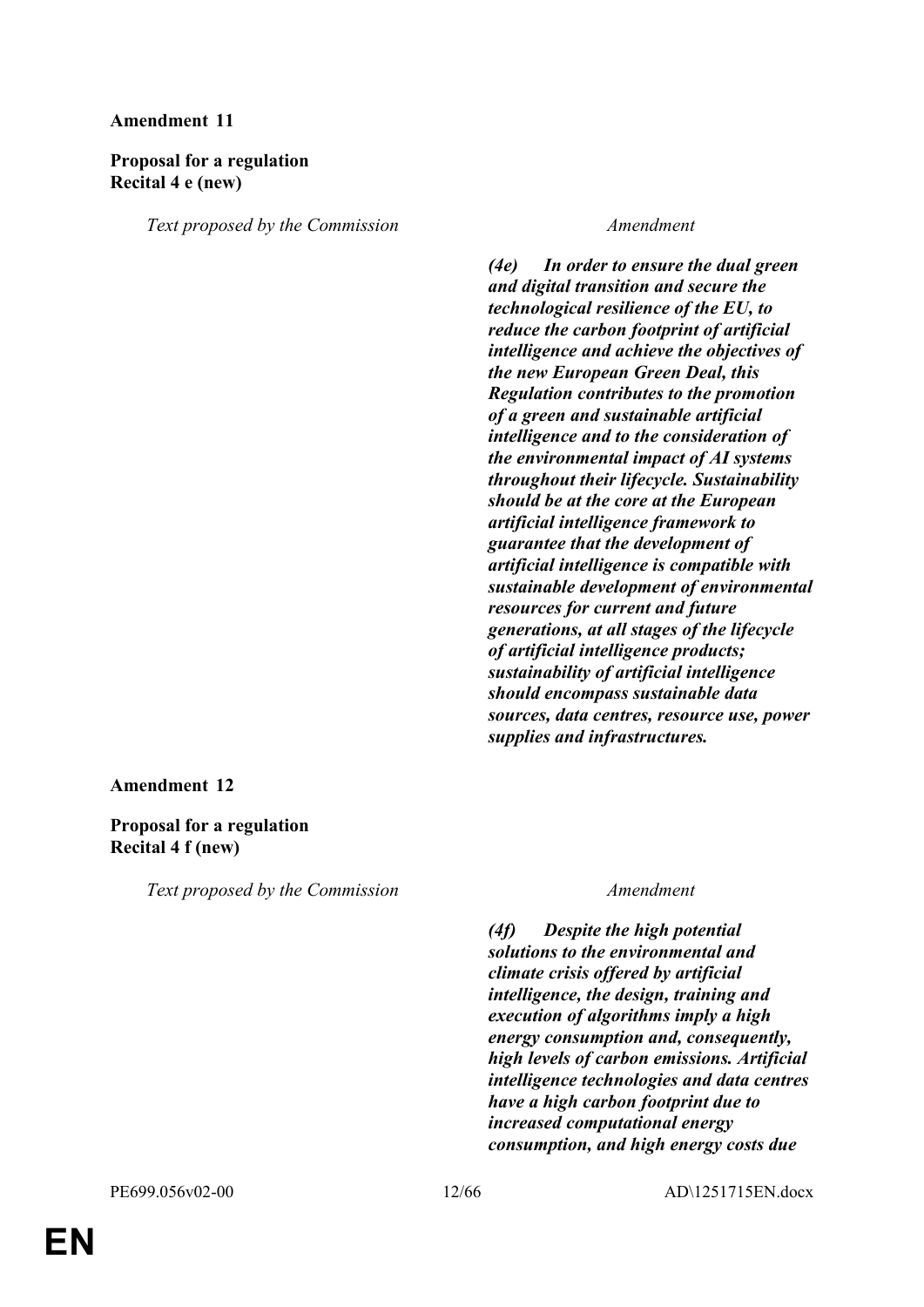**Amendment 11**

**Proposal for a regulation**
**Recital 4 e (new)**

| *Text proposed by the Commission* | *Amendment* |
|---|---|
| | ***(4e) In order to ensure the dual green and digital transition and secure the technological resilience of the EU, to reduce the carbon footprint of artificial intelligence and achieve the objectives of the new European Green Deal, this Regulation contributes to the promotion of a green and sustainable artificial intelligence and to the consideration of the environmental impact of AI systems throughout their lifecycle. Sustainability should be at the core at the European artificial intelligence framework to guarantee that the development of artificial intelligence is compatible with sustainable development of environmental resources for current and future generations, at all stages of the lifecycle of artificial intelligence products; sustainability of artificial intelligence should encompass sustainable data sources, data centres, resource use, power supplies and infrastructures.*** |

**Amendment 12**

**Proposal for a regulation**
**Recital 4 f (new)**

| *Text proposed by the Commission* | *Amendment* |
|---|---|
| | ***(4f) Despite the high potential solutions to the environmental and climate crisis offered by artificial intelligence, the design, training and execution of algorithms imply a high energy consumption and, consequently, high levels of carbon emissions. Artificial intelligence technologies and data centres have a high carbon footprint due to increased computational energy consumption, and high energy costs due*** |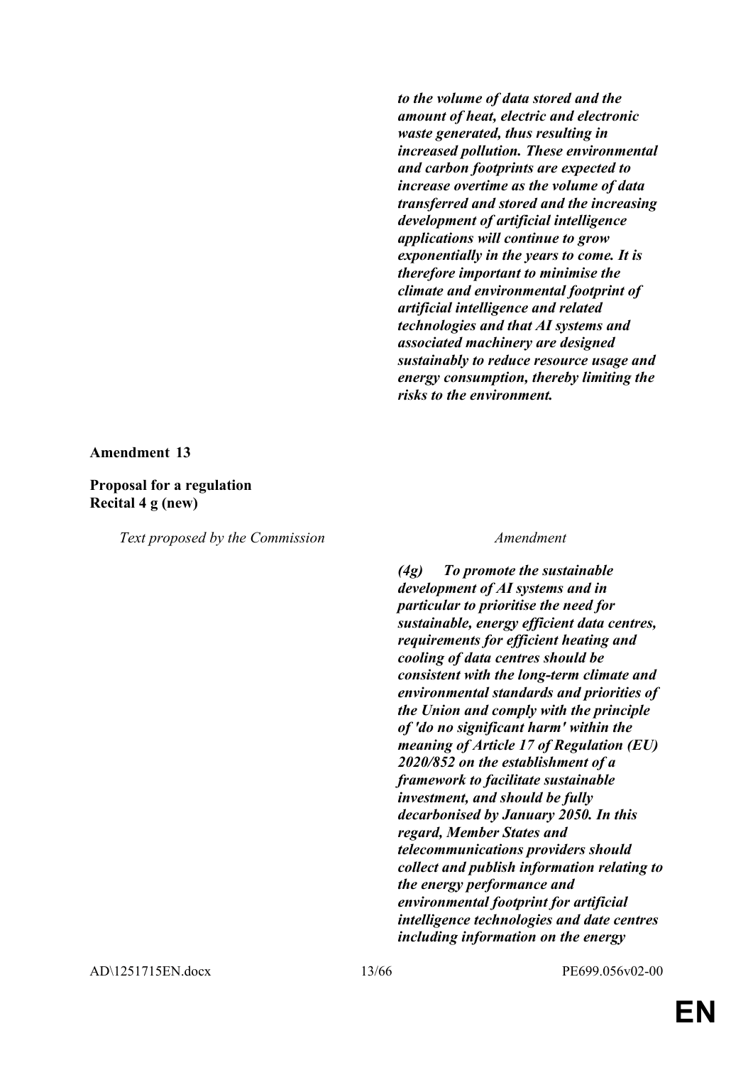***to the volume of data stored and the amount of heat, electric and electronic waste generated, thus resulting in increased pollution. These environmental and carbon footprints are expected to increase overtime as the volume of data transferred and stored and the increasing development of artificial intelligence applications will continue to grow exponentially in the years to come. It is therefore important to minimise the climate and environmental footprint of artificial intelligence and related technologies and that AI systems and associated machinery are designed sustainably to reduce resource usage and energy consumption, thereby limiting the risks to the environment.***

**Amendment 13**

**Proposal for a regulation**
**Recital 4 g (new)**

| *Text proposed by the Commission* | *Amendment* |
|---|---|
| | ***(4g) To promote the sustainable development of AI systems and in particular to prioritise the need for sustainable, energy efficient data centres, requirements for efficient heating and cooling of data centres should be consistent with the long-term climate and environmental standards and priorities of the Union and comply with the principle of 'do no significant harm' within the meaning of Article 17 of Regulation (EU) 2020/852 on the establishment of a framework to facilitate sustainable investment, and should be fully decarbonised by January 2050. In this regard, Member States and telecommunications providers should collect and publish information relating to the energy performance and environmental footprint for artificial intelligence technologies and date centres including information on the energy*** |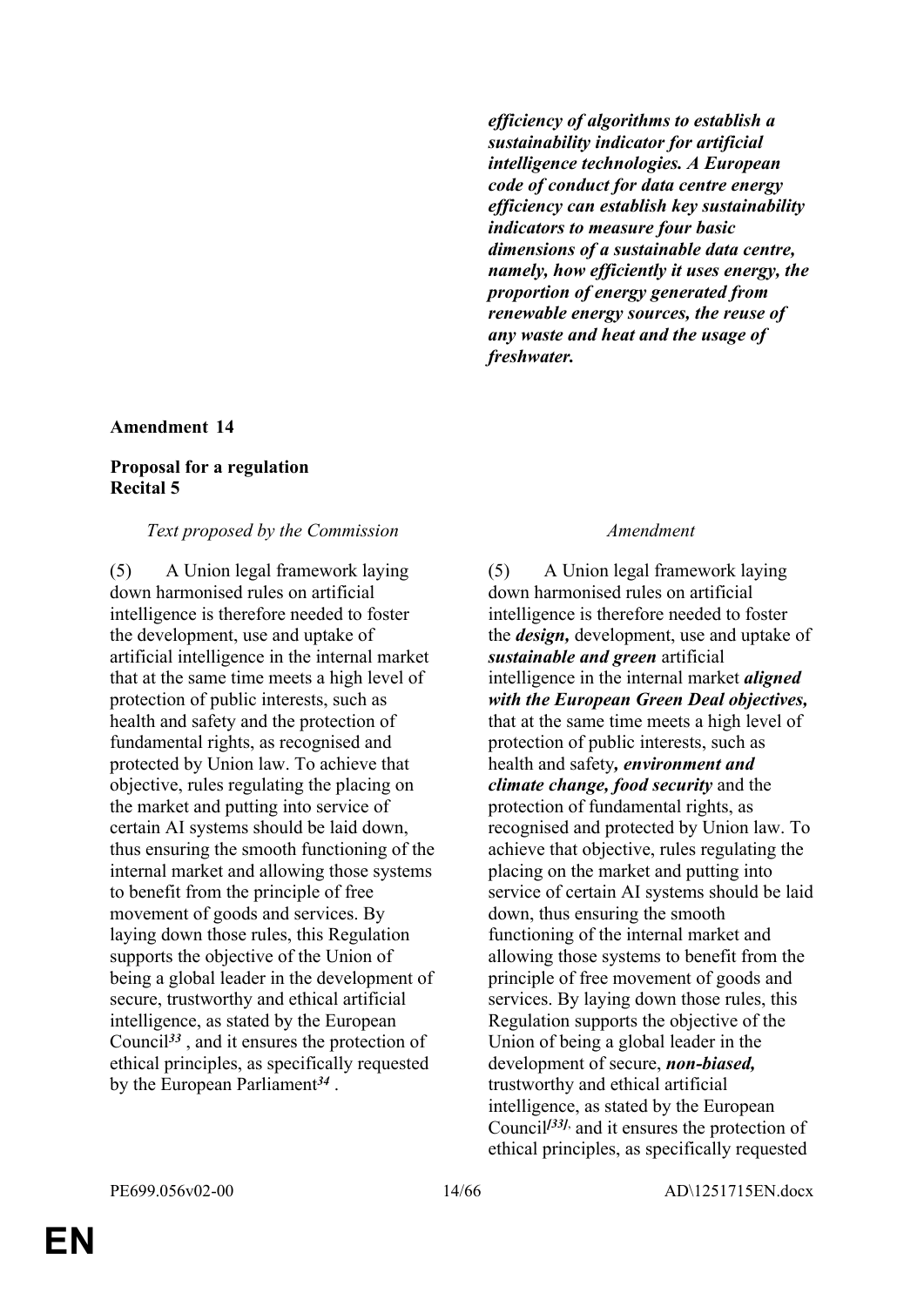| | |
|---|---|
| | ***efficiency of algorithms to establish a sustainability indicator for artificial intelligence technologies. A European code of conduct for data centre energy efficiency can establish key sustainability indicators to measure four basic dimensions of a sustainable data centre, namely, how efficiently it uses energy, the proportion of energy generated from renewable energy sources, the reuse of any waste and heat and the usage of freshwater.*** |

**Amendment 14**

**Proposal for a regulation**
**Recital 5**

| *Text proposed by the Commission* | *Amendment* |
|---|---|
| (5) A Union legal framework laying down harmonised rules on artificial intelligence is therefore needed to foster the development, use and uptake of artificial intelligence in the internal market that at the same time meets a high level of protection of public interests, such as health and safety and the protection of fundamental rights, as recognised and protected by Union law. To achieve that objective, rules regulating the placing on the market and putting into service of certain AI systems should be laid down, thus ensuring the smooth functioning of the internal market and allowing those systems to benefit from the principle of free movement of goods and services. By laying down those rules, this Regulation supports the objective of the Union of being a global leader in the development of secure, trustworthy and ethical artificial intelligence, as stated by the European Council[33] , and it ensures the protection of ethical principles, as specifically requested by the European Parliament[34] . | (5) A Union legal framework laying down harmonised rules on artificial intelligence is therefore needed to foster the ***design,*** development, use and uptake of ***sustainable and green*** artificial intelligence in the internal market ***aligned with the European Green Deal objectives,*** that at the same time meets a high level of protection of public interests, such as health and safety***, environment and climate change, food security*** and the protection of fundamental rights, as recognised and protected by Union law. To achieve that objective, rules regulating the placing on the market and putting into service of certain AI systems should be laid down, thus ensuring the smooth functioning of the internal market and allowing those systems to benefit from the principle of free movement of goods and services. By laying down those rules, this Regulation supports the objective of the Union of being a global leader in the development of secure, ***non-biased,*** trustworthy and ethical artificial intelligence, as stated by the European Council[33], and it ensures the protection of ethical principles, as specifically requested |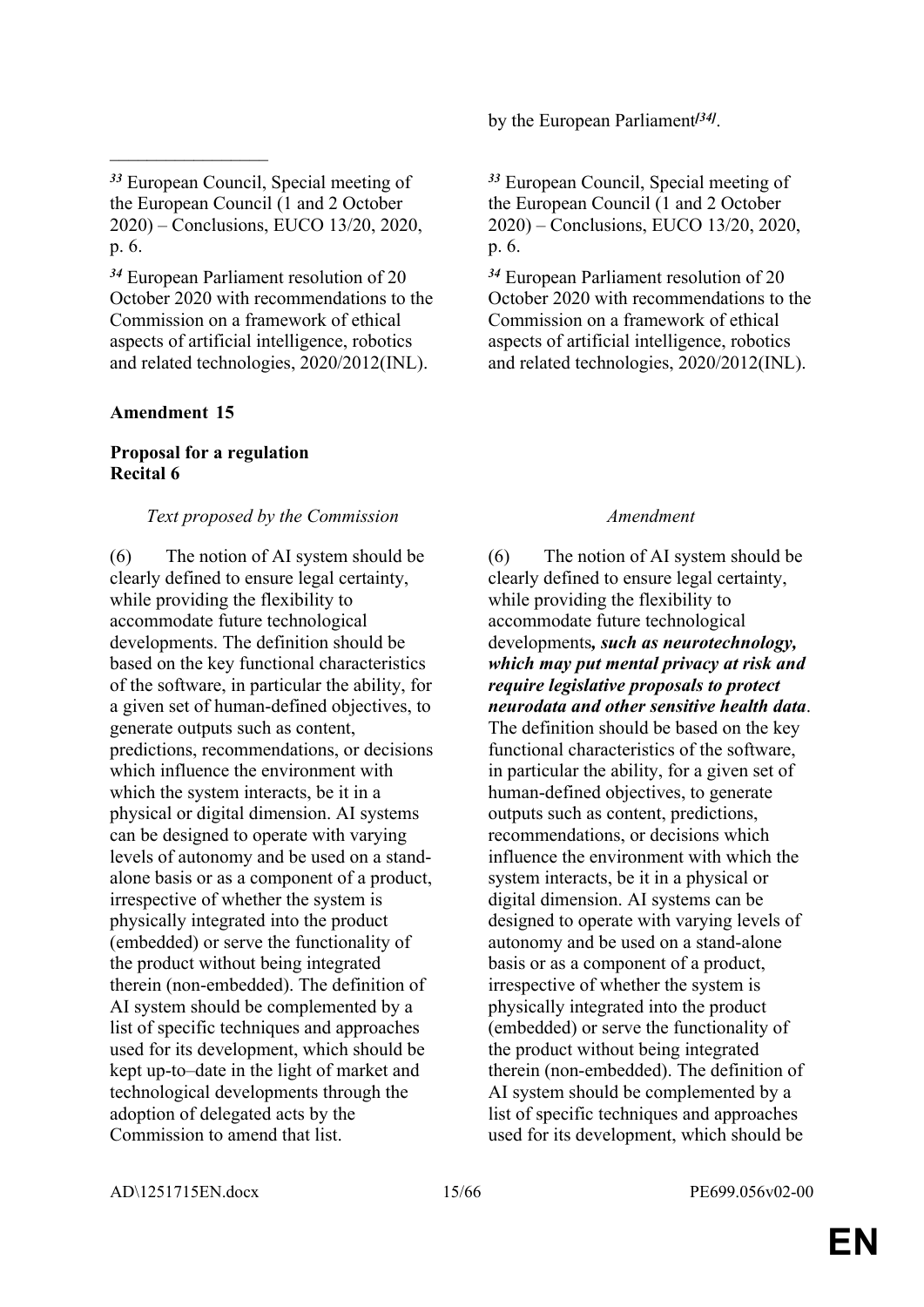| | by the European Parliament[34]. |
|---|---|
| [33] European Council, Special meeting of the European Council (1 and 2 October 2020) – Conclusions, EUCO 13/20, 2020, p. 6. | [33] European Council, Special meeting of the European Council (1 and 2 October 2020) – Conclusions, EUCO 13/20, 2020, p. 6. |
| [34] European Parliament resolution of 20 October 2020 with recommendations to the Commission on a framework of ethical aspects of artificial intelligence, robotics and related technologies, 2020/2012(INL). | [34] European Parliament resolution of 20 October 2020 with recommendations to the Commission on a framework of ethical aspects of artificial intelligence, robotics and related technologies, 2020/2012(INL). |

**Amendment 15**

**Proposal for a regulation**
**Recital 6**

| *Text proposed by the Commission* | *Amendment* |
|---|---|
| (6) The notion of AI system should be clearly defined to ensure legal certainty, while providing the flexibility to accommodate future technological developments. The definition should be based on the key functional characteristics of the software, in particular the ability, for a given set of human-defined objectives, to generate outputs such as content, predictions, recommendations, or decisions which influence the environment with which the system interacts, be it in a physical or digital dimension. AI systems can be designed to operate with varying levels of autonomy and be used on a stand-alone basis or as a component of a product, irrespective of whether the system is physically integrated into the product (embedded) or serve the functionality of the product without being integrated therein (non-embedded). The definition of AI system should be complemented by a list of specific techniques and approaches used for its development, which should be kept up-to–date in the light of market and technological developments through the adoption of delegated acts by the Commission to amend that list. | (6) The notion of AI system should be clearly defined to ensure legal certainty, while providing the flexibility to accommodate future technological developments***, such as neurotechnology, which may put mental privacy at risk and require legislative proposals to protect neurodata and other sensitive health data***. The definition should be based on the key functional characteristics of the software, in particular the ability, for a given set of human-defined objectives, to generate outputs such as content, predictions, recommendations, or decisions which influence the environment with which the system interacts, be it in a physical or digital dimension. AI systems can be designed to operate with varying levels of autonomy and be used on a stand-alone basis or as a component of a product, irrespective of whether the system is physically integrated into the product (embedded) or serve the functionality of the product without being integrated therein (non-embedded). The definition of AI system should be complemented by a list of specific techniques and approaches used for its development, which should be |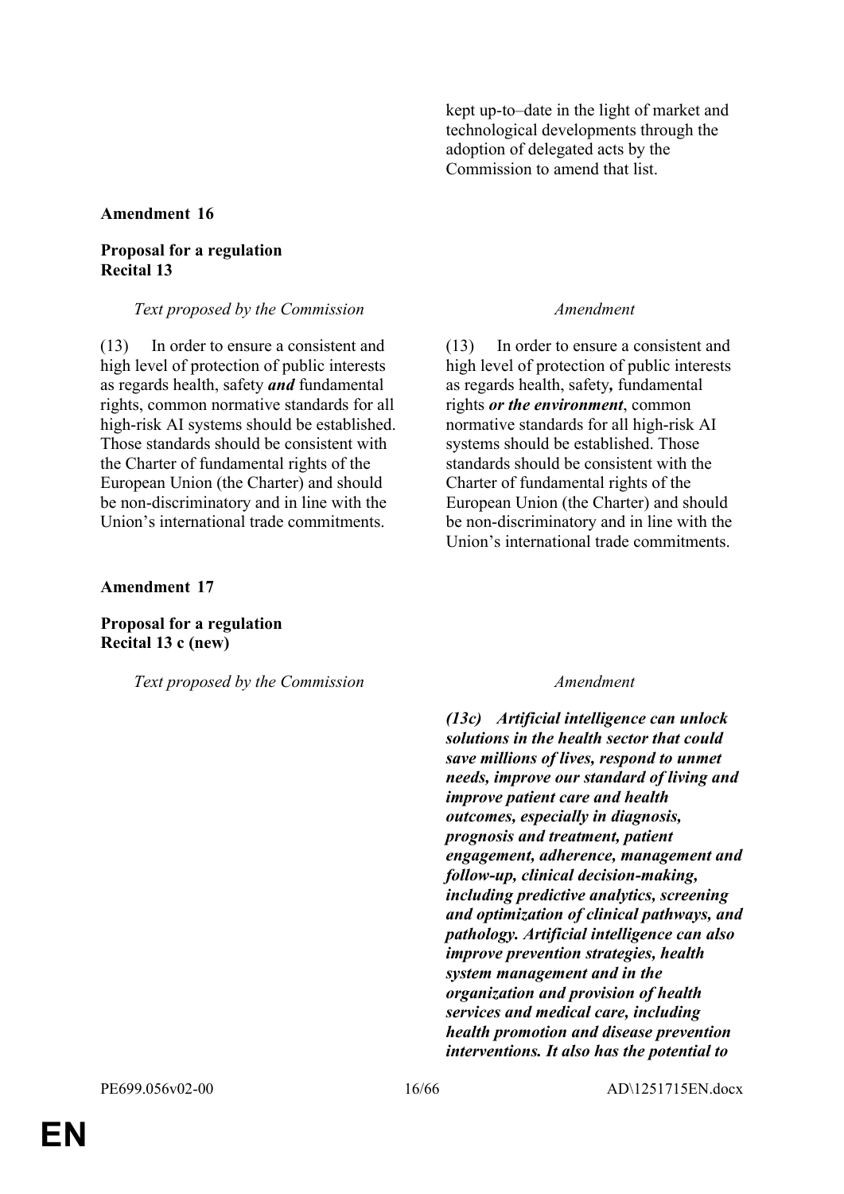| | |
|---|---|
| | kept up-to–date in the light of market and technological developments through the adoption of delegated acts by the Commission to amend that list. |

**Amendment 16**

**Proposal for a regulation**
**Recital 13**

| *Text proposed by the Commission* | *Amendment* |
|---|---|
| (13) In order to ensure a consistent and high level of protection of public interests as regards health, safety ***and*** fundamental rights, common normative standards for all high-risk AI systems should be established. Those standards should be consistent with the Charter of fundamental rights of the European Union (the Charter) and should be non-discriminatory and in line with the Union's international trade commitments. | (13) In order to ensure a consistent and high level of protection of public interests as regards health, safety***,*** fundamental rights ***or the environment***, common normative standards for all high-risk AI systems should be established. Those standards should be consistent with the Charter of fundamental rights of the European Union (the Charter) and should be non-discriminatory and in line with the Union's international trade commitments. |

**Amendment 17**

**Proposal for a regulation**
**Recital 13 c (new)**

| *Text proposed by the Commission* | *Amendment* |
|---|---|
| | ***(13c) Artificial intelligence can unlock solutions in the health sector that could save millions of lives, respond to unmet needs, improve our standard of living and improve patient care and health outcomes, especially in diagnosis, prognosis and treatment, patient engagement, adherence, management and follow-up, clinical decision-making, including predictive analytics, screening and optimization of clinical pathways, and pathology. Artificial intelligence can also improve prevention strategies, health system management and in the organization and provision of health services and medical care, including health promotion and disease prevention interventions. It also has the potential to*** |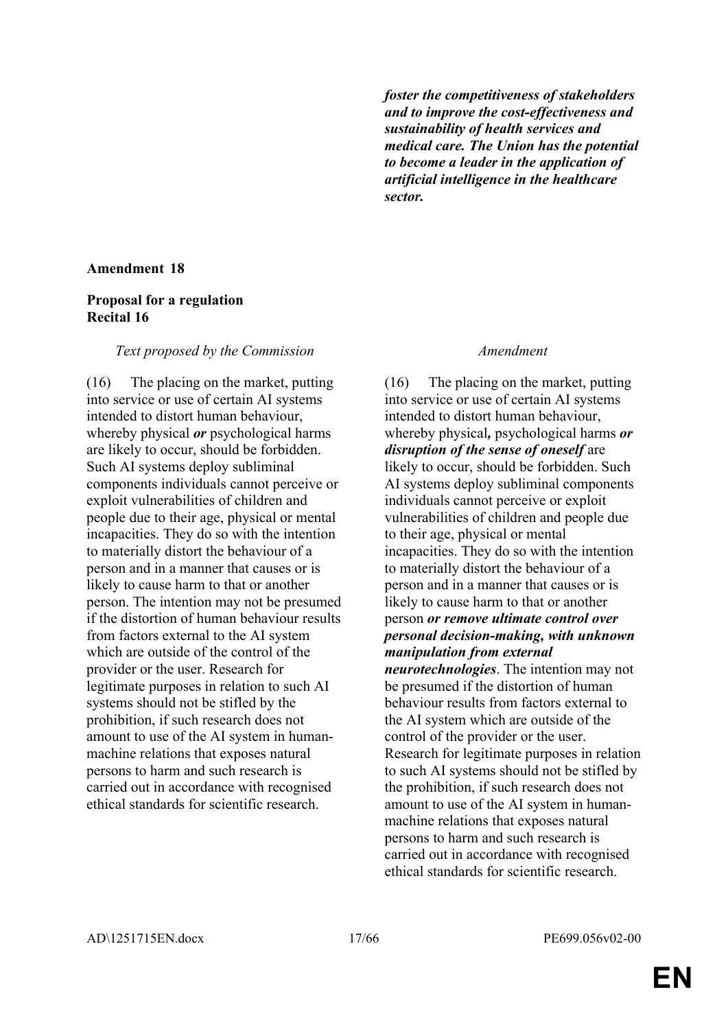| | |
|---|---|
| | ***foster the competitiveness of stakeholders and to improve the cost-effectiveness and sustainability of health services and medical care. The Union has the potential to become a leader in the application of artificial intelligence in the healthcare sector.*** |

**Amendment 18**

**Proposal for a regulation**
**Recital 16**

| *Text proposed by the Commission* | *Amendment* |
|---|---|
| (16) The placing on the market, putting into service or use of certain AI systems intended to distort human behaviour, whereby physical ***or*** psychological harms are likely to occur, should be forbidden. Such AI systems deploy subliminal components individuals cannot perceive or exploit vulnerabilities of children and people due to their age, physical or mental incapacities. They do so with the intention to materially distort the behaviour of a person and in a manner that causes or is likely to cause harm to that or another person. The intention may not be presumed if the distortion of human behaviour results from factors external to the AI system which are outside of the control of the provider or the user. Research for legitimate purposes in relation to such AI systems should not be stifled by the prohibition, if such research does not amount to use of the AI system in human-machine relations that exposes natural persons to harm and such research is carried out in accordance with recognised ethical standards for scientific research. | (16) The placing on the market, putting into service or use of certain AI systems intended to distort human behaviour, whereby physical***,*** psychological harms ***or disruption of the sense of oneself*** are likely to occur, should be forbidden. Such AI systems deploy subliminal components individuals cannot perceive or exploit vulnerabilities of children and people due to their age, physical or mental incapacities. They do so with the intention to materially distort the behaviour of a person and in a manner that causes or is likely to cause harm to that or another person ***or remove ultimate control over personal decision-making, with unknown manipulation from external neurotechnologies***. The intention may not be presumed if the distortion of human behaviour results from factors external to the AI system which are outside of the control of the provider or the user. Research for legitimate purposes in relation to such AI systems should not be stifled by the prohibition, if such research does not amount to use of the AI system in human-machine relations that exposes natural persons to harm and such research is carried out in accordance with recognised ethical standards for scientific research. |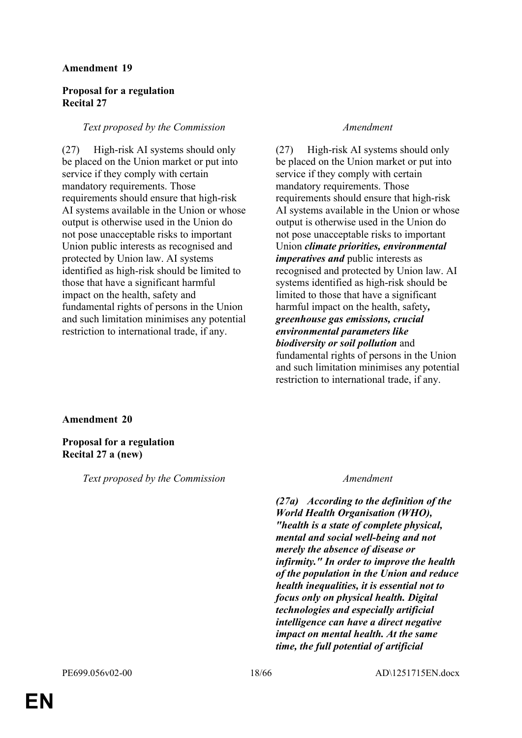**Amendment 19**

**Proposal for a regulation**
**Recital 27**

| *Text proposed by the Commission* | *Amendment* |
|---|---|
| (27) High-risk AI systems should only be placed on the Union market or put into service if they comply with certain mandatory requirements. Those requirements should ensure that high-risk AI systems available in the Union or whose output is otherwise used in the Union do not pose unacceptable risks to important Union public interests as recognised and protected by Union law. AI systems identified as high-risk should be limited to those that have a significant harmful impact on the health, safety and fundamental rights of persons in the Union and such limitation minimises any potential restriction to international trade, if any. | (27) High-risk AI systems should only be placed on the Union market or put into service if they comply with certain mandatory requirements. Those requirements should ensure that high-risk AI systems available in the Union or whose output is otherwise used in the Union do not pose unacceptable risks to important Union ***climate priorities, environmental imperatives and*** public interests as recognised and protected by Union law. AI systems identified as high-risk should be limited to those that have a significant harmful impact on the health, safety***, greenhouse gas emissions, crucial environmental parameters like biodiversity or soil pollution*** and fundamental rights of persons in the Union and such limitation minimises any potential restriction to international trade, if any. |

**Amendment 20**

**Proposal for a regulation**
**Recital 27 a (new)**

| *Text proposed by the Commission* | *Amendment* |
|---|---|
| | ***(27a) According to the definition of the World Health Organisation (WHO), "health is a state of complete physical, mental and social well-being and not merely the absence of disease or infirmity." In order to improve the health of the population in the Union and reduce health inequalities, it is essential not to focus only on physical health. Digital technologies and especially artificial intelligence can have a direct negative impact on mental health. At the same time, the full potential of artificial*** |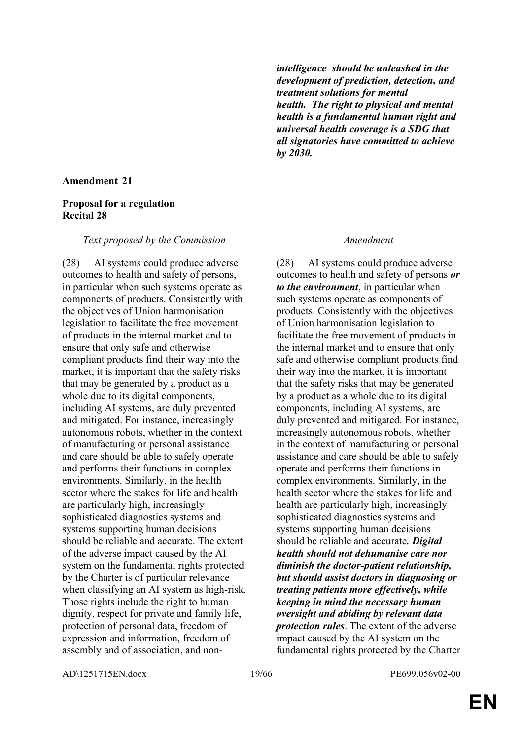| | |
|---|---|
| | ***intelligence should be unleashed in the development of prediction, detection, and treatment solutions for mental health. The right to physical and mental health is a fundamental human right and universal health coverage is a SDG that all signatories have committed to achieve by 2030.*** |

**Amendment 21**

**Proposal for a regulation**
**Recital 28**

| *Text proposed by the Commission* | *Amendment* |
|---|---|
| (28) AI systems could produce adverse outcomes to health and safety of persons, in particular when such systems operate as components of products. Consistently with the objectives of Union harmonisation legislation to facilitate the free movement of products in the internal market and to ensure that only safe and otherwise compliant products find their way into the market, it is important that the safety risks that may be generated by a product as a whole due to its digital components, including AI systems, are duly prevented and mitigated. For instance, increasingly autonomous robots, whether in the context of manufacturing or personal assistance and care should be able to safely operate and performs their functions in complex environments. Similarly, in the health sector where the stakes for life and health are particularly high, increasingly sophisticated diagnostics systems and systems supporting human decisions should be reliable and accurate. The extent of the adverse impact caused by the AI system on the fundamental rights protected by the Charter is of particular relevance when classifying an AI system as high-risk. Those rights include the right to human dignity, respect for private and family life, protection of personal data, freedom of expression and information, freedom of assembly and of association, and non- | (28) AI systems could produce adverse outcomes to health and safety of persons ***or to the environment***, in particular when such systems operate as components of products. Consistently with the objectives of Union harmonisation legislation to facilitate the free movement of products in the internal market and to ensure that only safe and otherwise compliant products find their way into the market, it is important that the safety risks that may be generated by a product as a whole due to its digital components, including AI systems, are duly prevented and mitigated. For instance, increasingly autonomous robots, whether in the context of manufacturing or personal assistance and care should be able to safely operate and performs their functions in complex environments. Similarly, in the health sector where the stakes for life and health are particularly high, increasingly sophisticated diagnostics systems and systems supporting human decisions should be reliable and accurate***. Digital health should not dehumanise care nor diminish the doctor-patient relationship, but should assist doctors in diagnosing or treating patients more effectively, while keeping in mind the necessary human oversight and abiding by relevant data protection rules***. The extent of the adverse impact caused by the AI system on the fundamental rights protected by the Charter |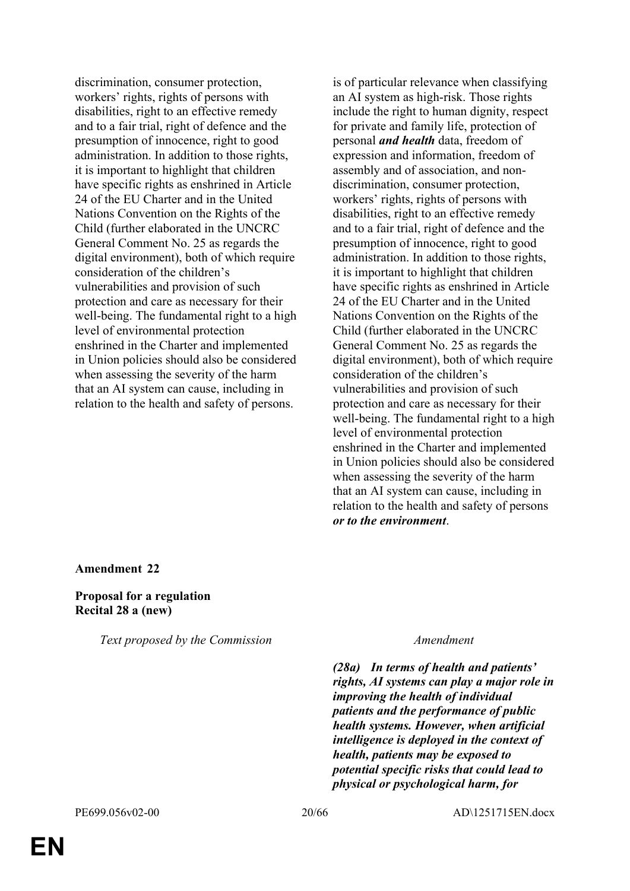| Text proposed by the Commission | Amendment |
|---|---|
| discrimination, consumer protection, workers' rights, rights of persons with disabilities, right to an effective remedy and to a fair trial, right of defence and the presumption of innocence, right to good administration. In addition to those rights, it is important to highlight that children have specific rights as enshrined in Article 24 of the EU Charter and in the United Nations Convention on the Rights of the Child (further elaborated in the UNCRC General Comment No. 25 as regards the digital environment), both of which require consideration of the children's vulnerabilities and provision of such protection and care as necessary for their well-being. The fundamental right to a high level of environmental protection enshrined in the Charter and implemented in Union policies should also be considered when assessing the severity of the harm that an AI system can cause, including in relation to the health and safety of persons. | is of particular relevance when classifying an AI system as high-risk. Those rights include the right to human dignity, respect for private and family life, protection of personal ***and health*** data, freedom of expression and information, freedom of assembly and of association, and non-discrimination, consumer protection, workers' rights, rights of persons with disabilities, right to an effective remedy and to a fair trial, right of defence and the presumption of innocence, right to good administration. In addition to those rights, it is important to highlight that children have specific rights as enshrined in Article 24 of the EU Charter and in the United Nations Convention on the Rights of the Child (further elaborated in the UNCRC General Comment No. 25 as regards the digital environment), both of which require consideration of the children's vulnerabilities and provision of such protection and care as necessary for their well-being. The fundamental right to a high level of environmental protection enshrined in the Charter and implemented in Union policies should also be considered when assessing the severity of the harm that an AI system can cause, including in relation to the health and safety of persons ***or to the environment***. |

**Amendment 22**

**Proposal for a regulation**
**Recital 28 a (new)**

| Text proposed by the Commission | Amendment |
|---|---|
| | ***(28a) In terms of health and patients' rights, AI systems can play a major role in improving the health of individual patients and the performance of public health systems. However, when artificial intelligence is deployed in the context of health, patients may be exposed to potential specific risks that could lead to physical or psychological harm, for*** |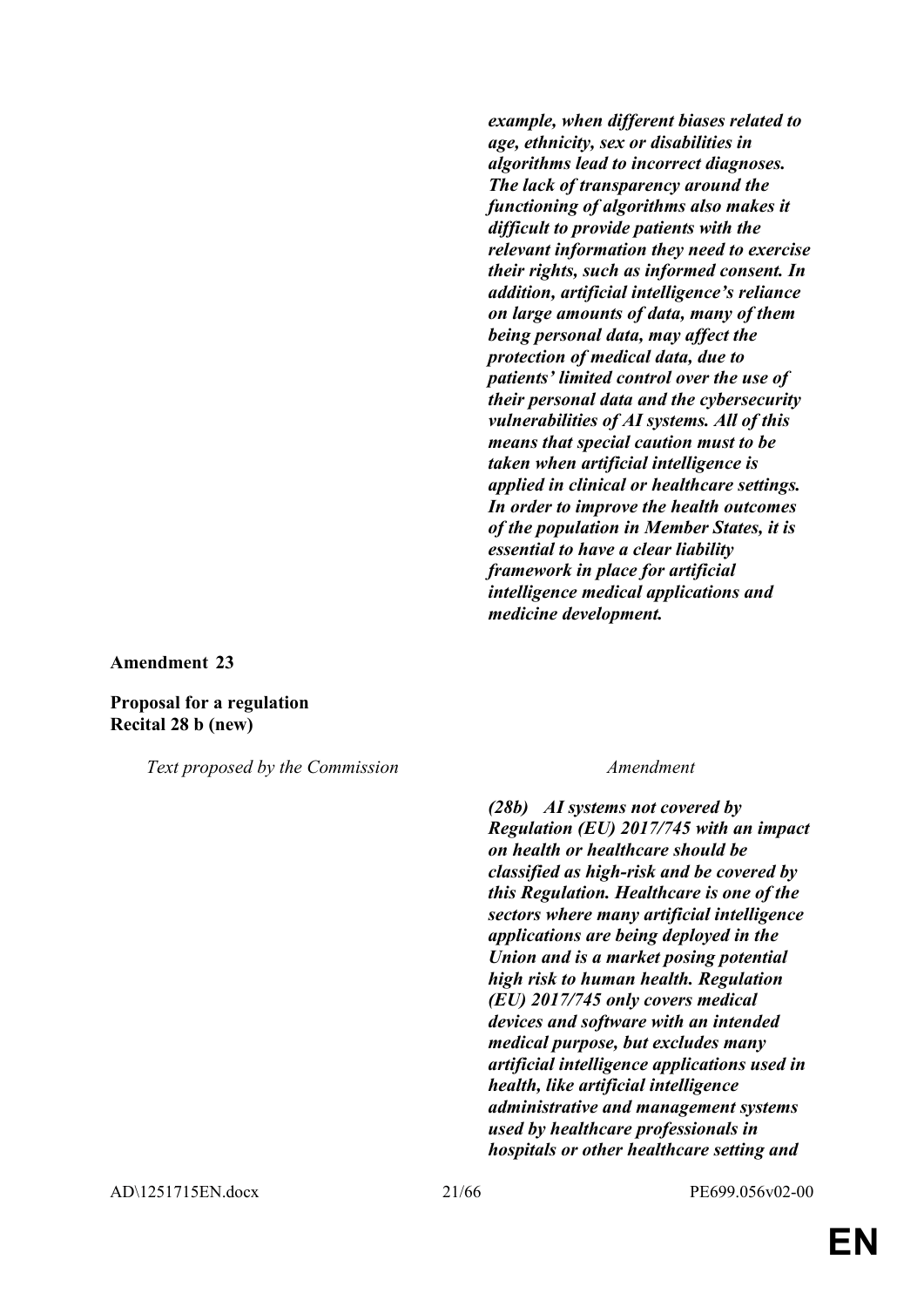| | |
|---|---|
| | ***example, when different biases related to age, ethnicity, sex or disabilities in algorithms lead to incorrect diagnoses. The lack of transparency around the functioning of algorithms also makes it difficult to provide patients with the relevant information they need to exercise their rights, such as informed consent. In addition, artificial intelligence's reliance on large amounts of data, many of them being personal data, may affect the protection of medical data, due to patients' limited control over the use of their personal data and the cybersecurity vulnerabilities of AI systems. All of this means that special caution must to be taken when artificial intelligence is applied in clinical or healthcare settings. In order to improve the health outcomes of the population in Member States, it is essential to have a clear liability framework in place for artificial intelligence medical applications and medicine development.*** |

**Amendment 23**

**Proposal for a regulation**
**Recital 28 b (new)**

| *Text proposed by the Commission* | *Amendment* |
|---|---|
| | ***(28b) AI systems not covered by Regulation (EU) 2017/745 with an impact on health or healthcare should be classified as high-risk and be covered by this Regulation. Healthcare is one of the sectors where many artificial intelligence applications are being deployed in the Union and is a market posing potential high risk to human health. Regulation (EU) 2017/745 only covers medical devices and software with an intended medical purpose, but excludes many artificial intelligence applications used in health, like artificial intelligence administrative and management systems used by healthcare professionals in hospitals or other healthcare setting and*** |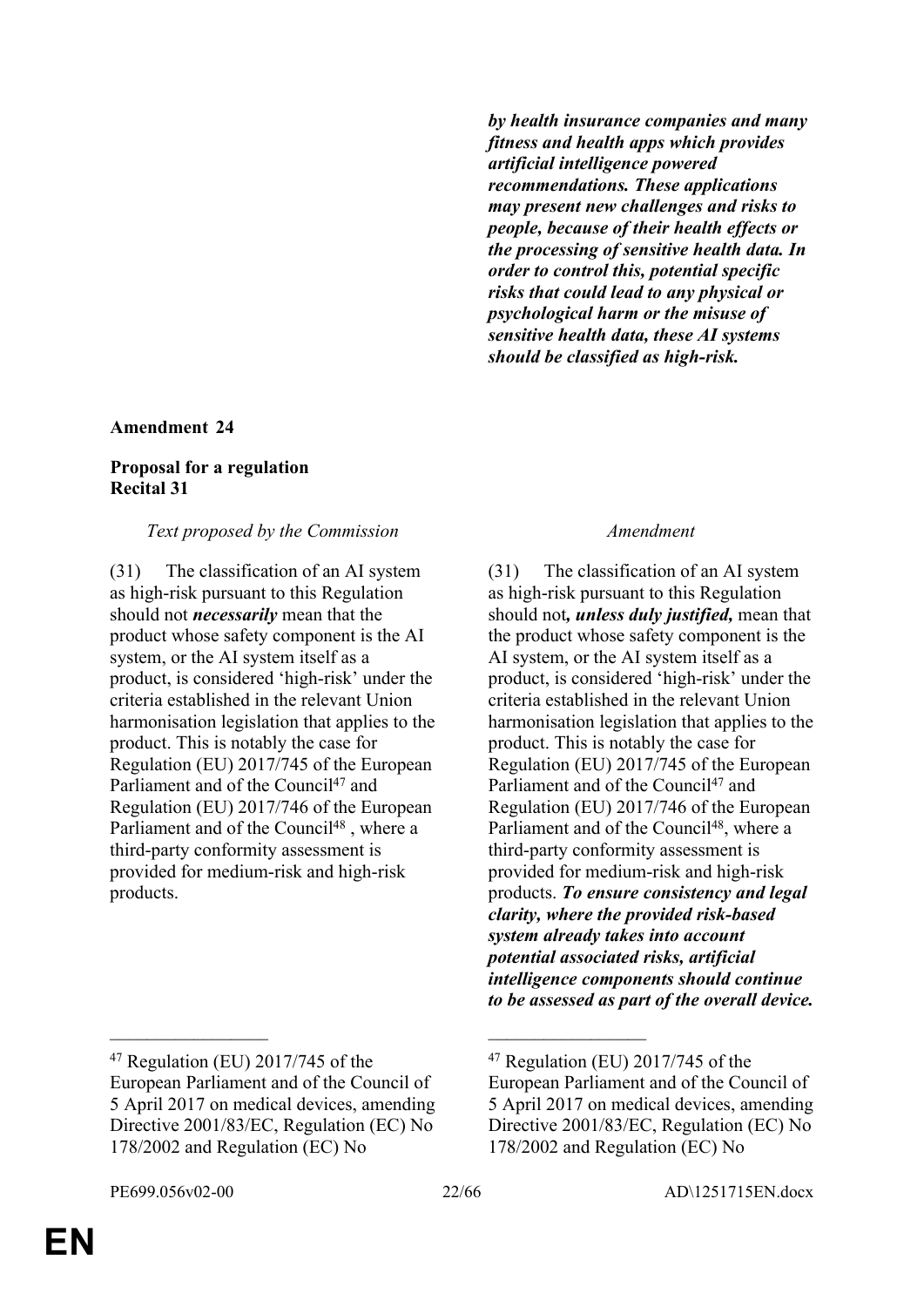| | |
|---|---|
| | ***by health insurance companies and many fitness and health apps which provides artificial intelligence powered recommendations. These applications may present new challenges and risks to people, because of their health effects or the processing of sensitive health data. In order to control this, potential specific risks that could lead to any physical or psychological harm or the misuse of sensitive health data, these AI systems should be classified as high-risk.*** |

**Amendment 24**

**Proposal for a regulation**
**Recital 31**

| *Text proposed by the Commission* | *Amendment* |
|---|---|
| (31) The classification of an AI system as high-risk pursuant to this Regulation should not ***necessarily*** mean that the product whose safety component is the AI system, or the AI system itself as a product, is considered 'high-risk' under the criteria established in the relevant Union harmonisation legislation that applies to the product. This is notably the case for Regulation (EU) 2017/745 of the European Parliament and of the Council[47] and Regulation (EU) 2017/746 of the European Parliament and of the Council[48] , where a third-party conformity assessment is provided for medium-risk and high-risk products. | (31) The classification of an AI system as high-risk pursuant to this Regulation should not***, unless duly justified,*** mean that the product whose safety component is the AI system, or the AI system itself as a product, is considered 'high-risk' under the criteria established in the relevant Union harmonisation legislation that applies to the product. This is notably the case for Regulation (EU) 2017/745 of the European Parliament and of the Council[47] and Regulation (EU) 2017/746 of the European Parliament and of the Council[48], where a third-party conformity assessment is provided for medium-risk and high-risk products. ***To ensure consistency and legal clarity, where the provided risk-based system already takes into account potential associated risks, artificial intelligence components should continue to be assessed as part of the overall device.*** |
| \_\_\_\_\_\_\_\_\_\_\_\_\_\_\_\_\_ | \_\_\_\_\_\_\_\_\_\_\_\_\_\_\_\_\_ |
| [47] Regulation (EU) 2017/745 of the European Parliament and of the Council of 5 April 2017 on medical devices, amending Directive 2001/83/EC, Regulation (EC) No 178/2002 and Regulation (EC) No | [47] Regulation (EU) 2017/745 of the European Parliament and of the Council of 5 April 2017 on medical devices, amending Directive 2001/83/EC, Regulation (EC) No 178/2002 and Regulation (EC) No |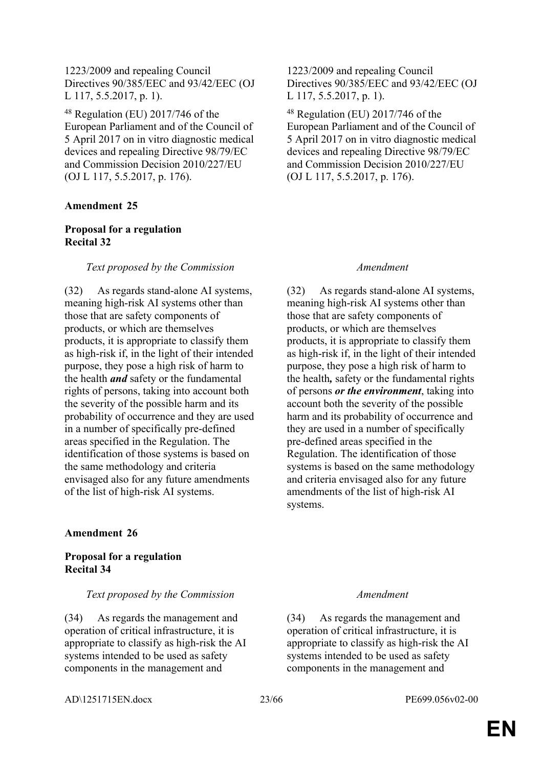| | |
|---|---|
| 1223/2009 and repealing Council Directives 90/385/EEC and 93/42/EEC (OJ L 117, 5.5.2017, p. 1). | 1223/2009 and repealing Council Directives 90/385/EEC and 93/42/EEC (OJ L 117, 5.5.2017, p. 1). |
| [48] Regulation (EU) 2017/746 of the European Parliament and of the Council of 5 April 2017 on in vitro diagnostic medical devices and repealing Directive 98/79/EC and Commission Decision 2010/227/EU (OJ L 117, 5.5.2017, p. 176). | [48] Regulation (EU) 2017/746 of the European Parliament and of the Council of 5 April 2017 on in vitro diagnostic medical devices and repealing Directive 98/79/EC and Commission Decision 2010/227/EU (OJ L 117, 5.5.2017, p. 176). |

**Amendment 25**

**Proposal for a regulation**
**Recital 32**

| *Text proposed by the Commission* | *Amendment* |
|---|---|
| (32) As regards stand-alone AI systems, meaning high-risk AI systems other than those that are safety components of products, or which are themselves products, it is appropriate to classify them as high-risk if, in the light of their intended purpose, they pose a high risk of harm to the health ***and*** safety or the fundamental rights of persons, taking into account both the severity of the possible harm and its probability of occurrence and they are used in a number of specifically pre-defined areas specified in the Regulation. The identification of those systems is based on the same methodology and criteria envisaged also for any future amendments of the list of high-risk AI systems. | (32) As regards stand-alone AI systems, meaning high-risk AI systems other than those that are safety components of products, or which are themselves products, it is appropriate to classify them as high-risk if, in the light of their intended purpose, they pose a high risk of harm to the health**,** safety or the fundamental rights of persons ***or the environment***, taking into account both the severity of the possible harm and its probability of occurrence and they are used in a number of specifically pre-defined areas specified in the Regulation. The identification of those systems is based on the same methodology and criteria envisaged also for any future amendments of the list of high-risk AI systems. |

**Amendment 26**

**Proposal for a regulation**
**Recital 34**

| *Text proposed by the Commission* | *Amendment* |
|---|---|
| (34) As regards the management and operation of critical infrastructure, it is appropriate to classify as high-risk the AI systems intended to be used as safety components in the management and | (34) As regards the management and operation of critical infrastructure, it is appropriate to classify as high-risk the AI systems intended to be used as safety components in the management and |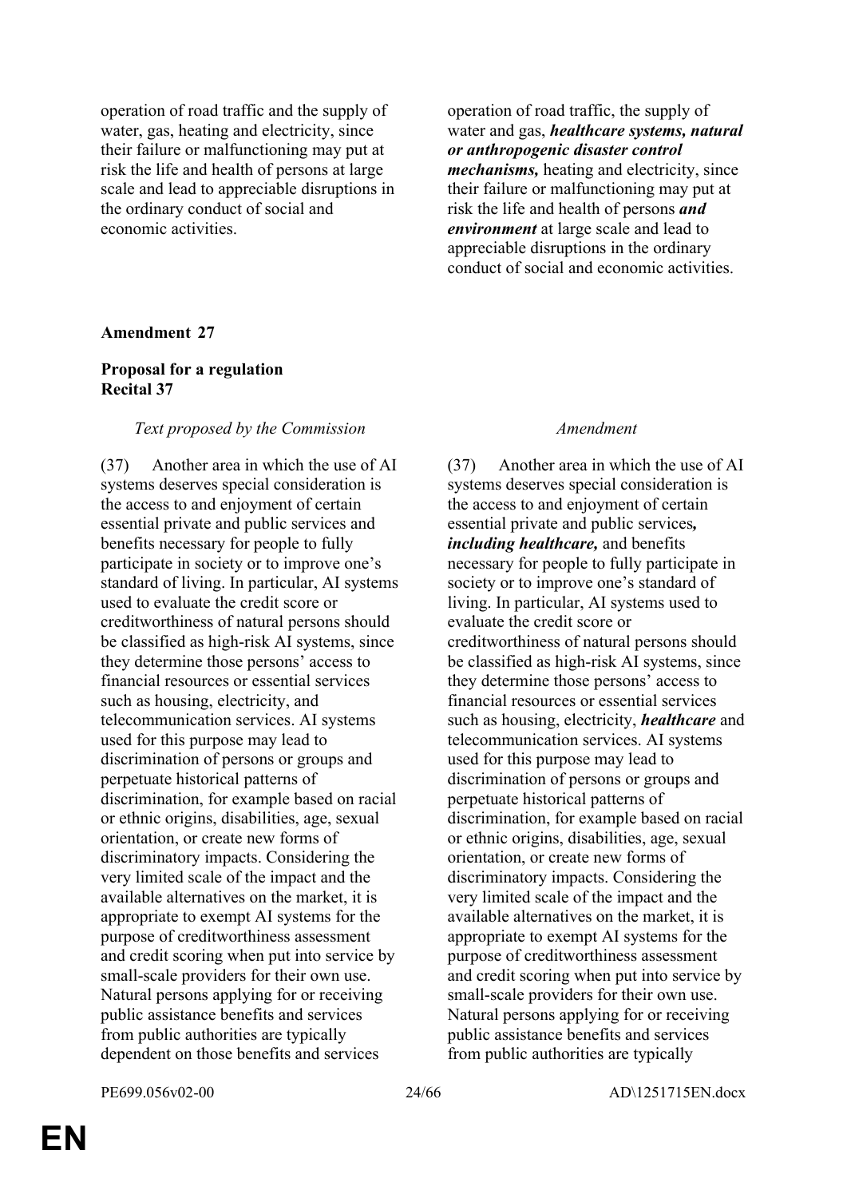| | |
|---|---|
| operation of road traffic and the supply of water, gas, heating and electricity, since their failure or malfunctioning may put at risk the life and health of persons at large scale and lead to appreciable disruptions in the ordinary conduct of social and economic activities. | operation of road traffic, the supply of water and gas, ***healthcare systems, natural or anthropogenic disaster control mechanisms,*** heating and electricity, since their failure or malfunctioning may put at risk the life and health of persons ***and environment*** at large scale and lead to appreciable disruptions in the ordinary conduct of social and economic activities. |

**Amendment 27**

**Proposal for a regulation**
**Recital 37**

| *Text proposed by the Commission* | *Amendment* |
|---|---|
| (37) Another area in which the use of AI systems deserves special consideration is the access to and enjoyment of certain essential private and public services and benefits necessary for people to fully participate in society or to improve one's standard of living. In particular, AI systems used to evaluate the credit score or creditworthiness of natural persons should be classified as high-risk AI systems, since they determine those persons' access to financial resources or essential services such as housing, electricity, and telecommunication services. AI systems used for this purpose may lead to discrimination of persons or groups and perpetuate historical patterns of discrimination, for example based on racial or ethnic origins, disabilities, age, sexual orientation, or create new forms of discriminatory impacts. Considering the very limited scale of the impact and the available alternatives on the market, it is appropriate to exempt AI systems for the purpose of creditworthiness assessment and credit scoring when put into service by small-scale providers for their own use. Natural persons applying for or receiving public assistance benefits and services from public authorities are typically dependent on those benefits and services | (37) Another area in which the use of AI systems deserves special consideration is the access to and enjoyment of certain essential private and public services***, including healthcare,*** and benefits necessary for people to fully participate in society or to improve one's standard of living. In particular, AI systems used to evaluate the credit score or creditworthiness of natural persons should be classified as high-risk AI systems, since they determine those persons' access to financial resources or essential services such as housing, electricity, ***healthcare*** and telecommunication services. AI systems used for this purpose may lead to discrimination of persons or groups and perpetuate historical patterns of discrimination, for example based on racial or ethnic origins, disabilities, age, sexual orientation, or create new forms of discriminatory impacts. Considering the very limited scale of the impact and the available alternatives on the market, it is appropriate to exempt AI systems for the purpose of creditworthiness assessment and credit scoring when put into service by small-scale providers for their own use. Natural persons applying for or receiving public assistance benefits and services from public authorities are typically |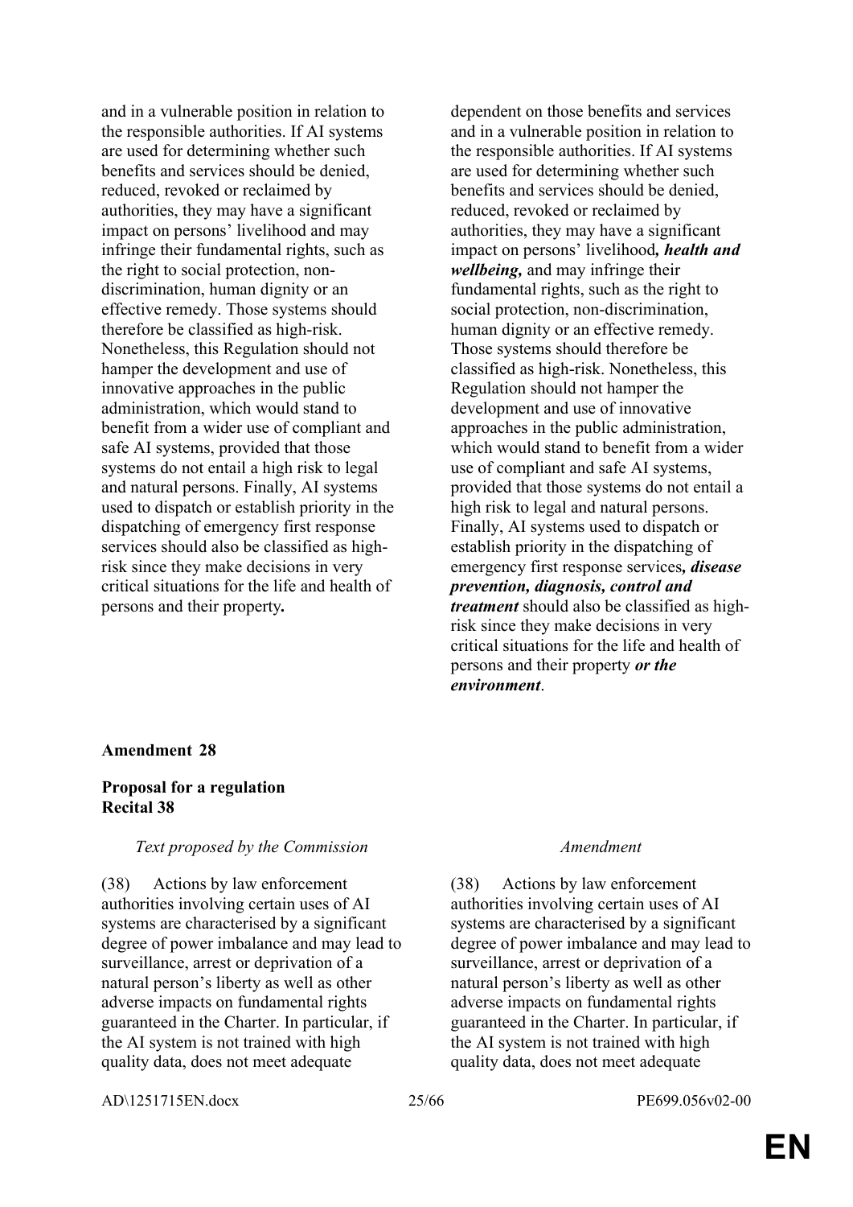| | |
|---|---|
| and in a vulnerable position in relation to the responsible authorities. If AI systems are used for determining whether such benefits and services should be denied, reduced, revoked or reclaimed by authorities, they may have a significant impact on persons' livelihood and may infringe their fundamental rights, such as the right to social protection, non-discrimination, human dignity or an effective remedy. Those systems should therefore be classified as high-risk. Nonetheless, this Regulation should not hamper the development and use of innovative approaches in the public administration, which would stand to benefit from a wider use of compliant and safe AI systems, provided that those systems do not entail a high risk to legal and natural persons. Finally, AI systems used to dispatch or establish priority in the dispatching of emergency first response services should also be classified as high-risk since they make decisions in very critical situations for the life and health of persons and their property**.** | dependent on those benefits and services and in a vulnerable position in relation to the responsible authorities. If AI systems are used for determining whether such benefits and services should be denied, reduced, revoked or reclaimed by authorities, they may have a significant impact on persons' livelihood***, health and wellbeing,*** and may infringe their fundamental rights, such as the right to social protection, non-discrimination, human dignity or an effective remedy. Those systems should therefore be classified as high-risk. Nonetheless, this Regulation should not hamper the development and use of innovative approaches in the public administration, which would stand to benefit from a wider use of compliant and safe AI systems, provided that those systems do not entail a high risk to legal and natural persons. Finally, AI systems used to dispatch or establish priority in the dispatching of emergency first response services***, disease prevention, diagnosis, control and treatment*** should also be classified as high-risk since they make decisions in very critical situations for the life and health of persons and their property ***or the environment***. |

**Amendment 28**

**Proposal for a regulation**
**Recital 38**

| *Text proposed by the Commission* | *Amendment* |
|---|---|
| (38) Actions by law enforcement authorities involving certain uses of AI systems are characterised by a significant degree of power imbalance and may lead to surveillance, arrest or deprivation of a natural person's liberty as well as other adverse impacts on fundamental rights guaranteed in the Charter. In particular, if the AI system is not trained with high quality data, does not meet adequate | (38) Actions by law enforcement authorities involving certain uses of AI systems are characterised by a significant degree of power imbalance and may lead to surveillance, arrest or deprivation of a natural person's liberty as well as other adverse impacts on fundamental rights guaranteed in the Charter. In particular, if the AI system is not trained with high quality data, does not meet adequate |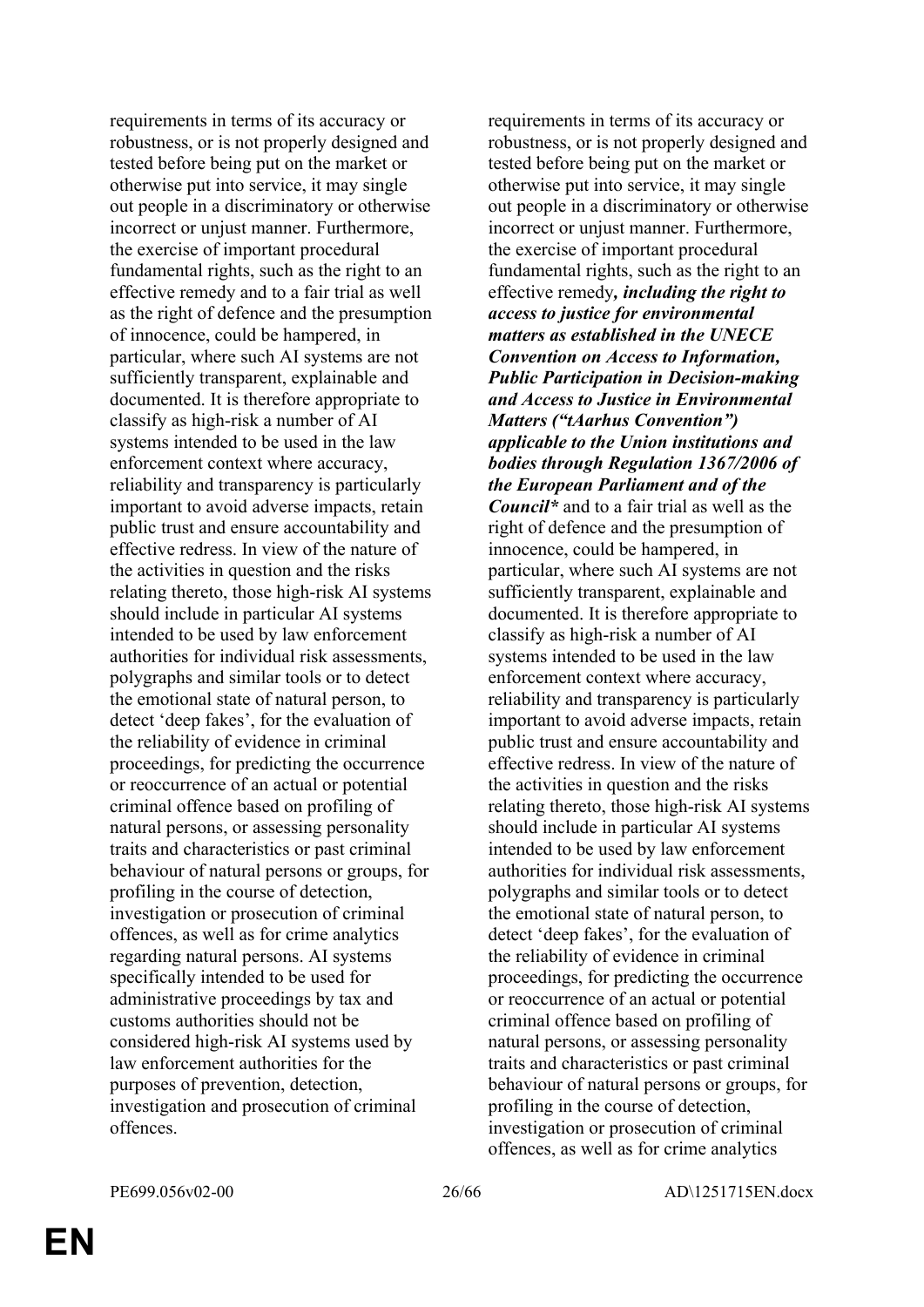requirements in terms of its accuracy or robustness, or is not properly designed and tested before being put on the market or otherwise put into service, it may single out people in a discriminatory or otherwise incorrect or unjust manner. Furthermore, the exercise of important procedural fundamental rights, such as the right to an effective remedy and to a fair trial as well as the right of defence and the presumption of innocence, could be hampered, in particular, where such AI systems are not sufficiently transparent, explainable and documented. It is therefore appropriate to classify as high-risk a number of AI systems intended to be used in the law enforcement context where accuracy, reliability and transparency is particularly important to avoid adverse impacts, retain public trust and ensure accountability and effective redress. In view of the nature of the activities in question and the risks relating thereto, those high-risk AI systems should include in particular AI systems intended to be used by law enforcement authorities for individual risk assessments, polygraphs and similar tools or to detect the emotional state of natural person, to detect 'deep fakes', for the evaluation of the reliability of evidence in criminal proceedings, for predicting the occurrence or reoccurrence of an actual or potential criminal offence based on profiling of natural persons, or assessing personality traits and characteristics or past criminal behaviour of natural persons or groups, for profiling in the course of detection, investigation or prosecution of criminal offences, as well as for crime analytics regarding natural persons. AI systems specifically intended to be used for administrative proceedings by tax and customs authorities should not be considered high-risk AI systems used by law enforcement authorities for the purposes of prevention, detection, investigation and prosecution of criminal offences.

requirements in terms of its accuracy or robustness, or is not properly designed and tested before being put on the market or otherwise put into service, it may single out people in a discriminatory or otherwise incorrect or unjust manner. Furthermore, the exercise of important procedural fundamental rights, such as the right to an effective remedy***, including the right to access to justice for environmental matters as established in the UNECE Convention on Access to Information, Public Participation in Decision-making and Access to Justice in Environmental Matters ("tAarhus Convention") applicable to the Union institutions and bodies through Regulation 1367/2006 of the European Parliament and of the Council**** and to a fair trial as well as the right of defence and the presumption of innocence, could be hampered, in particular, where such AI systems are not sufficiently transparent, explainable and documented. It is therefore appropriate to classify as high-risk a number of AI systems intended to be used in the law enforcement context where accuracy, reliability and transparency is particularly important to avoid adverse impacts, retain public trust and ensure accountability and effective redress. In view of the nature of the activities in question and the risks relating thereto, those high-risk AI systems should include in particular AI systems intended to be used by law enforcement authorities for individual risk assessments, polygraphs and similar tools or to detect the emotional state of natural person, to detect 'deep fakes', for the evaluation of the reliability of evidence in criminal proceedings, for predicting the occurrence or reoccurrence of an actual or potential criminal offence based on profiling of natural persons, or assessing personality traits and characteristics or past criminal behaviour of natural persons or groups, for profiling in the course of detection, investigation or prosecution of criminal offences, as well as for crime analytics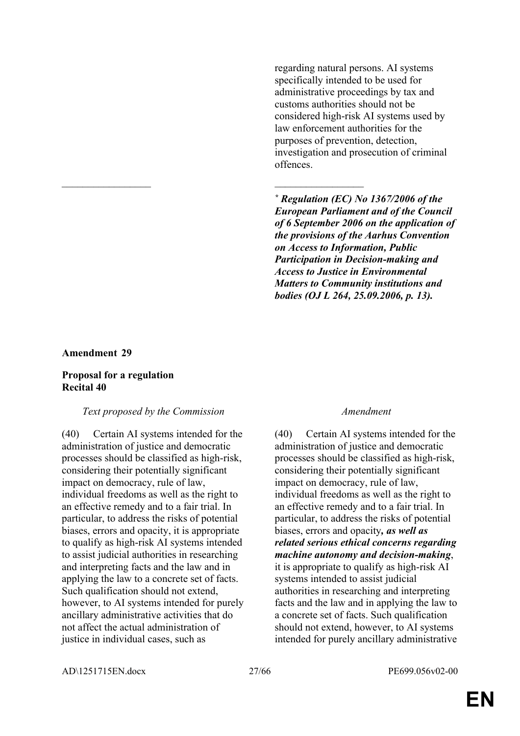regarding natural persons. AI systems specifically intended to be used for administrative proceedings by tax and customs authorities should not be considered high-risk AI systems used by law enforcement authorities for the purposes of prevention, detection, investigation and prosecution of criminal offences.

_________________

[*] ***Regulation (EC) No 1367/2006 of the European Parliament and of the Council of 6 September 2006 on the application of the provisions of the Aarhus Convention on Access to Information, Public Participation in Decision-making and Access to Justice in Environmental Matters to Community institutions and bodies (OJ L 264, 25.09.2006, p. 13).***

**Amendment 29**

**Proposal for a regulation**
**Recital 40**

| *Text proposed by the Commission* | *Amendment* |
|---|---|
| (40) Certain AI systems intended for the administration of justice and democratic processes should be classified as high-risk, considering their potentially significant impact on democracy, rule of law, individual freedoms as well as the right to an effective remedy and to a fair trial. In particular, to address the risks of potential biases, errors and opacity, it is appropriate to qualify as high-risk AI systems intended to assist judicial authorities in researching and interpreting facts and the law and in applying the law to a concrete set of facts. Such qualification should not extend, however, to AI systems intended for purely ancillary administrative activities that do not affect the actual administration of justice in individual cases, such as | (40) Certain AI systems intended for the administration of justice and democratic processes should be classified as high-risk, considering their potentially significant impact on democracy, rule of law, individual freedoms as well as the right to an effective remedy and to a fair trial. In particular, to address the risks of potential biases, errors and opacity***, as well as related serious ethical concerns regarding machine autonomy and decision-making***, it is appropriate to qualify as high-risk AI systems intended to assist judicial authorities in researching and interpreting facts and the law and in applying the law to a concrete set of facts. Such qualification should not extend, however, to AI systems intended for purely ancillary administrative |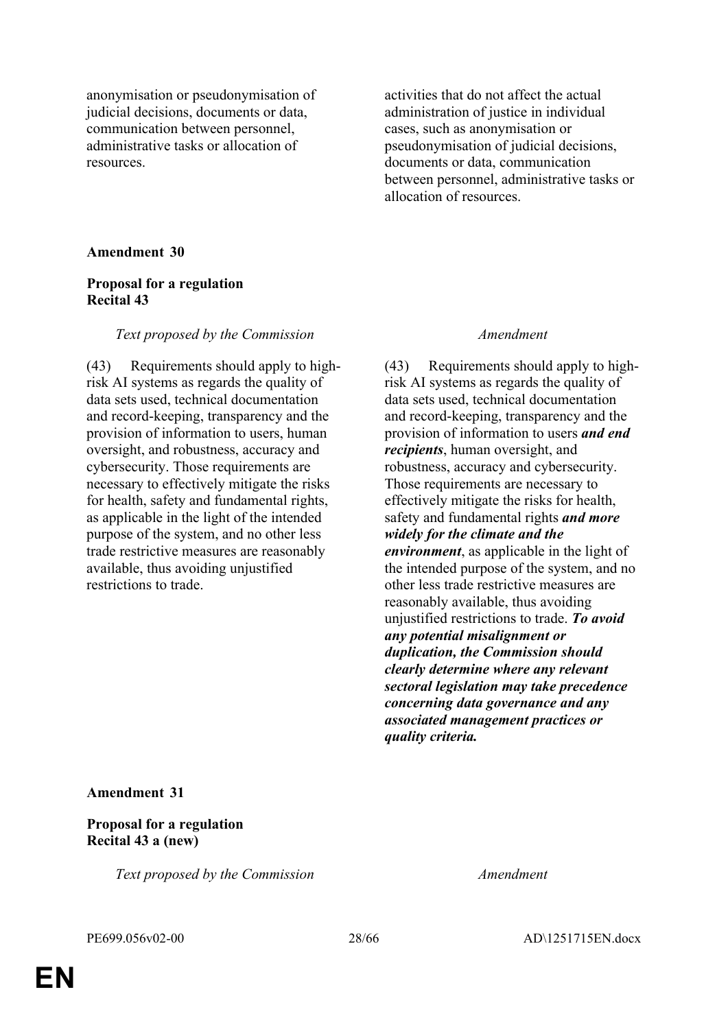| | |
|---|---|
| anonymisation or pseudonymisation of judicial decisions, documents or data, communication between personnel, administrative tasks or allocation of resources. | activities that do not affect the actual administration of justice in individual cases, such as anonymisation or pseudonymisation of judicial decisions, documents or data, communication between personnel, administrative tasks or allocation of resources. |

**Amendment 30**

**Proposal for a regulation**
**Recital 43**

| *Text proposed by the Commission* | *Amendment* |
|---|---|
| (43) Requirements should apply to high-risk AI systems as regards the quality of data sets used, technical documentation and record-keeping, transparency and the provision of information to users, human oversight, and robustness, accuracy and cybersecurity. Those requirements are necessary to effectively mitigate the risks for health, safety and fundamental rights, as applicable in the light of the intended purpose of the system, and no other less trade restrictive measures are reasonably available, thus avoiding unjustified restrictions to trade. | (43) Requirements should apply to high-risk AI systems as regards the quality of data sets used, technical documentation and record-keeping, transparency and the provision of information to users ***and end recipients***, human oversight, and robustness, accuracy and cybersecurity. Those requirements are necessary to effectively mitigate the risks for health, safety and fundamental rights ***and more widely for the climate and the environment***, as applicable in the light of the intended purpose of the system, and no other less trade restrictive measures are reasonably available, thus avoiding unjustified restrictions to trade. ***To avoid any potential misalignment or duplication, the Commission should clearly determine where any relevant sectoral legislation may take precedence concerning data governance and any associated management practices or quality criteria.*** |

**Amendment 31**

**Proposal for a regulation**
**Recital 43 a (new)**

| *Text proposed by the Commission* | *Amendment* |
|---|---|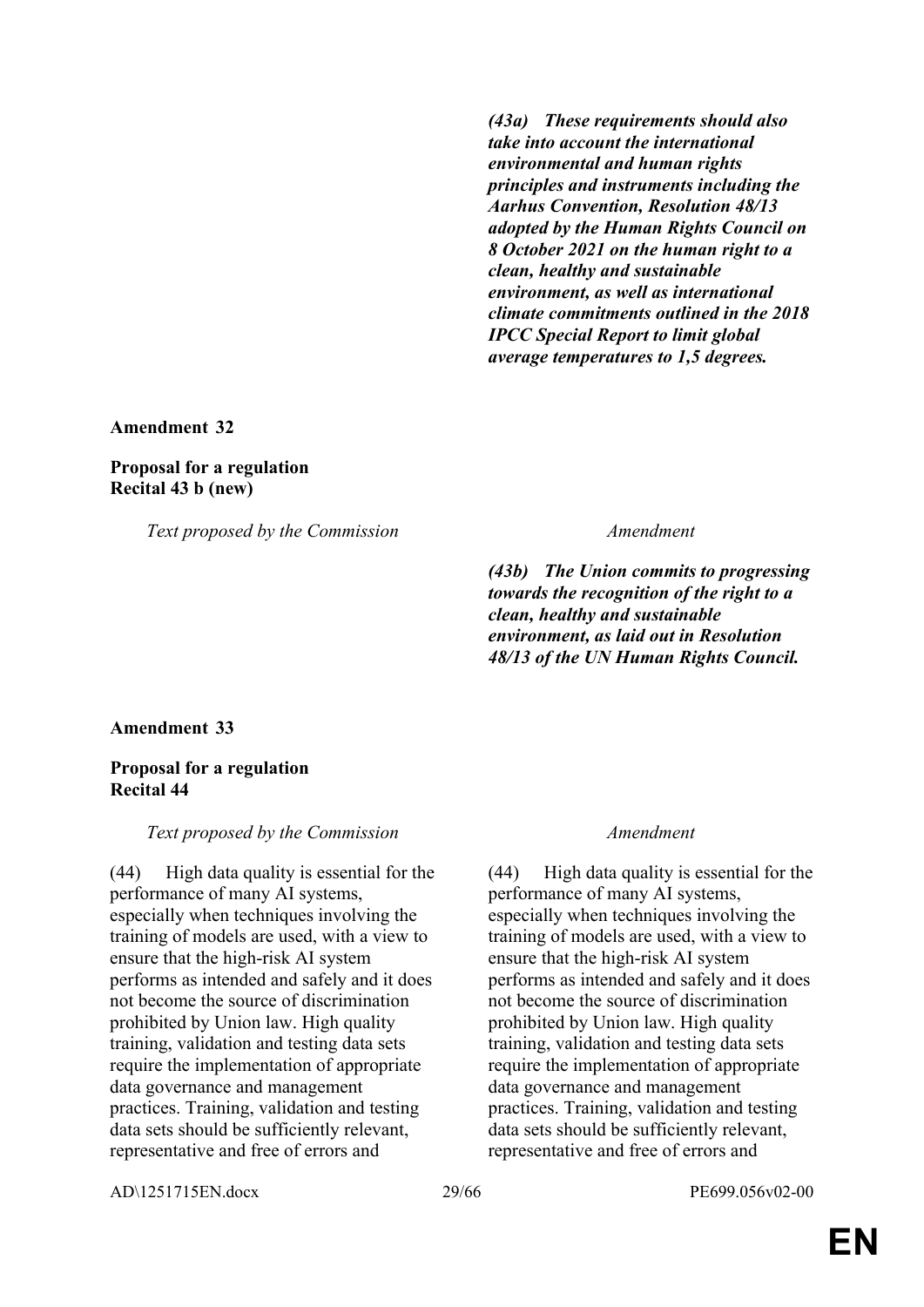| Text proposed by the Commission | Amendment |
|---|---|
| | ***(43a) These requirements should also take into account the international environmental and human rights principles and instruments including the Aarhus Convention, Resolution 48/13 adopted by the Human Rights Council on 8 October 2021 on the human right to a clean, healthy and sustainable environment, as well as international climate commitments outlined in the 2018 IPCC Special Report to limit global average temperatures to 1,5 degrees.*** |

**Amendment 32**

**Proposal for a regulation**
**Recital 43 b (new)**

| *Text proposed by the Commission* | *Amendment* |
|---|---|
| | ***(43b) The Union commits to progressing towards the recognition of the right to a clean, healthy and sustainable environment, as laid out in Resolution 48/13 of the UN Human Rights Council.*** |

**Amendment 33**

**Proposal for a regulation**
**Recital 44**

| *Text proposed by the Commission* | *Amendment* |
|---|---|
| (44) High data quality is essential for the performance of many AI systems, especially when techniques involving the training of models are used, with a view to ensure that the high-risk AI system performs as intended and safely and it does not become the source of discrimination prohibited by Union law. High quality training, validation and testing data sets require the implementation of appropriate data governance and management practices. Training, validation and testing data sets should be sufficiently relevant, representative and free of errors and | (44) High data quality is essential for the performance of many AI systems, especially when techniques involving the training of models are used, with a view to ensure that the high-risk AI system performs as intended and safely and it does not become the source of discrimination prohibited by Union law. High quality training, validation and testing data sets require the implementation of appropriate data governance and management practices. Training, validation and testing data sets should be sufficiently relevant, representative and free of errors and |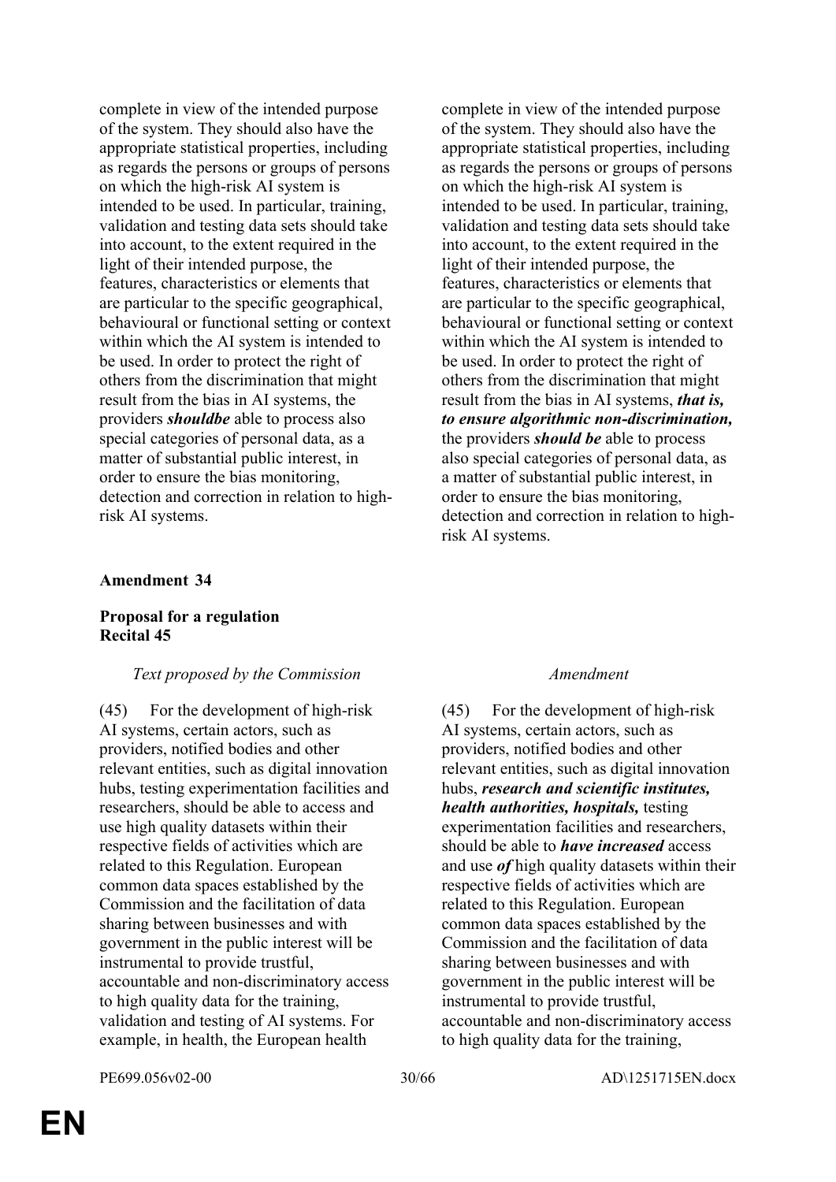| | |
|---|---|
| complete in view of the intended purpose of the system. They should also have the appropriate statistical properties, including as regards the persons or groups of persons on which the high-risk AI system is intended to be used. In particular, training, validation and testing data sets should take into account, to the extent required in the light of their intended purpose, the features, characteristics or elements that are particular to the specific geographical, behavioural or functional setting or context within which the AI system is intended to be used. In order to protect the right of others from the discrimination that might result from the bias in AI systems, the providers ***shouldbe*** able to process also special categories of personal data, as a matter of substantial public interest, in order to ensure the bias monitoring, detection and correction in relation to high-risk AI systems. | complete in view of the intended purpose of the system. They should also have the appropriate statistical properties, including as regards the persons or groups of persons on which the high-risk AI system is intended to be used. In particular, training, validation and testing data sets should take into account, to the extent required in the light of their intended purpose, the features, characteristics or elements that are particular to the specific geographical, behavioural or functional setting or context within which the AI system is intended to be used. In order to protect the right of others from the discrimination that might result from the bias in AI systems, ***that is, to ensure algorithmic non-discrimination,*** the providers ***should be*** able to process also special categories of personal data, as a matter of substantial public interest, in order to ensure the bias monitoring, detection and correction in relation to high-risk AI systems. |

**Amendment 34**

**Proposal for a regulation**
**Recital 45**

| *Text proposed by the Commission* | *Amendment* |
|---|---|
| (45) For the development of high-risk AI systems, certain actors, such as providers, notified bodies and other relevant entities, such as digital innovation hubs, testing experimentation facilities and researchers, should be able to access and use high quality datasets within their respective fields of activities which are related to this Regulation. European common data spaces established by the Commission and the facilitation of data sharing between businesses and with government in the public interest will be instrumental to provide trustful, accountable and non-discriminatory access to high quality data for the training, validation and testing of AI systems. For example, in health, the European health | (45) For the development of high-risk AI systems, certain actors, such as providers, notified bodies and other relevant entities, such as digital innovation hubs, ***research and scientific institutes, health authorities, hospitals,*** testing experimentation facilities and researchers, should be able to ***have increased*** access and use ***of*** high quality datasets within their respective fields of activities which are related to this Regulation. European common data spaces established by the Commission and the facilitation of data sharing between businesses and with government in the public interest will be instrumental to provide trustful, accountable and non-discriminatory access to high quality data for the training, |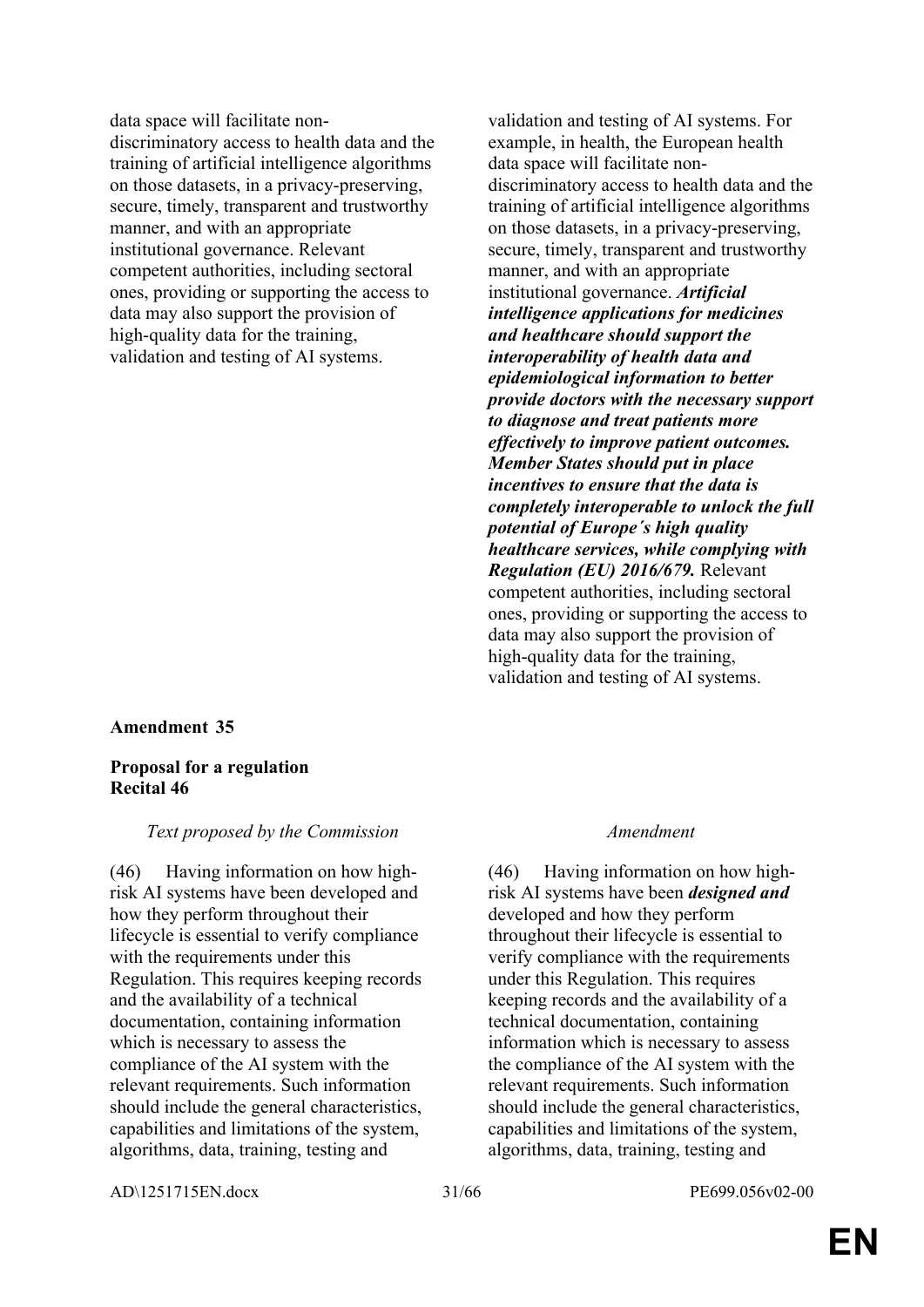| | |
|---|---|
| data space will facilitate non-discriminatory access to health data and the training of artificial intelligence algorithms on those datasets, in a privacy-preserving, secure, timely, transparent and trustworthy manner, and with an appropriate institutional governance. Relevant competent authorities, including sectoral ones, providing or supporting the access to data may also support the provision of high-quality data for the training, validation and testing of AI systems. | validation and testing of AI systems. For example, in health, the European health data space will facilitate non-discriminatory access to health data and the training of artificial intelligence algorithms on those datasets, in a privacy-preserving, secure, timely, transparent and trustworthy manner, and with an appropriate institutional governance. ***Artificial intelligence applications for medicines and healthcare should support the interoperability of health data and epidemiological information to better provide doctors with the necessary support to diagnose and treat patients more effectively to improve patient outcomes. Member States should put in place incentives to ensure that the data is completely interoperable to unlock the full potential of Europe´s high quality healthcare services, while complying with Regulation (EU) 2016/679.*** Relevant competent authorities, including sectoral ones, providing or supporting the access to data may also support the provision of high-quality data for the training, validation and testing of AI systems. |

**Amendment 35**

**Proposal for a regulation**
**Recital 46**

| *Text proposed by the Commission* | *Amendment* |
|---|---|
| (46) Having information on how high-risk AI systems have been developed and how they perform throughout their lifecycle is essential to verify compliance with the requirements under this Regulation. This requires keeping records and the availability of a technical documentation, containing information which is necessary to assess the compliance of the AI system with the relevant requirements. Such information should include the general characteristics, capabilities and limitations of the system, algorithms, data, training, testing and | (46) Having information on how high-risk AI systems have been ***designed and*** developed and how they perform throughout their lifecycle is essential to verify compliance with the requirements under this Regulation. This requires keeping records and the availability of a technical documentation, containing information which is necessary to assess the compliance of the AI system with the relevant requirements. Such information should include the general characteristics, capabilities and limitations of the system, algorithms, data, training, testing and |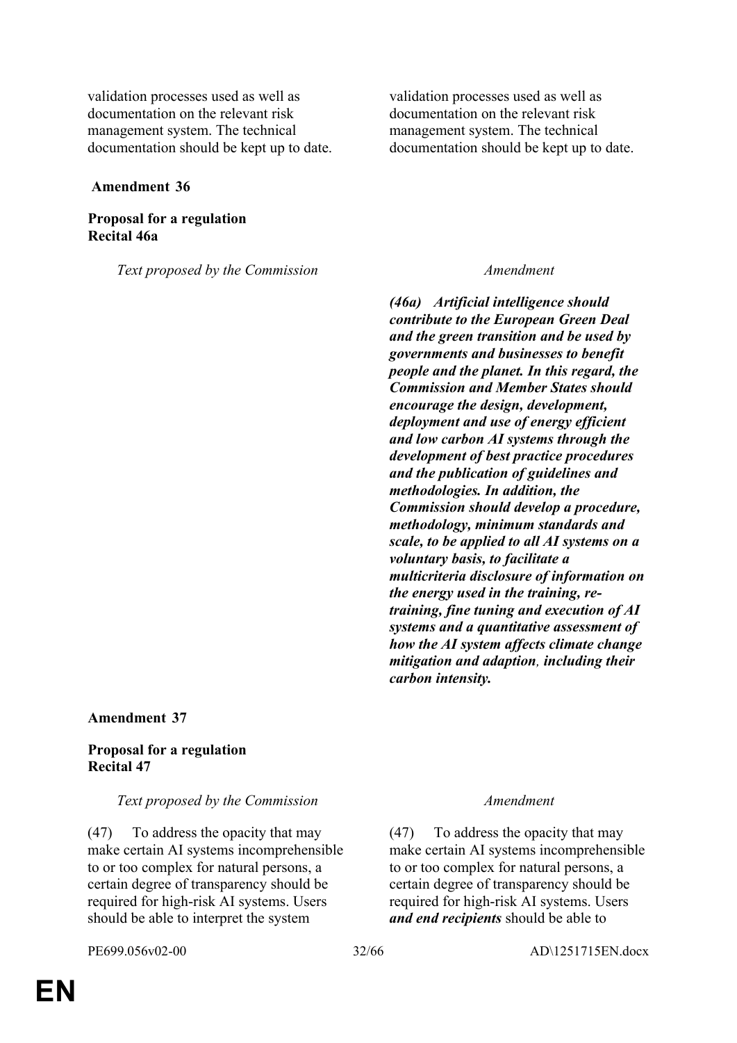| | |
|---|---|
| validation processes used as well as documentation on the relevant risk management system. The technical documentation should be kept up to date. | validation processes used as well as documentation on the relevant risk management system. The technical documentation should be kept up to date. |

**Amendment 36**

**Proposal for a regulation**
**Recital 46a**

| *Text proposed by the Commission* | *Amendment* |
|---|---|
| | ***(46a) Artificial intelligence should contribute to the European Green Deal and the green transition and be used by governments and businesses to benefit people and the planet. In this regard, the Commission and Member States should encourage the design, development, deployment and use of energy efficient and low carbon AI systems through the development of best practice procedures and the publication of guidelines and methodologies. In addition, the Commission should develop a procedure, methodology, minimum standards and scale, to be applied to all AI systems on a voluntary basis, to facilitate a multicriteria disclosure of information on the energy used in the training, re-training, fine tuning and execution of AI systems and a quantitative assessment of how the AI system affects climate change mitigation and adaption, including their carbon intensity.*** |

**Amendment 37**

**Proposal for a regulation**
**Recital 47**

| *Text proposed by the Commission* | *Amendment* |
|---|---|
| (47) To address the opacity that may make certain AI systems incomprehensible to or too complex for natural persons, a certain degree of transparency should be required for high-risk AI systems. Users should be able to interpret the system | (47) To address the opacity that may make certain AI systems incomprehensible to or too complex for natural persons, a certain degree of transparency should be required for high-risk AI systems. Users ***and end recipients*** should be able to |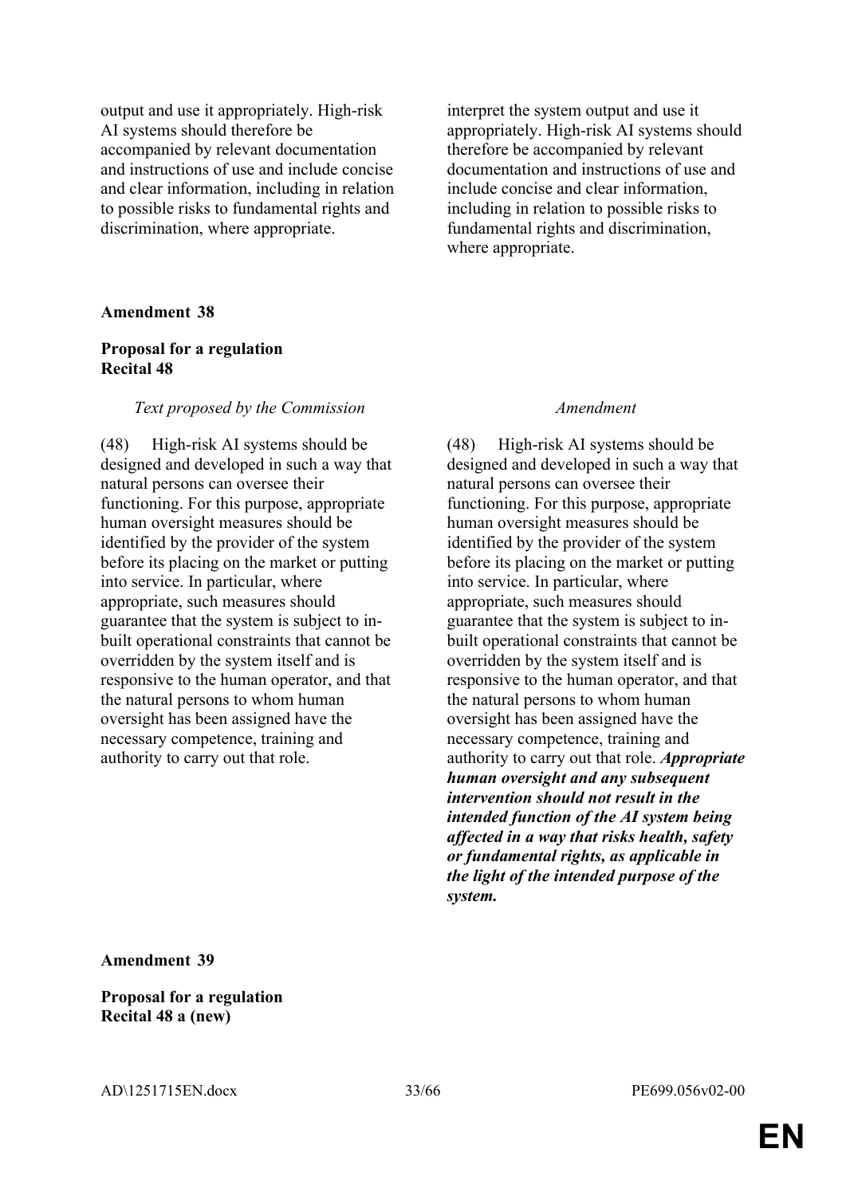| | |
|---|---|
| output and use it appropriately. High-risk AI systems should therefore be accompanied by relevant documentation and instructions of use and include concise and clear information, including in relation to possible risks to fundamental rights and discrimination, where appropriate. | interpret the system output and use it appropriately. High-risk AI systems should therefore be accompanied by relevant documentation and instructions of use and include concise and clear information, including in relation to possible risks to fundamental rights and discrimination, where appropriate. |

**Amendment 38**

**Proposal for a regulation**
**Recital 48**

| *Text proposed by the Commission* | *Amendment* |
|---|---|
| (48) High-risk AI systems should be designed and developed in such a way that natural persons can oversee their functioning. For this purpose, appropriate human oversight measures should be identified by the provider of the system before its placing on the market or putting into service. In particular, where appropriate, such measures should guarantee that the system is subject to in-built operational constraints that cannot be overridden by the system itself and is responsive to the human operator, and that the natural persons to whom human oversight has been assigned have the necessary competence, training and authority to carry out that role. | (48) High-risk AI systems should be designed and developed in such a way that natural persons can oversee their functioning. For this purpose, appropriate human oversight measures should be identified by the provider of the system before its placing on the market or putting into service. In particular, where appropriate, such measures should guarantee that the system is subject to in-built operational constraints that cannot be overridden by the system itself and is responsive to the human operator, and that the natural persons to whom human oversight has been assigned have the necessary competence, training and authority to carry out that role. ***Appropriate human oversight and any subsequent intervention should not result in the intended function of the AI system being affected in a way that risks health, safety or fundamental rights, as applicable in the light of the intended purpose of the system.*** |

**Amendment 39**

**Proposal for a regulation**
**Recital 48 a (new)**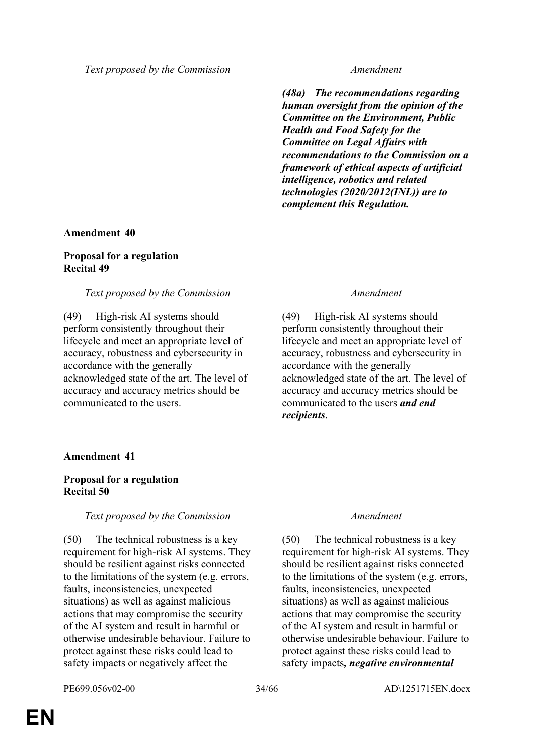| Text proposed by the Commission | Amendment |
|---|---|
| | ***(48a) The recommendations regarding human oversight from the opinion of the Committee on the Environment, Public Health and Food Safety for the Committee on Legal Affairs with recommendations to the Commission on a framework of ethical aspects of artificial intelligence, robotics and related technologies (2020/2012(INL)) are to complement this Regulation.*** |

**Amendment 40**

**Proposal for a regulation**
**Recital 49**

| Text proposed by the Commission | Amendment |
|---|---|
| (49) High-risk AI systems should perform consistently throughout their lifecycle and meet an appropriate level of accuracy, robustness and cybersecurity in accordance with the generally acknowledged state of the art. The level of accuracy and accuracy metrics should be communicated to the users. | (49) High-risk AI systems should perform consistently throughout their lifecycle and meet an appropriate level of accuracy, robustness and cybersecurity in accordance with the generally acknowledged state of the art. The level of accuracy and accuracy metrics should be communicated to the users ***and end recipients***. |

**Amendment 41**

**Proposal for a regulation**
**Recital 50**

| Text proposed by the Commission | Amendment |
|---|---|
| (50) The technical robustness is a key requirement for high-risk AI systems. They should be resilient against risks connected to the limitations of the system (e.g. errors, faults, inconsistencies, unexpected situations) as well as against malicious actions that may compromise the security of the AI system and result in harmful or otherwise undesirable behaviour. Failure to protect against these risks could lead to safety impacts or negatively affect the | (50) The technical robustness is a key requirement for high-risk AI systems. They should be resilient against risks connected to the limitations of the system (e.g. errors, faults, inconsistencies, unexpected situations) as well as against malicious actions that may compromise the security of the AI system and result in harmful or otherwise undesirable behaviour. Failure to protect against these risks could lead to safety impacts***, negative environmental*** |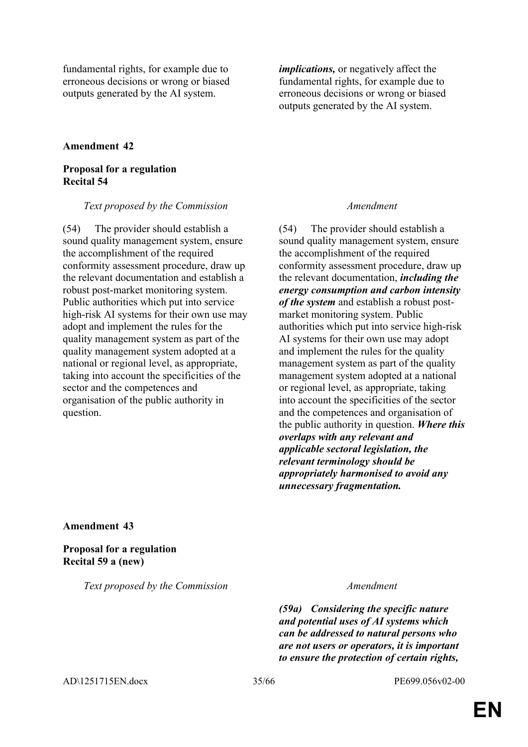| | |
|---|---|
| fundamental rights, for example due to erroneous decisions or wrong or biased outputs generated by the AI system. | ***implications,*** or negatively affect the fundamental rights, for example due to erroneous decisions or wrong or biased outputs generated by the AI system. |

**Amendment 42**

**Proposal for a regulation**
**Recital 54**

| *Text proposed by the Commission* | *Amendment* |
|---|---|
| (54) The provider should establish a sound quality management system, ensure the accomplishment of the required conformity assessment procedure, draw up the relevant documentation and establish a robust post-market monitoring system. Public authorities which put into service high-risk AI systems for their own use may adopt and implement the rules for the quality management system as part of the quality management system adopted at a national or regional level, as appropriate, taking into account the specificities of the sector and the competences and organisation of the public authority in question. | (54) The provider should establish a sound quality management system, ensure the accomplishment of the required conformity assessment procedure, draw up the relevant documentation, ***including the energy consumption and carbon intensity of the system*** and establish a robust post-market monitoring system. Public authorities which put into service high-risk AI systems for their own use may adopt and implement the rules for the quality management system as part of the quality management system adopted at a national or regional level, as appropriate, taking into account the specificities of the sector and the competences and organisation of the public authority in question. ***Where this overlaps with any relevant and applicable sectoral legislation, the relevant terminology should be appropriately harmonised to avoid any unnecessary fragmentation.*** |

**Amendment 43**

**Proposal for a regulation**
**Recital 59 a (new)**

| *Text proposed by the Commission* | *Amendment* |
|---|---|
| | ***(59a) Considering the specific nature and potential uses of AI systems which can be addressed to natural persons who are not users or operators, it is important to ensure the protection of certain rights,*** |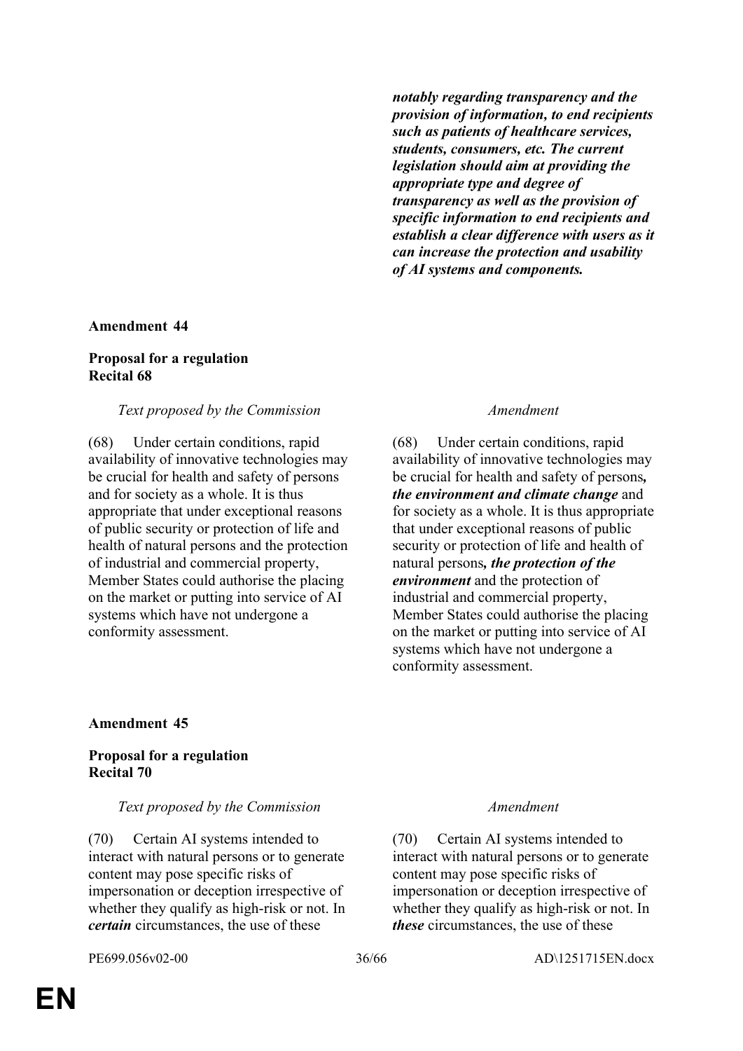| | |
|---|---|
| | ***notably regarding transparency and the provision of information, to end recipients such as patients of healthcare services, students, consumers, etc. The current legislation should aim at providing the appropriate type and degree of transparency as well as the provision of specific information to end recipients and establish a clear difference with users as it can increase the protection and usability of AI systems and components.*** |

**Amendment 44**

**Proposal for a regulation**
**Recital 68**

| *Text proposed by the Commission* | *Amendment* |
|---|---|
| (68) Under certain conditions, rapid availability of innovative technologies may be crucial for health and safety of persons and for society as a whole. It is thus appropriate that under exceptional reasons of public security or protection of life and health of natural persons and the protection of industrial and commercial property, Member States could authorise the placing on the market or putting into service of AI systems which have not undergone a conformity assessment. | (68) Under certain conditions, rapid availability of innovative technologies may be crucial for health and safety of persons***, the environment and climate change*** and for society as a whole. It is thus appropriate that under exceptional reasons of public security or protection of life and health of natural persons***, the protection of the environment*** and the protection of industrial and commercial property, Member States could authorise the placing on the market or putting into service of AI systems which have not undergone a conformity assessment. |

**Amendment 45**

**Proposal for a regulation**
**Recital 70**

| *Text proposed by the Commission* | *Amendment* |
|---|---|
| (70) Certain AI systems intended to interact with natural persons or to generate content may pose specific risks of impersonation or deception irrespective of whether they qualify as high-risk or not. In ***certain*** circumstances, the use of these | (70) Certain AI systems intended to interact with natural persons or to generate content may pose specific risks of impersonation or deception irrespective of whether they qualify as high-risk or not. In ***these*** circumstances, the use of these |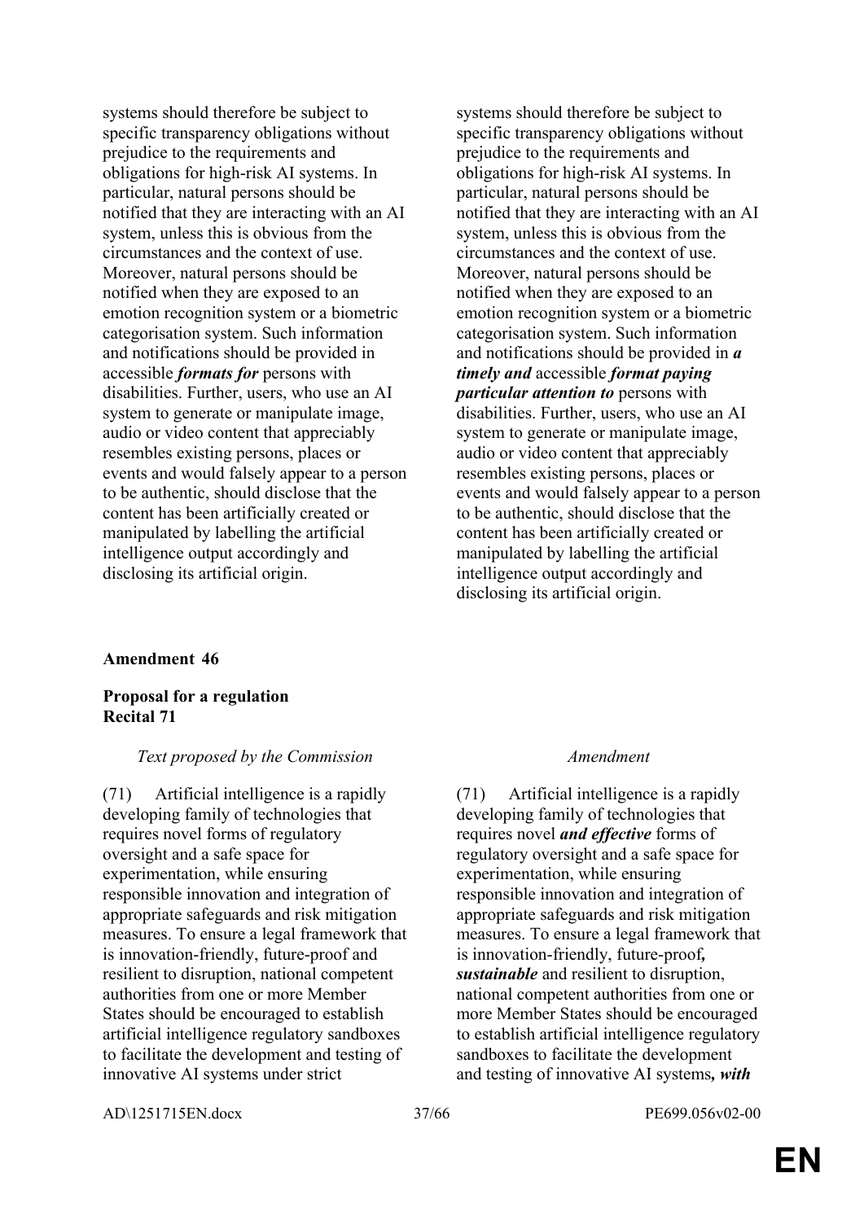| | |
|---|---|
| systems should therefore be subject to specific transparency obligations without prejudice to the requirements and obligations for high-risk AI systems. In particular, natural persons should be notified that they are interacting with an AI system, unless this is obvious from the circumstances and the context of use. Moreover, natural persons should be notified when they are exposed to an emotion recognition system or a biometric categorisation system. Such information and notifications should be provided in accessible ***formats for*** persons with disabilities. Further, users, who use an AI system to generate or manipulate image, audio or video content that appreciably resembles existing persons, places or events and would falsely appear to a person to be authentic, should disclose that the content has been artificially created or manipulated by labelling the artificial intelligence output accordingly and disclosing its artificial origin. | systems should therefore be subject to specific transparency obligations without prejudice to the requirements and obligations for high-risk AI systems. In particular, natural persons should be notified that they are interacting with an AI system, unless this is obvious from the circumstances and the context of use. Moreover, natural persons should be notified when they are exposed to an emotion recognition system or a biometric categorisation system. Such information and notifications should be provided in ***a timely and*** accessible ***format paying particular attention to*** persons with disabilities. Further, users, who use an AI system to generate or manipulate image, audio or video content that appreciably resembles existing persons, places or events and would falsely appear to a person to be authentic, should disclose that the content has been artificially created or manipulated by labelling the artificial intelligence output accordingly and disclosing its artificial origin. |

**Amendment 46**

**Proposal for a regulation**
**Recital 71**

| *Text proposed by the Commission* | *Amendment* |
|---|---|
| (71) Artificial intelligence is a rapidly developing family of technologies that requires novel forms of regulatory oversight and a safe space for experimentation, while ensuring responsible innovation and integration of appropriate safeguards and risk mitigation measures. To ensure a legal framework that is innovation-friendly, future-proof and resilient to disruption, national competent authorities from one or more Member States should be encouraged to establish artificial intelligence regulatory sandboxes to facilitate the development and testing of innovative AI systems under strict | (71) Artificial intelligence is a rapidly developing family of technologies that requires novel ***and effective*** forms of regulatory oversight and a safe space for experimentation, while ensuring responsible innovation and integration of appropriate safeguards and risk mitigation measures. To ensure a legal framework that is innovation-friendly, future-proof***,*** ***sustainable*** and resilient to disruption, national competent authorities from one or more Member States should be encouraged to establish artificial intelligence regulatory sandboxes to facilitate the development and testing of innovative AI systems***, with*** |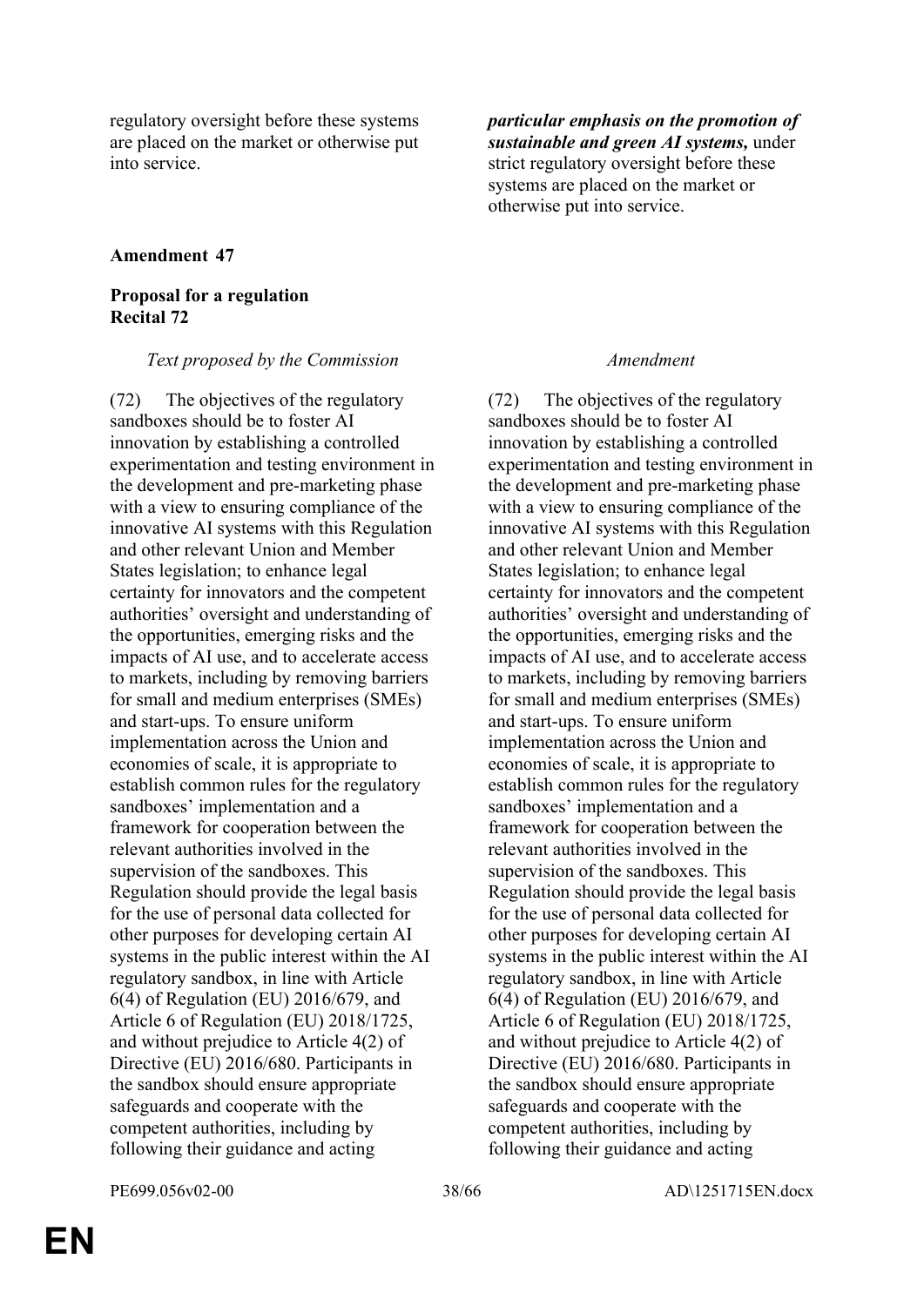| | |
|---|---|
| regulatory oversight before these systems are placed on the market or otherwise put into service. | ***particular emphasis on the promotion of sustainable and green AI systems,*** under strict regulatory oversight before these systems are placed on the market or otherwise put into service. |

**Amendment 47**

**Proposal for a regulation**
**Recital 72**

| *Text proposed by the Commission* | *Amendment* |
|---|---|
| (72) The objectives of the regulatory sandboxes should be to foster AI innovation by establishing a controlled experimentation and testing environment in the development and pre-marketing phase with a view to ensuring compliance of the innovative AI systems with this Regulation and other relevant Union and Member States legislation; to enhance legal certainty for innovators and the competent authorities' oversight and understanding of the opportunities, emerging risks and the impacts of AI use, and to accelerate access to markets, including by removing barriers for small and medium enterprises (SMEs) and start-ups. To ensure uniform implementation across the Union and economies of scale, it is appropriate to establish common rules for the regulatory sandboxes' implementation and a framework for cooperation between the relevant authorities involved in the supervision of the sandboxes. This Regulation should provide the legal basis for the use of personal data collected for other purposes for developing certain AI systems in the public interest within the AI regulatory sandbox, in line with Article 6(4) of Regulation (EU) 2016/679, and Article 6 of Regulation (EU) 2018/1725, and without prejudice to Article 4(2) of Directive (EU) 2016/680. Participants in the sandbox should ensure appropriate safeguards and cooperate with the competent authorities, including by following their guidance and acting | (72) The objectives of the regulatory sandboxes should be to foster AI innovation by establishing a controlled experimentation and testing environment in the development and pre-marketing phase with a view to ensuring compliance of the innovative AI systems with this Regulation and other relevant Union and Member States legislation; to enhance legal certainty for innovators and the competent authorities' oversight and understanding of the opportunities, emerging risks and the impacts of AI use, and to accelerate access to markets, including by removing barriers for small and medium enterprises (SMEs) and start-ups. To ensure uniform implementation across the Union and economies of scale, it is appropriate to establish common rules for the regulatory sandboxes' implementation and a framework for cooperation between the relevant authorities involved in the supervision of the sandboxes. This Regulation should provide the legal basis for the use of personal data collected for other purposes for developing certain AI systems in the public interest within the AI regulatory sandbox, in line with Article 6(4) of Regulation (EU) 2016/679, and Article 6 of Regulation (EU) 2018/1725, and without prejudice to Article 4(2) of Directive (EU) 2016/680. Participants in the sandbox should ensure appropriate safeguards and cooperate with the competent authorities, including by following their guidance and acting |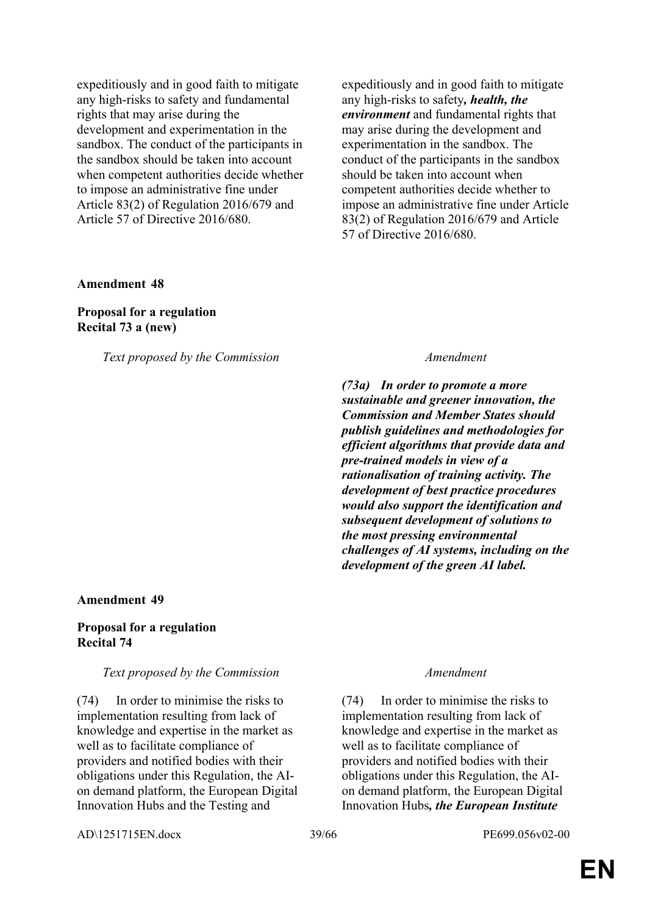| Text proposed by the Commission | Amendment |
|---|---|
| expeditiously and in good faith to mitigate any high-risks to safety and fundamental rights that may arise during the development and experimentation in the sandbox. The conduct of the participants in the sandbox should be taken into account when competent authorities decide whether to impose an administrative fine under Article 83(2) of Regulation 2016/679 and Article 57 of Directive 2016/680. | expeditiously and in good faith to mitigate any high-risks to safety***, health, the environment*** and fundamental rights that may arise during the development and experimentation in the sandbox. The conduct of the participants in the sandbox should be taken into account when competent authorities decide whether to impose an administrative fine under Article 83(2) of Regulation 2016/679 and Article 57 of Directive 2016/680. |

**Amendment 48**

**Proposal for a regulation**
**Recital 73 a (new)**

| *Text proposed by the Commission* | *Amendment* |
|---|---|
| | ***(73a) In order to promote a more sustainable and greener innovation, the Commission and Member States should publish guidelines and methodologies for efficient algorithms that provide data and pre-trained models in view of a rationalisation of training activity. The development of best practice procedures would also support the identification and subsequent development of solutions to the most pressing environmental challenges of AI systems, including on the development of the green AI label.*** |

**Amendment 49**

**Proposal for a regulation**
**Recital 74**

| *Text proposed by the Commission* | *Amendment* |
|---|---|
| (74) In order to minimise the risks to implementation resulting from lack of knowledge and expertise in the market as well as to facilitate compliance of providers and notified bodies with their obligations under this Regulation, the AI-on demand platform, the European Digital Innovation Hubs and the Testing and | (74) In order to minimise the risks to implementation resulting from lack of knowledge and expertise in the market as well as to facilitate compliance of providers and notified bodies with their obligations under this Regulation, the AI-on demand platform, the European Digital Innovation Hubs***, the European Institute*** |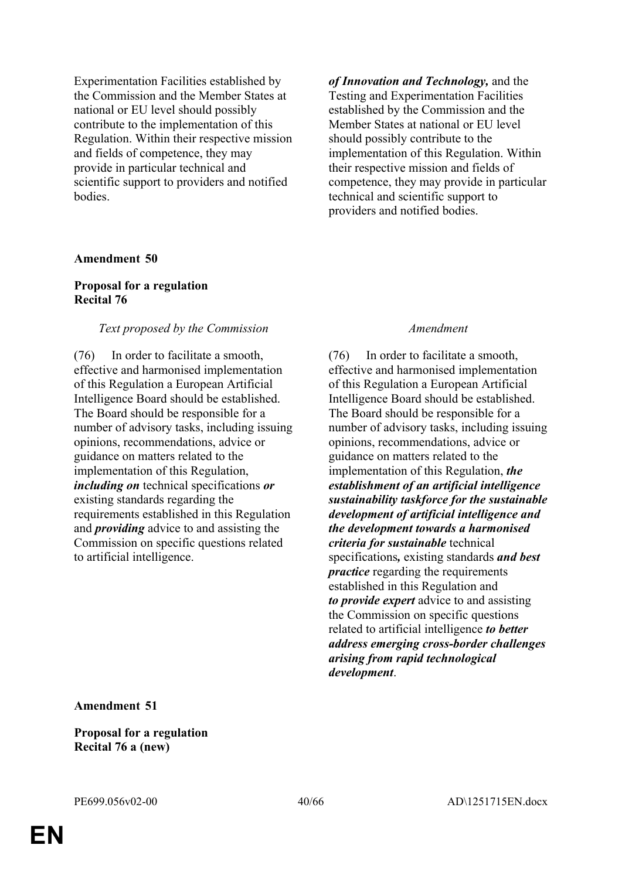| | |
|---|---|
| Experimentation Facilities established by the Commission and the Member States at national or EU level should possibly contribute to the implementation of this Regulation. Within their respective mission and fields of competence, they may provide in particular technical and scientific support to providers and notified bodies. | ***of Innovation and Technology,*** and the Testing and Experimentation Facilities established by the Commission and the Member States at national or EU level should possibly contribute to the implementation of this Regulation. Within their respective mission and fields of competence, they may provide in particular technical and scientific support to providers and notified bodies. |

**Amendment 50**

**Proposal for a regulation**
**Recital 76**

| *Text proposed by the Commission* | *Amendment* |
|---|---|
| (76) In order to facilitate a smooth, effective and harmonised implementation of this Regulation a European Artificial Intelligence Board should be established. The Board should be responsible for a number of advisory tasks, including issuing opinions, recommendations, advice or guidance on matters related to the implementation of this Regulation, ***including on*** technical specifications ***or*** existing standards regarding the requirements established in this Regulation and ***providing*** advice to and assisting the Commission on specific questions related to artificial intelligence. | (76) In order to facilitate a smooth, effective and harmonised implementation of this Regulation a European Artificial Intelligence Board should be established. The Board should be responsible for a number of advisory tasks, including issuing opinions, recommendations, advice or guidance on matters related to the implementation of this Regulation, ***the establishment of an artificial intelligence sustainability taskforce for the sustainable development of artificial intelligence and the development towards a harmonised criteria for sustainable*** technical specifications***,*** existing standards ***and best practice*** regarding the requirements established in this Regulation and ***to provide expert*** advice to and assisting the Commission on specific questions related to artificial intelligence ***to better address emerging cross-border challenges arising from rapid technological development***. |

**Amendment 51**

**Proposal for a regulation**
**Recital 76 a (new)**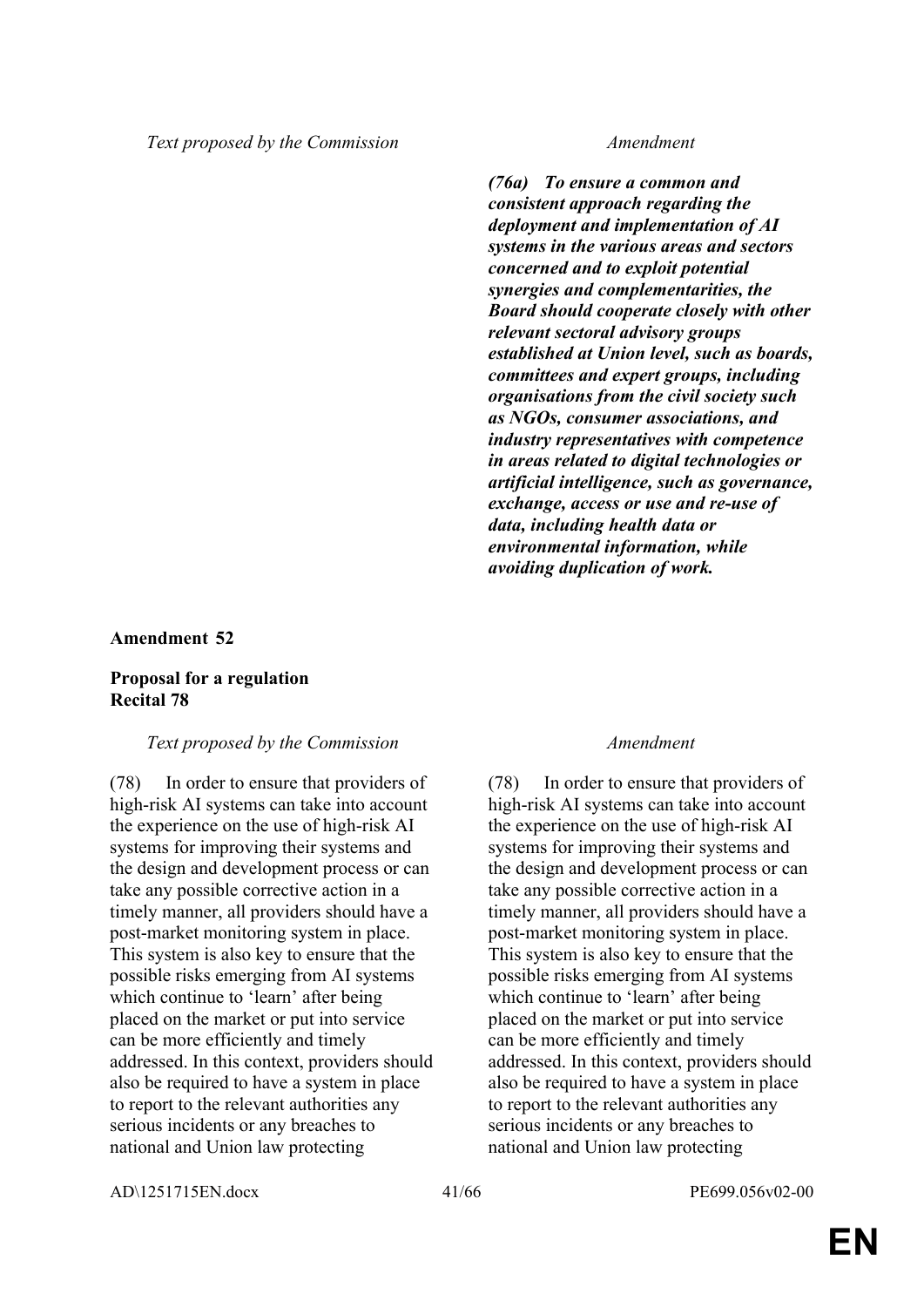| Text proposed by the Commission | Amendment |
|---|---|
| | ***(76a) To ensure a common and consistent approach regarding the deployment and implementation of AI systems in the various areas and sectors concerned and to exploit potential synergies and complementarities, the Board should cooperate closely with other relevant sectoral advisory groups established at Union level, such as boards, committees and expert groups, including organisations from the civil society such as NGOs, consumer associations, and industry representatives with competence in areas related to digital technologies or artificial intelligence, such as governance, exchange, access or use and re-use of data, including health data or environmental information, while avoiding duplication of work.*** |

**Amendment 52**

**Proposal for a regulation**
**Recital 78**

| Text proposed by the Commission | Amendment |
|---|---|
| (78) In order to ensure that providers of high-risk AI systems can take into account the experience on the use of high-risk AI systems for improving their systems and the design and development process or can take any possible corrective action in a timely manner, all providers should have a post-market monitoring system in place. This system is also key to ensure that the possible risks emerging from AI systems which continue to 'learn' after being placed on the market or put into service can be more efficiently and timely addressed. In this context, providers should also be required to have a system in place to report to the relevant authorities any serious incidents or any breaches to national and Union law protecting | (78) In order to ensure that providers of high-risk AI systems can take into account the experience on the use of high-risk AI systems for improving their systems and the design and development process or can take any possible corrective action in a timely manner, all providers should have a post-market monitoring system in place. This system is also key to ensure that the possible risks emerging from AI systems which continue to 'learn' after being placed on the market or put into service can be more efficiently and timely addressed. In this context, providers should also be required to have a system in place to report to the relevant authorities any serious incidents or any breaches to national and Union law protecting |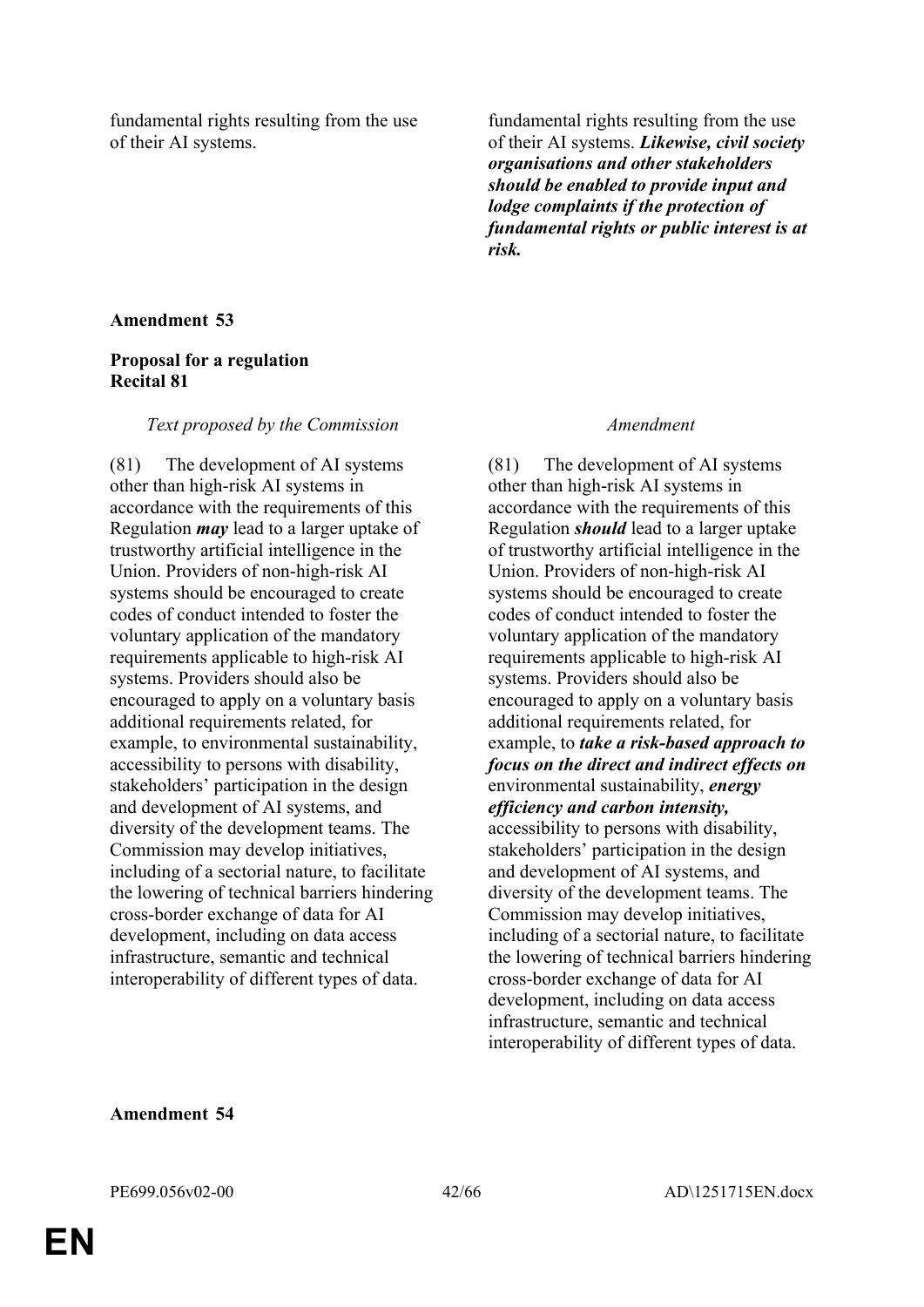| | |
|---|---|
| fundamental rights resulting from the use of their AI systems. | fundamental rights resulting from the use of their AI systems. ***Likewise, civil society organisations and other stakeholders should be enabled to provide input and lodge complaints if the protection of fundamental rights or public interest is at risk.*** |

**Amendment 53**

**Proposal for a regulation**
**Recital 81**

| *Text proposed by the Commission* | *Amendment* |
|---|---|
| (81) The development of AI systems other than high-risk AI systems in accordance with the requirements of this Regulation ***may*** lead to a larger uptake of trustworthy artificial intelligence in the Union. Providers of non-high-risk AI systems should be encouraged to create codes of conduct intended to foster the voluntary application of the mandatory requirements applicable to high-risk AI systems. Providers should also be encouraged to apply on a voluntary basis additional requirements related, for example, to environmental sustainability, accessibility to persons with disability, stakeholders' participation in the design and development of AI systems, and diversity of the development teams. The Commission may develop initiatives, including of a sectorial nature, to facilitate the lowering of technical barriers hindering cross-border exchange of data for AI development, including on data access infrastructure, semantic and technical interoperability of different types of data. | (81) The development of AI systems other than high-risk AI systems in accordance with the requirements of this Regulation ***should*** lead to a larger uptake of trustworthy artificial intelligence in the Union. Providers of non-high-risk AI systems should be encouraged to create codes of conduct intended to foster the voluntary application of the mandatory requirements applicable to high-risk AI systems. Providers should also be encouraged to apply on a voluntary basis additional requirements related, for example, to ***take a risk-based approach to focus on the direct and indirect effects on*** environmental sustainability, ***energy efficiency and carbon intensity,*** accessibility to persons with disability, stakeholders' participation in the design and development of AI systems, and diversity of the development teams. The Commission may develop initiatives, including of a sectorial nature, to facilitate the lowering of technical barriers hindering cross-border exchange of data for AI development, including on data access infrastructure, semantic and technical interoperability of different types of data. |

**Amendment 54**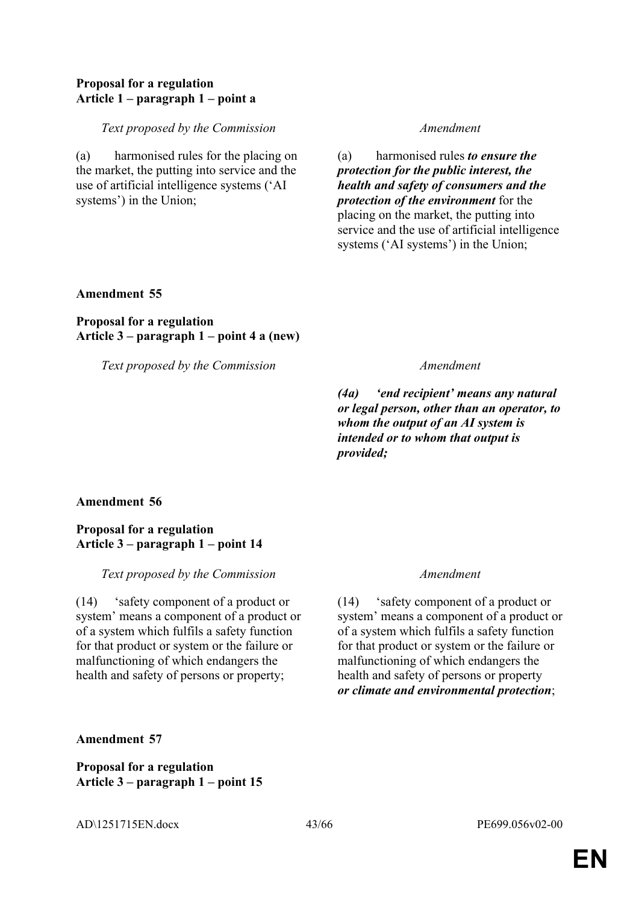**Proposal for a regulation**
**Article 1 – paragraph 1 – point a**

| Text proposed by the Commission | Amendment |
| --- | --- |
| (a) harmonised rules for the placing on the market, the putting into service and the use of artificial intelligence systems ('AI systems') in the Union; | (a) harmonised rules ***to ensure the protection for the public interest, the health and safety of consumers and the protection of the environment*** for the placing on the market, the putting into service and the use of artificial intelligence systems ('AI systems') in the Union; |

**Amendment 55**

**Proposal for a regulation**
**Article 3 – paragraph 1 – point 4 a (new)**

| Text proposed by the Commission | Amendment |
| --- | --- |
| | ***(4a) 'end recipient' means any natural or legal person, other than an operator, to whom the output of an AI system is intended or to whom that output is provided;*** |

**Amendment 56**

**Proposal for a regulation**
**Article 3 – paragraph 1 – point 14**

| Text proposed by the Commission | Amendment |
| --- | --- |
| (14) 'safety component of a product or system' means a component of a product or of a system which fulfils a safety function for that product or system or the failure or malfunctioning of which endangers the health and safety of persons or property; | (14) 'safety component of a product or system' means a component of a product or of a system which fulfils a safety function for that product or system or the failure or malfunctioning of which endangers the health and safety of persons or property ***or climate and environmental protection***; |

**Amendment 57**

**Proposal for a regulation**
**Article 3 – paragraph 1 – point 15**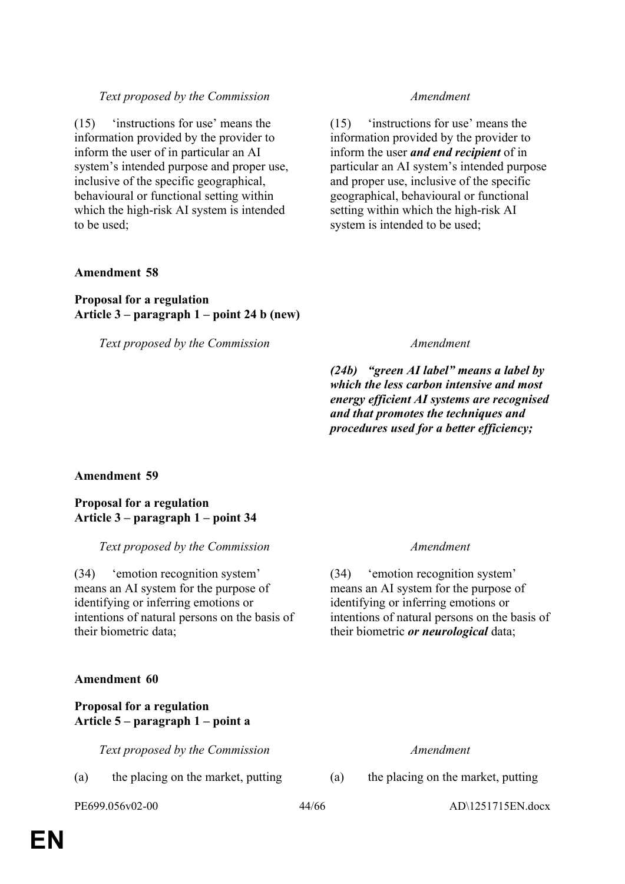| Text proposed by the Commission | Amendment |
| --- | --- |
| (15) 'instructions for use' means the information provided by the provider to inform the user of in particular an AI system's intended purpose and proper use, inclusive of the specific geographical, behavioural or functional setting within which the high-risk AI system is intended to be used; | (15) 'instructions for use' means the information provided by the provider to inform the user ***and end recipient*** of in particular an AI system's intended purpose and proper use, inclusive of the specific geographical, behavioural or functional setting within which the high-risk AI system is intended to be used; |

**Amendment 58**

**Proposal for a regulation**
**Article 3 – paragraph 1 – point 24 b (new)**

| Text proposed by the Commission | Amendment |
| --- | --- |
| | ***(24b) "green AI label" means a label by which the less carbon intensive and most energy efficient AI systems are recognised and that promotes the techniques and procedures used for a better efficiency;*** |

**Amendment 59**

**Proposal for a regulation**
**Article 3 – paragraph 1 – point 34**

| Text proposed by the Commission | Amendment |
| --- | --- |
| (34) 'emotion recognition system' means an AI system for the purpose of identifying or inferring emotions or intentions of natural persons on the basis of their biometric data; | (34) 'emotion recognition system' means an AI system for the purpose of identifying or inferring emotions or intentions of natural persons on the basis of their biometric ***or neurological*** data; |

**Amendment 60**

**Proposal for a regulation**
**Article 5 – paragraph 1 – point a**

| Text proposed by the Commission | Amendment |
| --- | --- |
| (a) the placing on the market, putting | (a) the placing on the market, putting |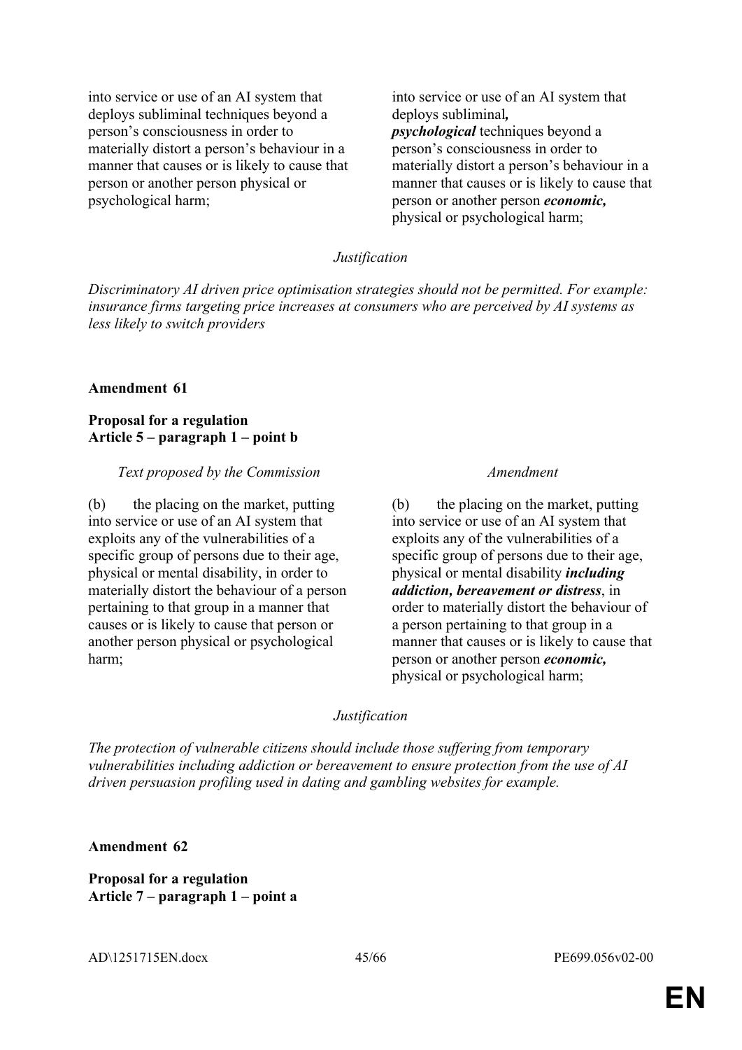| | |
|---|---|
| into service or use of an AI system that deploys subliminal techniques beyond a person's consciousness in order to materially distort a person's behaviour in a manner that causes or is likely to cause that person or another person physical or psychological harm; | into service or use of an AI system that deploys subliminal***, psychological*** techniques beyond a person's consciousness in order to materially distort a person's behaviour in a manner that causes or is likely to cause that person or another person ***economic,*** physical or psychological harm; |

*Justification*

*Discriminatory AI driven price optimisation strategies should not be permitted. For example: insurance firms targeting price increases at consumers who are perceived by AI systems as less likely to switch providers*

**Amendment 61**

**Proposal for a regulation**
**Article 5 – paragraph 1 – point b**

| *Text proposed by the Commission* | *Amendment* |
|---|---|
| (b) the placing on the market, putting into service or use of an AI system that exploits any of the vulnerabilities of a specific group of persons due to their age, physical or mental disability, in order to materially distort the behaviour of a person pertaining to that group in a manner that causes or is likely to cause that person or another person physical or psychological harm; | (b) the placing on the market, putting into service or use of an AI system that exploits any of the vulnerabilities of a specific group of persons due to their age, physical or mental disability ***including addiction, bereavement or distress***, in order to materially distort the behaviour of a person pertaining to that group in a manner that causes or is likely to cause that person or another person ***economic,*** physical or psychological harm; |

*Justification*

*The protection of vulnerable citizens should include those suffering from temporary vulnerabilities including addiction or bereavement to ensure protection from the use of AI driven persuasion profiling used in dating and gambling websites for example.*

**Amendment 62**

**Proposal for a regulation**
**Article 7 – paragraph 1 – point a**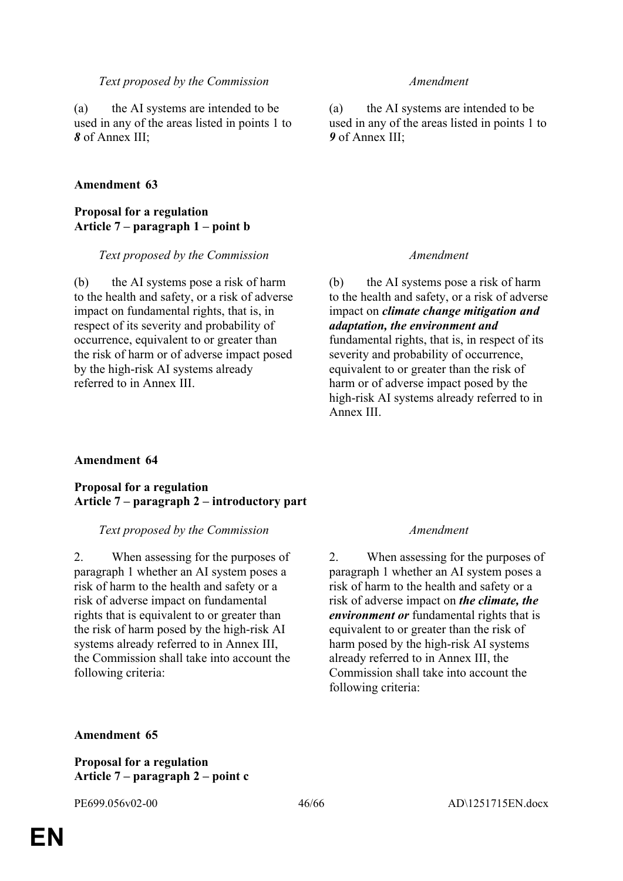| *Text proposed by the Commission* | *Amendment* |
|---|---|
| (a) the AI systems are intended to be used in any of the areas listed in points 1 to ***8*** of Annex III; | (a) the AI systems are intended to be used in any of the areas listed in points 1 to ***9*** of Annex III; |

**Amendment 63**

**Proposal for a regulation**
**Article 7 – paragraph 1 – point b**

| *Text proposed by the Commission* | *Amendment* |
|---|---|
| (b) the AI systems pose a risk of harm to the health and safety, or a risk of adverse impact on fundamental rights, that is, in respect of its severity and probability of occurrence, equivalent to or greater than the risk of harm or of adverse impact posed by the high-risk AI systems already referred to in Annex III. | (b) the AI systems pose a risk of harm to the health and safety, or a risk of adverse impact on ***climate change mitigation and adaptation, the environment and*** fundamental rights, that is, in respect of its severity and probability of occurrence, equivalent to or greater than the risk of harm or of adverse impact posed by the high-risk AI systems already referred to in Annex III. |

**Amendment 64**

**Proposal for a regulation**
**Article 7 – paragraph 2 – introductory part**

| *Text proposed by the Commission* | *Amendment* |
|---|---|
| 2. When assessing for the purposes of paragraph 1 whether an AI system poses a risk of harm to the health and safety or a risk of adverse impact on fundamental rights that is equivalent to or greater than the risk of harm posed by the high-risk AI systems already referred to in Annex III, the Commission shall take into account the following criteria: | 2. When assessing for the purposes of paragraph 1 whether an AI system poses a risk of harm to the health and safety or a risk of adverse impact on ***the climate, the environment or*** fundamental rights that is equivalent to or greater than the risk of harm posed by the high-risk AI systems already referred to in Annex III, the Commission shall take into account the following criteria: |

**Amendment 65**

**Proposal for a regulation**
**Article 7 – paragraph 2 – point c**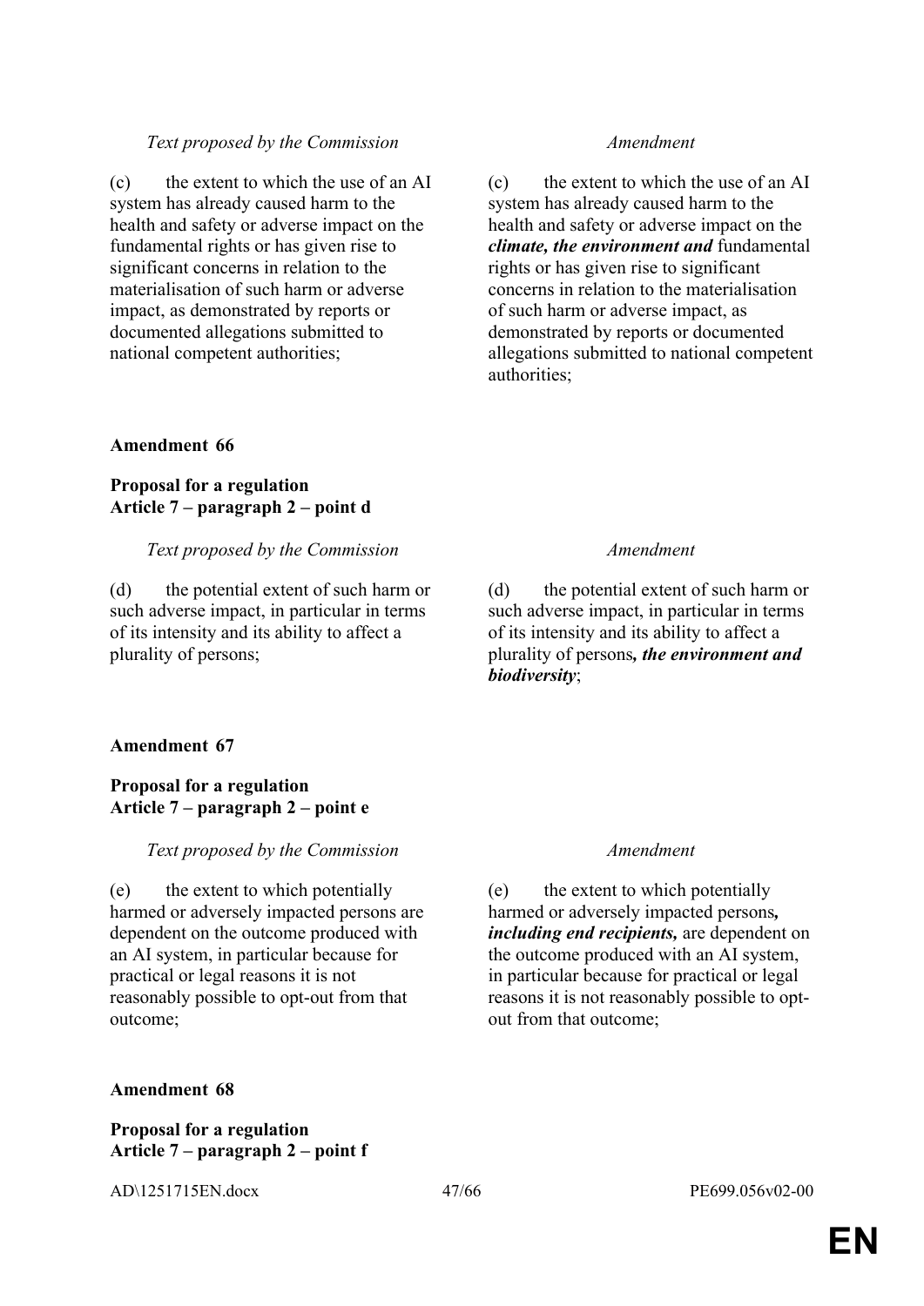| *Text proposed by the Commission* | *Amendment* |
|---|---|
| (c) the extent to which the use of an AI system has already caused harm to the health and safety or adverse impact on the fundamental rights or has given rise to significant concerns in relation to the materialisation of such harm or adverse impact, as demonstrated by reports or documented allegations submitted to national competent authorities; | (c) the extent to which the use of an AI system has already caused harm to the health and safety or adverse impact on the ***climate, the environment and*** fundamental rights or has given rise to significant concerns in relation to the materialisation of such harm or adverse impact, as demonstrated by reports or documented allegations submitted to national competent authorities; |

**Amendment 66**

**Proposal for a regulation**
**Article 7 – paragraph 2 – point d**

| *Text proposed by the Commission* | *Amendment* |
|---|---|
| (d) the potential extent of such harm or such adverse impact, in particular in terms of its intensity and its ability to affect a plurality of persons; | (d) the potential extent of such harm or such adverse impact, in particular in terms of its intensity and its ability to affect a plurality of persons***, the environment and biodiversity***; |

**Amendment 67**

**Proposal for a regulation**
**Article 7 – paragraph 2 – point e**

| *Text proposed by the Commission* | *Amendment* |
|---|---|
| (e) the extent to which potentially harmed or adversely impacted persons are dependent on the outcome produced with an AI system, in particular because for practical or legal reasons it is not reasonably possible to opt-out from that outcome; | (e) the extent to which potentially harmed or adversely impacted persons***, including end recipients,*** are dependent on the outcome produced with an AI system, in particular because for practical or legal reasons it is not reasonably possible to opt-out from that outcome; |

**Amendment 68**

**Proposal for a regulation**
**Article 7 – paragraph 2 – point f**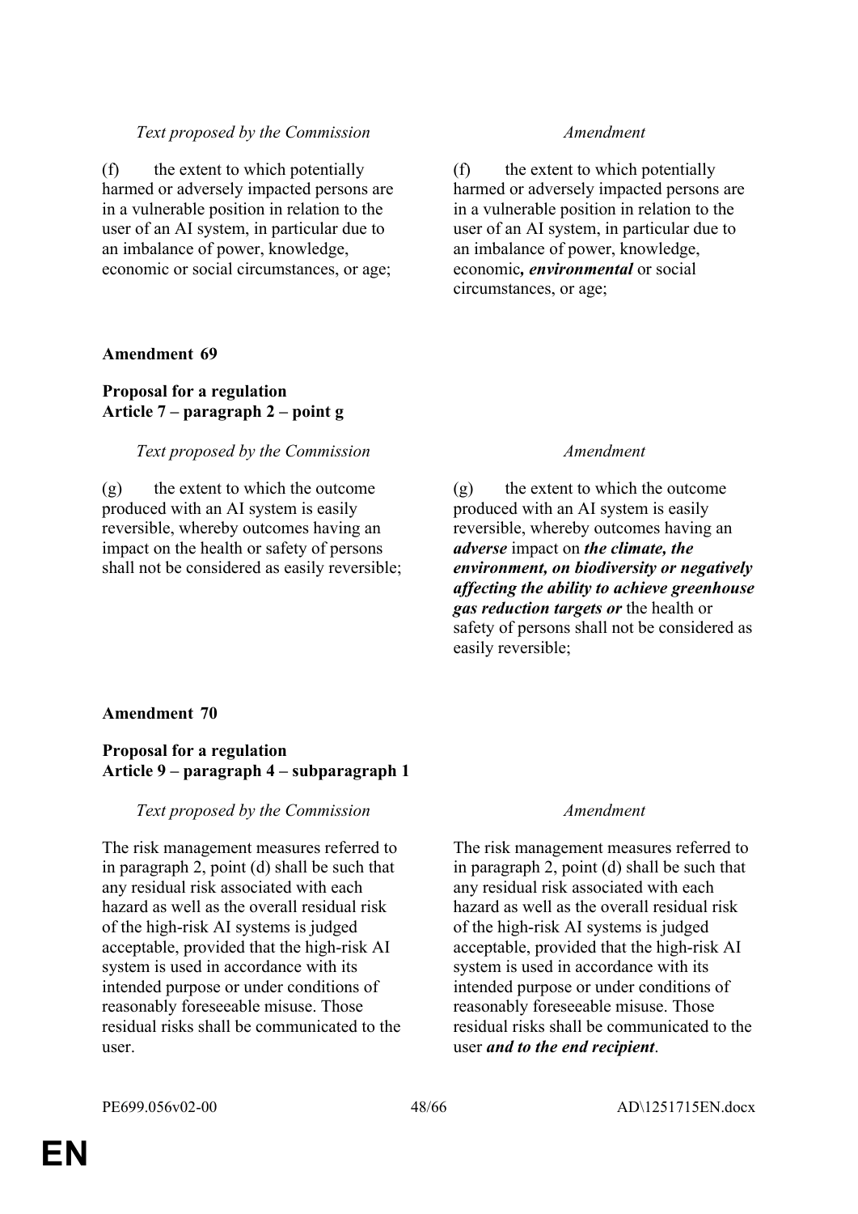| *Text proposed by the Commission* | *Amendment* |
|---|---|
| (f) the extent to which potentially harmed or adversely impacted persons are in a vulnerable position in relation to the user of an AI system, in particular due to an imbalance of power, knowledge, economic or social circumstances, or age; | (f) the extent to which potentially harmed or adversely impacted persons are in a vulnerable position in relation to the user of an AI system, in particular due to an imbalance of power, knowledge, economic***, environmental*** or social circumstances, or age; |

**Amendment 69**

**Proposal for a regulation**
**Article 7 – paragraph 2 – point g**

| *Text proposed by the Commission* | *Amendment* |
|---|---|
| (g) the extent to which the outcome produced with an AI system is easily reversible, whereby outcomes having an impact on the health or safety of persons shall not be considered as easily reversible; | (g) the extent to which the outcome produced with an AI system is easily reversible, whereby outcomes having an ***adverse*** impact on ***the climate, the environment, on biodiversity or negatively affecting the ability to achieve greenhouse gas reduction targets or*** the health or safety of persons shall not be considered as easily reversible; |

**Amendment 70**

**Proposal for a regulation**
**Article 9 – paragraph 4 – subparagraph 1**

| *Text proposed by the Commission* | *Amendment* |
|---|---|
| The risk management measures referred to in paragraph 2, point (d) shall be such that any residual risk associated with each hazard as well as the overall residual risk of the high-risk AI systems is judged acceptable, provided that the high-risk AI system is used in accordance with its intended purpose or under conditions of reasonably foreseeable misuse. Those residual risks shall be communicated to the user. | The risk management measures referred to in paragraph 2, point (d) shall be such that any residual risk associated with each hazard as well as the overall residual risk of the high-risk AI systems is judged acceptable, provided that the high-risk AI system is used in accordance with its intended purpose or under conditions of reasonably foreseeable misuse. Those residual risks shall be communicated to the user ***and to the end recipient***. |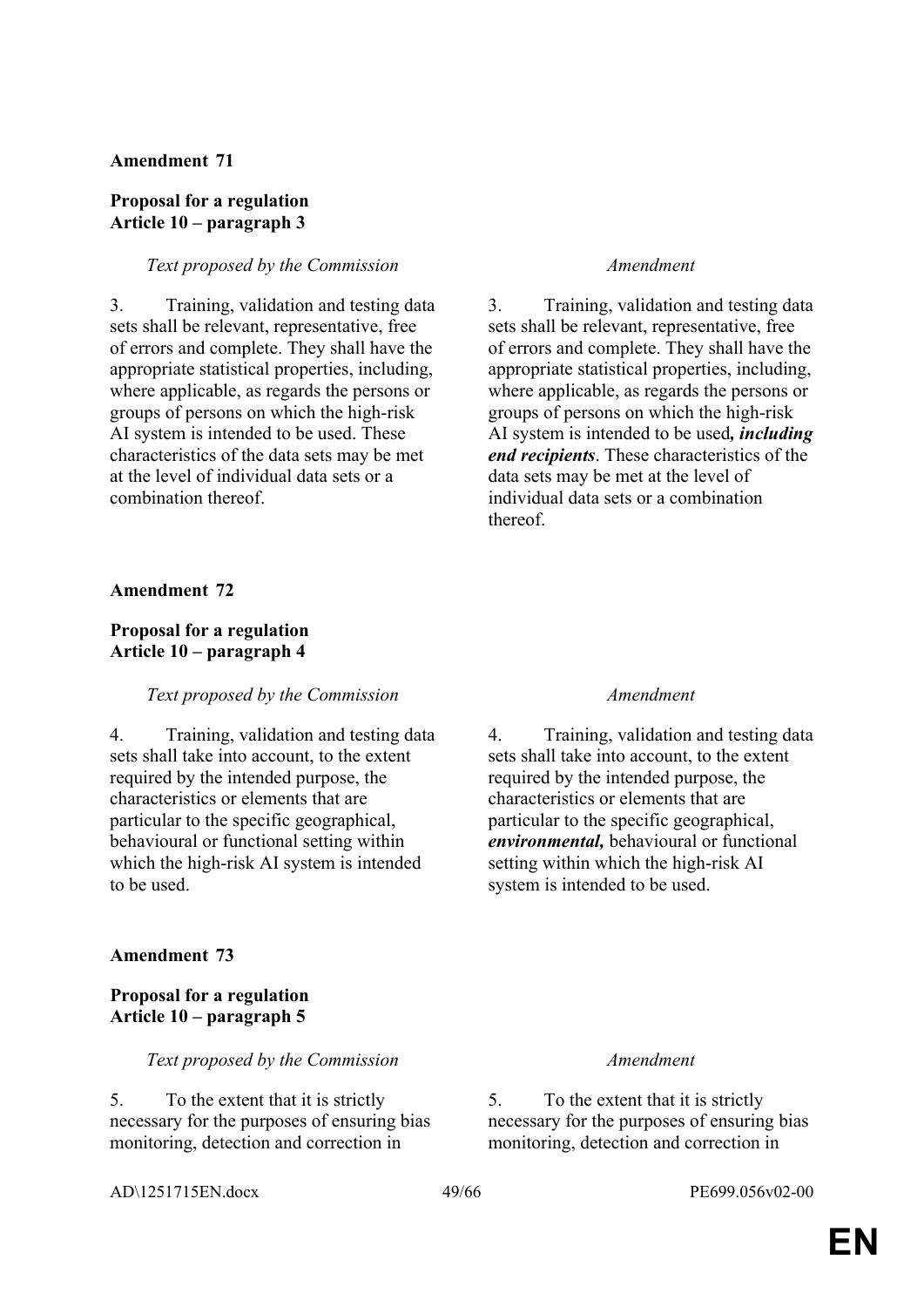**Amendment 71**

**Proposal for a regulation**
**Article 10 – paragraph 3**

| *Text proposed by the Commission* | *Amendment* |
|---|---|
| 3. Training, validation and testing data sets shall be relevant, representative, free of errors and complete. They shall have the appropriate statistical properties, including, where applicable, as regards the persons or groups of persons on which the high-risk AI system is intended to be used. These characteristics of the data sets may be met at the level of individual data sets or a combination thereof. | 3. Training, validation and testing data sets shall be relevant, representative, free of errors and complete. They shall have the appropriate statistical properties, including, where applicable, as regards the persons or groups of persons on which the high-risk AI system is intended to be used***, including end recipients***. These characteristics of the data sets may be met at the level of individual data sets or a combination thereof. |

**Amendment 72**

**Proposal for a regulation**
**Article 10 – paragraph 4**

| *Text proposed by the Commission* | *Amendment* |
|---|---|
| 4. Training, validation and testing data sets shall take into account, to the extent required by the intended purpose, the characteristics or elements that are particular to the specific geographical, behavioural or functional setting within which the high-risk AI system is intended to be used. | 4. Training, validation and testing data sets shall take into account, to the extent required by the intended purpose, the characteristics or elements that are particular to the specific geographical, ***environmental,*** behavioural or functional setting within which the high-risk AI system is intended to be used. |

**Amendment 73**

**Proposal for a regulation**
**Article 10 – paragraph 5**

| *Text proposed by the Commission* | *Amendment* |
|---|---|
| 5. To the extent that it is strictly necessary for the purposes of ensuring bias monitoring, detection and correction in | 5. To the extent that it is strictly necessary for the purposes of ensuring bias monitoring, detection and correction in |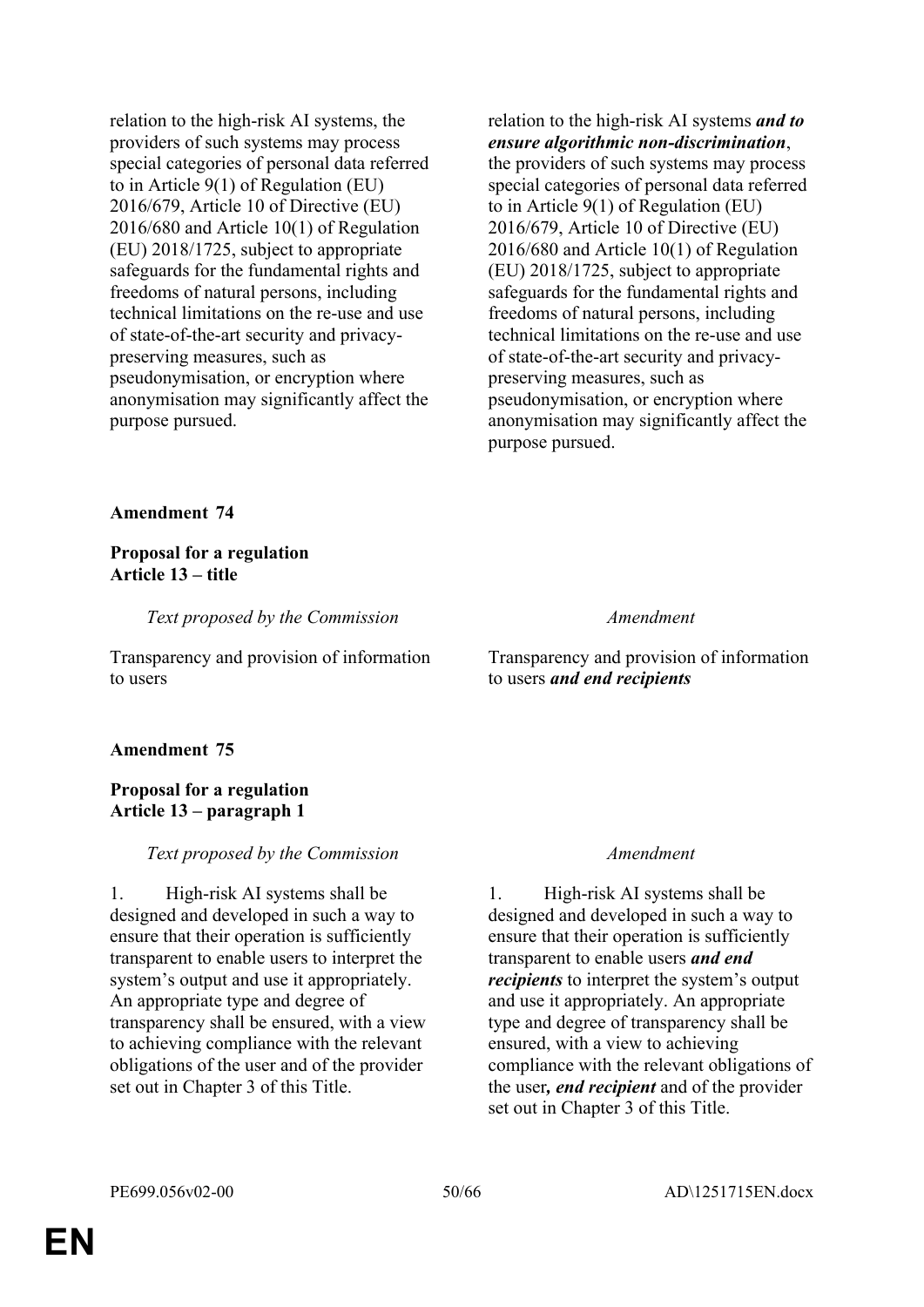| | |
|---|---|
| relation to the high-risk AI systems, the providers of such systems may process special categories of personal data referred to in Article 9(1) of Regulation (EU) 2016/679, Article 10 of Directive (EU) 2016/680 and Article 10(1) of Regulation (EU) 2018/1725, subject to appropriate safeguards for the fundamental rights and freedoms of natural persons, including technical limitations on the re-use and use of state-of-the-art security and privacy-preserving measures, such as pseudonymisation, or encryption where anonymisation may significantly affect the purpose pursued. | relation to the high-risk AI systems ***and to ensure algorithmic non-discrimination***, the providers of such systems may process special categories of personal data referred to in Article 9(1) of Regulation (EU) 2016/679, Article 10 of Directive (EU) 2016/680 and Article 10(1) of Regulation (EU) 2018/1725, subject to appropriate safeguards for the fundamental rights and freedoms of natural persons, including technical limitations on the re-use and use of state-of-the-art security and privacy-preserving measures, such as pseudonymisation, or encryption where anonymisation may significantly affect the purpose pursued. |

**Amendment 74**

**Proposal for a regulation**
**Article 13 – title**

| *Text proposed by the Commission* | *Amendment* |
|---|---|
| Transparency and provision of information to users | Transparency and provision of information to users ***and end recipients*** |

**Amendment 75**

**Proposal for a regulation**
**Article 13 – paragraph 1**

| *Text proposed by the Commission* | *Amendment* |
|---|---|
| 1. High-risk AI systems shall be designed and developed in such a way to ensure that their operation is sufficiently transparent to enable users to interpret the system's output and use it appropriately. An appropriate type and degree of transparency shall be ensured, with a view to achieving compliance with the relevant obligations of the user and of the provider set out in Chapter 3 of this Title. | 1. High-risk AI systems shall be designed and developed in such a way to ensure that their operation is sufficiently transparent to enable users ***and end recipients*** to interpret the system's output and use it appropriately. An appropriate type and degree of transparency shall be ensured, with a view to achieving compliance with the relevant obligations of the user***, end recipient*** and of the provider set out in Chapter 3 of this Title. |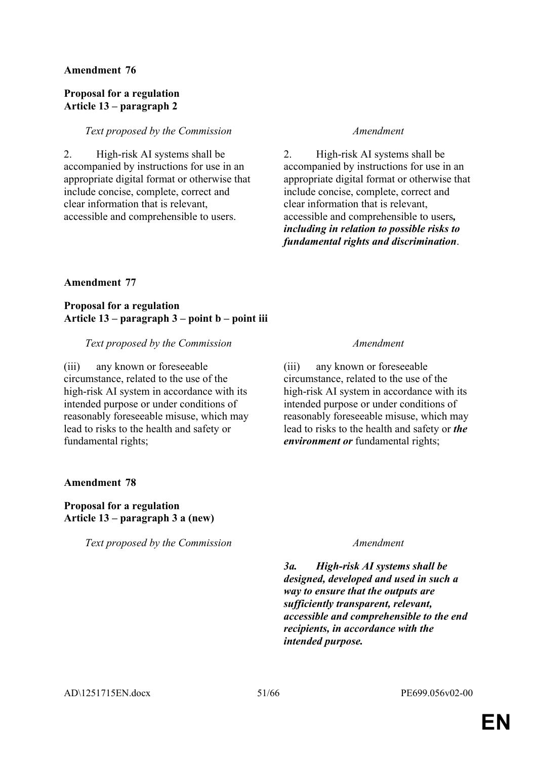**Amendment 76**

**Proposal for a regulation**
**Article 13 – paragraph 2**

| *Text proposed by the Commission* | *Amendment* |
|---|---|
| 2. High-risk AI systems shall be accompanied by instructions for use in an appropriate digital format or otherwise that include concise, complete, correct and clear information that is relevant, accessible and comprehensible to users. | 2. High-risk AI systems shall be accompanied by instructions for use in an appropriate digital format or otherwise that include concise, complete, correct and clear information that is relevant, accessible and comprehensible to users***, including in relation to possible risks to fundamental rights and discrimination***. |

**Amendment 77**

**Proposal for a regulation**
**Article 13 – paragraph 3 – point b – point iii**

| *Text proposed by the Commission* | *Amendment* |
|---|---|
| (iii) any known or foreseeable circumstance, related to the use of the high-risk AI system in accordance with its intended purpose or under conditions of reasonably foreseeable misuse, which may lead to risks to the health and safety or fundamental rights; | (iii) any known or foreseeable circumstance, related to the use of the high-risk AI system in accordance with its intended purpose or under conditions of reasonably foreseeable misuse, which may lead to risks to the health and safety or ***the environment or*** fundamental rights; |

**Amendment 78**

**Proposal for a regulation**
**Article 13 – paragraph 3 a (new)**

| *Text proposed by the Commission* | *Amendment* |
|---|---|
| | ***3a. High-risk AI systems shall be designed, developed and used in such a way to ensure that the outputs are sufficiently transparent, relevant, accessible and comprehensible to the end recipients, in accordance with the intended purpose.*** |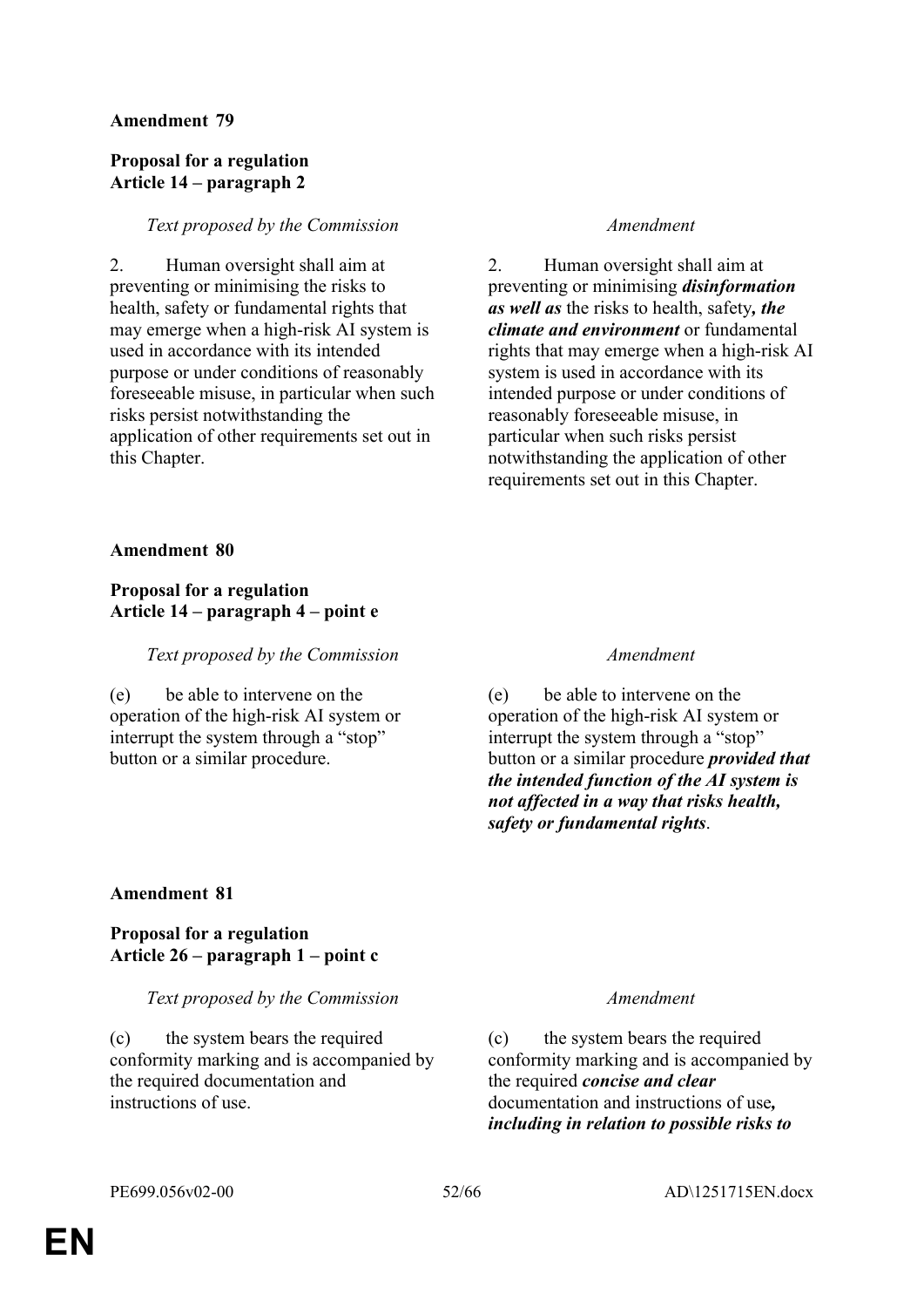**Amendment 79**

**Proposal for a regulation**
**Article 14 – paragraph 2**

| *Text proposed by the Commission* | *Amendment* |
| --- | --- |
| 2. Human oversight shall aim at preventing or minimising the risks to health, safety or fundamental rights that may emerge when a high-risk AI system is used in accordance with its intended purpose or under conditions of reasonably foreseeable misuse, in particular when such risks persist notwithstanding the application of other requirements set out in this Chapter. | 2. Human oversight shall aim at preventing or minimising ***disinformation as well as*** the risks to health, safety***, the climate and environment*** or fundamental rights that may emerge when a high-risk AI system is used in accordance with its intended purpose or under conditions of reasonably foreseeable misuse, in particular when such risks persist notwithstanding the application of other requirements set out in this Chapter. |

**Amendment 80**

**Proposal for a regulation**
**Article 14 – paragraph 4 – point e**

| *Text proposed by the Commission* | *Amendment* |
| --- | --- |
| (e) be able to intervene on the operation of the high-risk AI system or interrupt the system through a "stop" button or a similar procedure. | (e) be able to intervene on the operation of the high-risk AI system or interrupt the system through a "stop" button or a similar procedure ***provided that the intended function of the AI system is not affected in a way that risks health, safety or fundamental rights***. |

**Amendment 81**

**Proposal for a regulation**
**Article 26 – paragraph 1 – point c**

| *Text proposed by the Commission* | *Amendment* |
| --- | --- |
| (c) the system bears the required conformity marking and is accompanied by the required documentation and instructions of use. | (c) the system bears the required conformity marking and is accompanied by the required ***concise and clear*** documentation and instructions of use***, including in relation to possible risks to*** |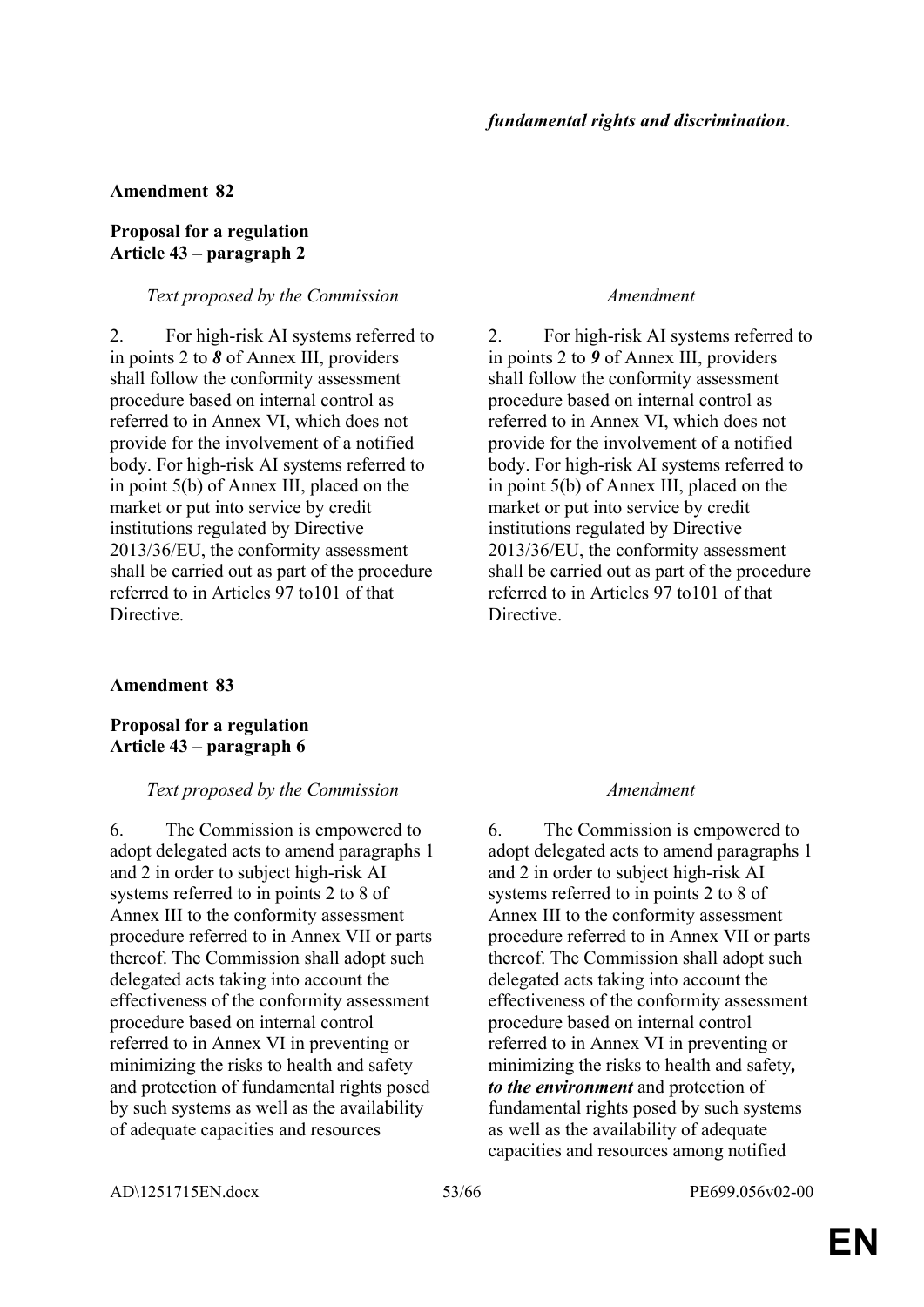| | *fundamental rights and discrimination*. |
|---|---|

**Amendment 82**

**Proposal for a regulation**
**Article 43 – paragraph 2**

| *Text proposed by the Commission* | *Amendment* |
|---|---|
| 2. For high-risk AI systems referred to in points 2 to ***8*** of Annex III, providers shall follow the conformity assessment procedure based on internal control as referred to in Annex VI, which does not provide for the involvement of a notified body. For high-risk AI systems referred to in point 5(b) of Annex III, placed on the market or put into service by credit institutions regulated by Directive 2013/36/EU, the conformity assessment shall be carried out as part of the procedure referred to in Articles 97 to101 of that Directive. | 2. For high-risk AI systems referred to in points 2 to ***9*** of Annex III, providers shall follow the conformity assessment procedure based on internal control as referred to in Annex VI, which does not provide for the involvement of a notified body. For high-risk AI systems referred to in point 5(b) of Annex III, placed on the market or put into service by credit institutions regulated by Directive 2013/36/EU, the conformity assessment shall be carried out as part of the procedure referred to in Articles 97 to101 of that Directive. |

**Amendment 83**

**Proposal for a regulation**
**Article 43 – paragraph 6**

| *Text proposed by the Commission* | *Amendment* |
|---|---|
| 6. The Commission is empowered to adopt delegated acts to amend paragraphs 1 and 2 in order to subject high-risk AI systems referred to in points 2 to 8 of Annex III to the conformity assessment procedure referred to in Annex VII or parts thereof. The Commission shall adopt such delegated acts taking into account the effectiveness of the conformity assessment procedure based on internal control referred to in Annex VI in preventing or minimizing the risks to health and safety and protection of fundamental rights posed by such systems as well as the availability of adequate capacities and resources | 6. The Commission is empowered to adopt delegated acts to amend paragraphs 1 and 2 in order to subject high-risk AI systems referred to in points 2 to 8 of Annex III to the conformity assessment procedure referred to in Annex VII or parts thereof. The Commission shall adopt such delegated acts taking into account the effectiveness of the conformity assessment procedure based on internal control referred to in Annex VI in preventing or minimizing the risks to health and safety***, to the environment*** and protection of fundamental rights posed by such systems as well as the availability of adequate capacities and resources among notified |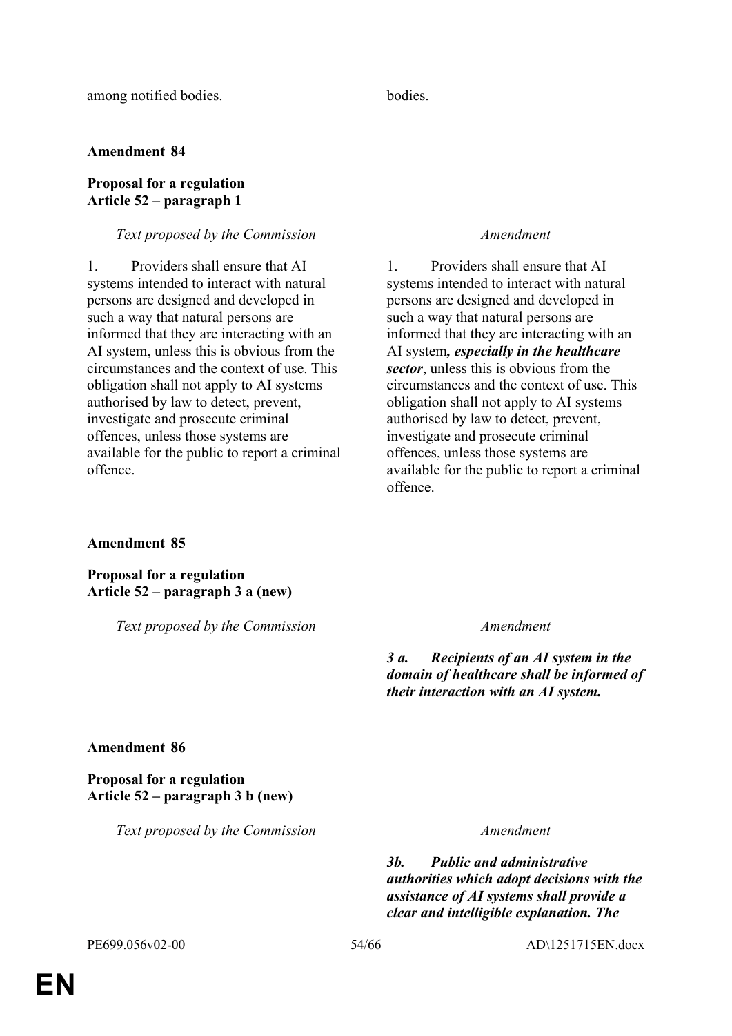| | |
|---|---|
| among notified bodies. | bodies. |

**Amendment 84**

**Proposal for a regulation**
**Article 52 – paragraph 1**

| *Text proposed by the Commission* | *Amendment* |
|---|---|
| 1. Providers shall ensure that AI systems intended to interact with natural persons are designed and developed in such a way that natural persons are informed that they are interacting with an AI system, unless this is obvious from the circumstances and the context of use. This obligation shall not apply to AI systems authorised by law to detect, prevent, investigate and prosecute criminal offences, unless those systems are available for the public to report a criminal offence. | 1. Providers shall ensure that AI systems intended to interact with natural persons are designed and developed in such a way that natural persons are informed that they are interacting with an AI system***, especially in the healthcare sector***, unless this is obvious from the circumstances and the context of use. This obligation shall not apply to AI systems authorised by law to detect, prevent, investigate and prosecute criminal offences, unless those systems are available for the public to report a criminal offence. |

**Amendment 85**

**Proposal for a regulation**
**Article 52 – paragraph 3 a (new)**

| *Text proposed by the Commission* | *Amendment* |
|---|---|
| | ***3 a. Recipients of an AI system in the domain of healthcare shall be informed of their interaction with an AI system.*** |

**Amendment 86**

**Proposal for a regulation**
**Article 52 – paragraph 3 b (new)**

| *Text proposed by the Commission* | *Amendment* |
|---|---|
| | ***3b. Public and administrative authorities which adopt decisions with the assistance of AI systems shall provide a clear and intelligible explanation. The*** |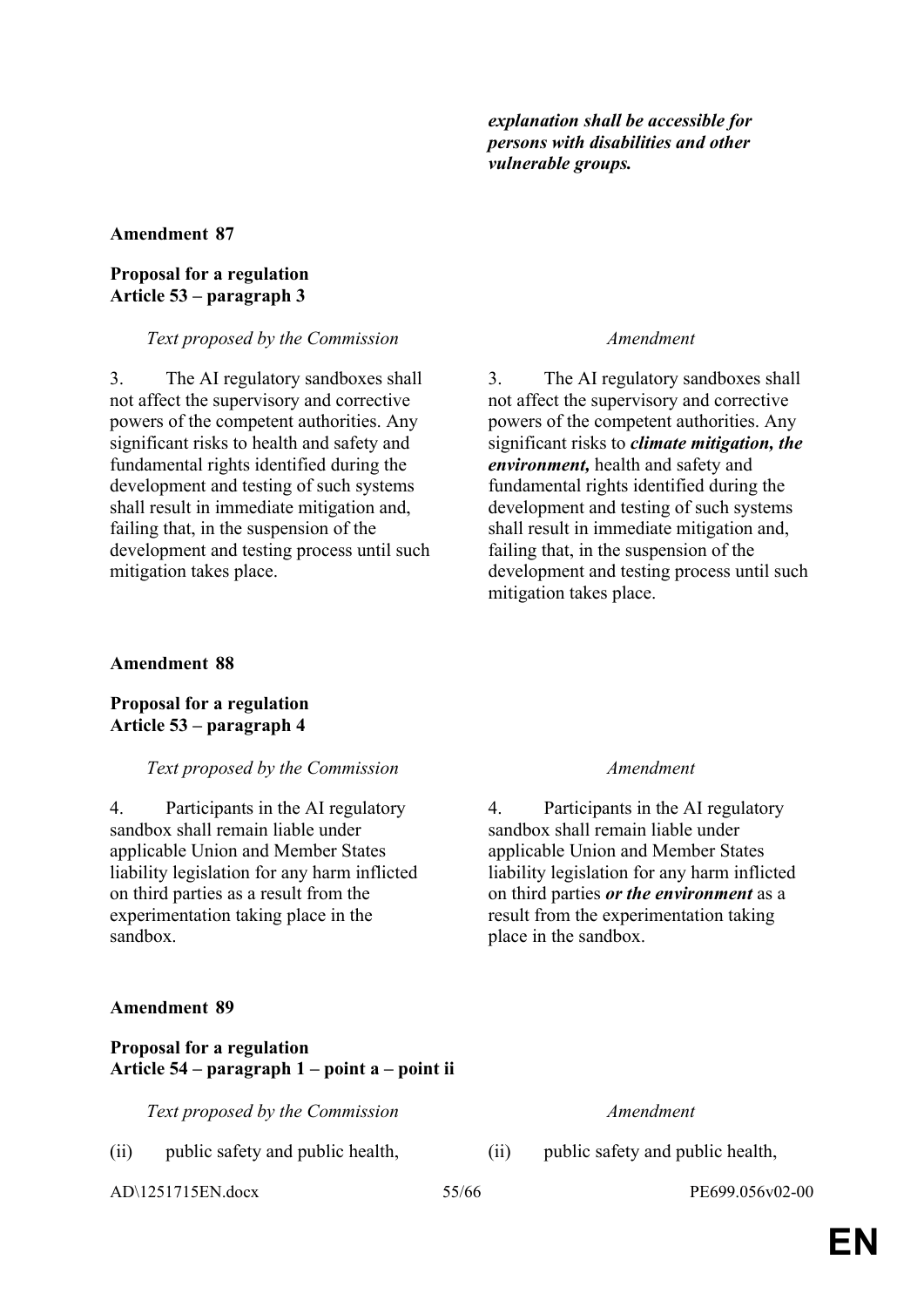*explanation shall be accessible for persons with disabilities and other vulnerable groups.*

**Amendment 87**

**Proposal for a regulation**
**Article 53 – paragraph 3**

| *Text proposed by the Commission* | *Amendment* |
|---|---|
| 3. The AI regulatory sandboxes shall not affect the supervisory and corrective powers of the competent authorities. Any significant risks to health and safety and fundamental rights identified during the development and testing of such systems shall result in immediate mitigation and, failing that, in the suspension of the development and testing process until such mitigation takes place. | 3. The AI regulatory sandboxes shall not affect the supervisory and corrective powers of the competent authorities. Any significant risks to ***climate mitigation, the environment,*** health and safety and fundamental rights identified during the development and testing of such systems shall result in immediate mitigation and, failing that, in the suspension of the development and testing process until such mitigation takes place. |

**Amendment 88**

**Proposal for a regulation**
**Article 53 – paragraph 4**

| *Text proposed by the Commission* | *Amendment* |
|---|---|
| 4. Participants in the AI regulatory sandbox shall remain liable under applicable Union and Member States liability legislation for any harm inflicted on third parties as a result from the experimentation taking place in the sandbox. | 4. Participants in the AI regulatory sandbox shall remain liable under applicable Union and Member States liability legislation for any harm inflicted on third parties ***or the environment*** as a result from the experimentation taking place in the sandbox. |

**Amendment 89**

**Proposal for a regulation**
**Article 54 – paragraph 1 – point a – point ii**

| *Text proposed by the Commission* | *Amendment* |
|---|---|
| (ii) public safety and public health, | (ii) public safety and public health, |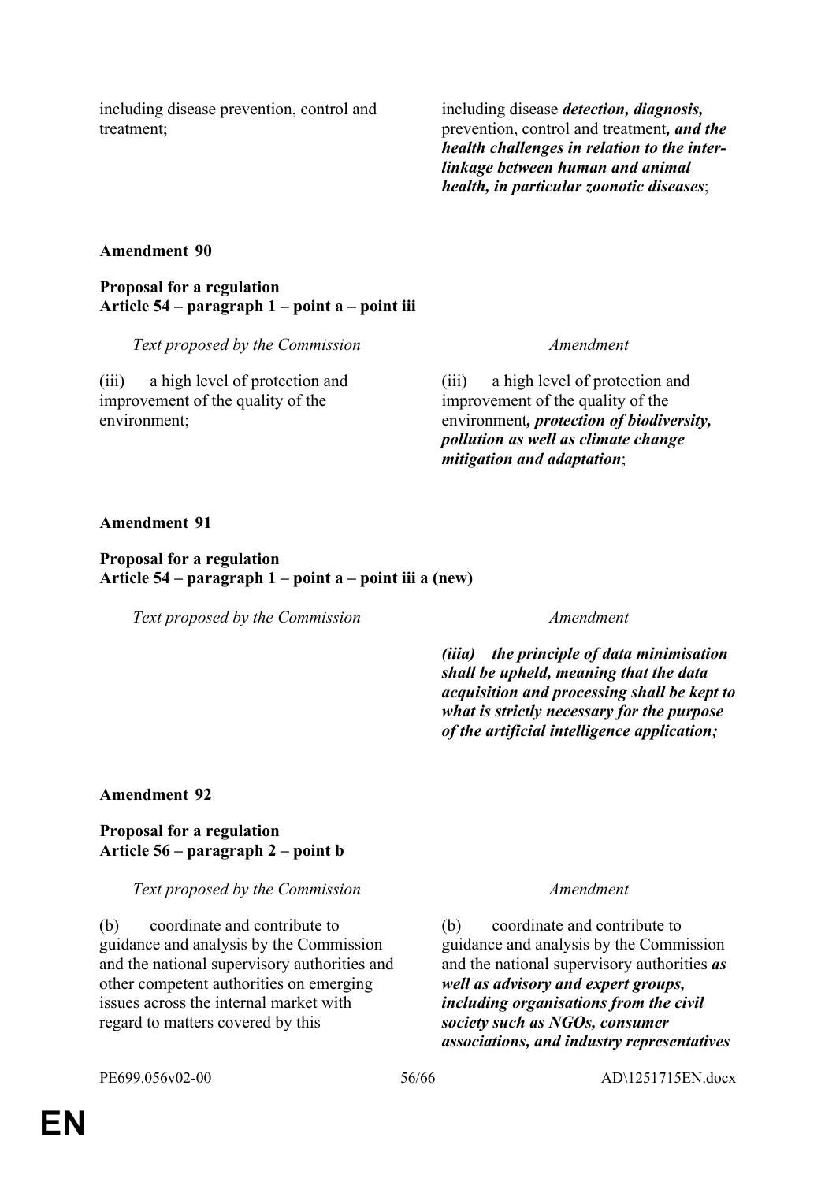| | |
|---|---|
| including disease prevention, control and treatment; | including disease ***detection, diagnosis,*** prevention, control and treatment***, and the health challenges in relation to the inter-linkage between human and animal health, in particular zoonotic diseases***; |

**Amendment 90**

**Proposal for a regulation**
**Article 54 – paragraph 1 – point a – point iii**

| *Text proposed by the Commission* | *Amendment* |
|---|---|
| (iii) a high level of protection and improvement of the quality of the environment; | (iii) a high level of protection and improvement of the quality of the environment***, protection of biodiversity, pollution as well as climate change mitigation and adaptation***; |

**Amendment 91**

**Proposal for a regulation**
**Article 54 – paragraph 1 – point a – point iii a (new)**

| *Text proposed by the Commission* | *Amendment* |
|---|---|
| | ***(iiia) the principle of data minimisation shall be upheld, meaning that the data acquisition and processing shall be kept to what is strictly necessary for the purpose of the artificial intelligence application;*** |

**Amendment 92**

**Proposal for a regulation**
**Article 56 – paragraph 2 – point b**

| *Text proposed by the Commission* | *Amendment* |
|---|---|
| (b) coordinate and contribute to guidance and analysis by the Commission and the national supervisory authorities and other competent authorities on emerging issues across the internal market with regard to matters covered by this | (b) coordinate and contribute to guidance and analysis by the Commission and the national supervisory authorities ***as well as advisory and expert groups, including organisations from the civil society such as NGOs, consumer associations, and industry representatives*** |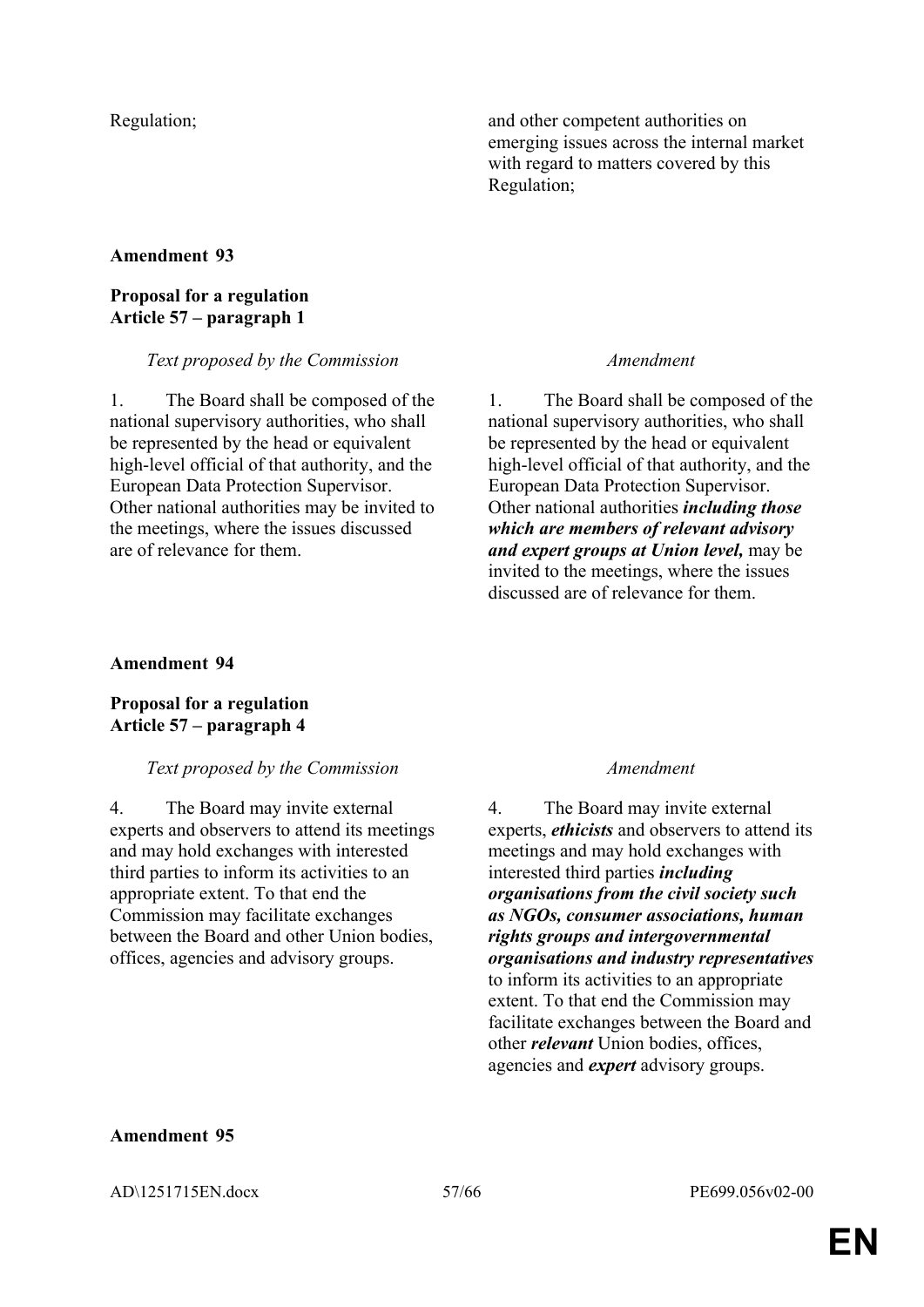| | |
|---|---|
| Regulation; | and other competent authorities on emerging issues across the internal market with regard to matters covered by this Regulation; |

**Amendment 93**

**Proposal for a regulation**
**Article 57 – paragraph 1**

| *Text proposed by the Commission* | *Amendment* |
|---|---|
| 1. The Board shall be composed of the national supervisory authorities, who shall be represented by the head or equivalent high-level official of that authority, and the European Data Protection Supervisor. Other national authorities may be invited to the meetings, where the issues discussed are of relevance for them. | 1. The Board shall be composed of the national supervisory authorities, who shall be represented by the head or equivalent high-level official of that authority, and the European Data Protection Supervisor. Other national authorities ***including those which are members of relevant advisory and expert groups at Union level,*** may be invited to the meetings, where the issues discussed are of relevance for them. |

**Amendment 94**

**Proposal for a regulation**
**Article 57 – paragraph 4**

| *Text proposed by the Commission* | *Amendment* |
|---|---|
| 4. The Board may invite external experts and observers to attend its meetings and may hold exchanges with interested third parties to inform its activities to an appropriate extent. To that end the Commission may facilitate exchanges between the Board and other Union bodies, offices, agencies and advisory groups. | 4. The Board may invite external experts, ***ethicists*** and observers to attend its meetings and may hold exchanges with interested third parties ***including organisations from the civil society such as NGOs, consumer associations, human rights groups and intergovernmental organisations and industry representatives*** to inform its activities to an appropriate extent. To that end the Commission may facilitate exchanges between the Board and other ***relevant*** Union bodies, offices, agencies and ***expert*** advisory groups. |

**Amendment 95**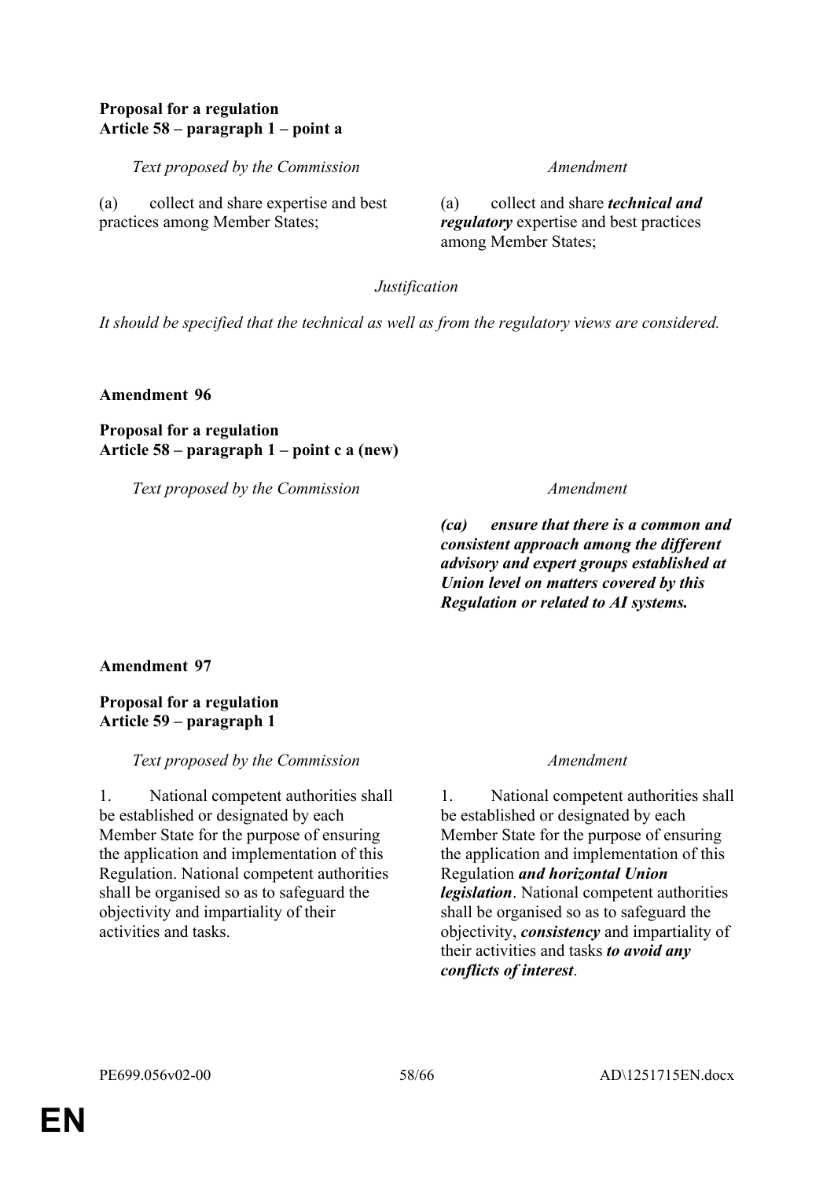**Proposal for a regulation**
**Article 58 – paragraph 1 – point a**

| *Text proposed by the Commission* | *Amendment* |
| --- | --- |
| (a) collect and share expertise and best practices among Member States; | (a) collect and share ***technical and regulatory*** expertise and best practices among Member States; |

*Justification*

*It should be specified that the technical as well as from the regulatory views are considered.*

**Amendment 96**

**Proposal for a regulation**
**Article 58 – paragraph 1 – point c a (new)**

| *Text proposed by the Commission* | *Amendment* |
| --- | --- |
| | ***(ca) ensure that there is a common and consistent approach among the different advisory and expert groups established at Union level on matters covered by this Regulation or related to AI systems.*** |

**Amendment 97**

**Proposal for a regulation**
**Article 59 – paragraph 1**

| *Text proposed by the Commission* | *Amendment* |
| --- | --- |
| 1. National competent authorities shall be established or designated by each Member State for the purpose of ensuring the application and implementation of this Regulation. National competent authorities shall be organised so as to safeguard the objectivity and impartiality of their activities and tasks. | 1. National competent authorities shall be established or designated by each Member State for the purpose of ensuring the application and implementation of this Regulation ***and horizontal Union legislation***. National competent authorities shall be organised so as to safeguard the objectivity, ***consistency*** and impartiality of their activities and tasks ***to avoid any conflicts of interest***. |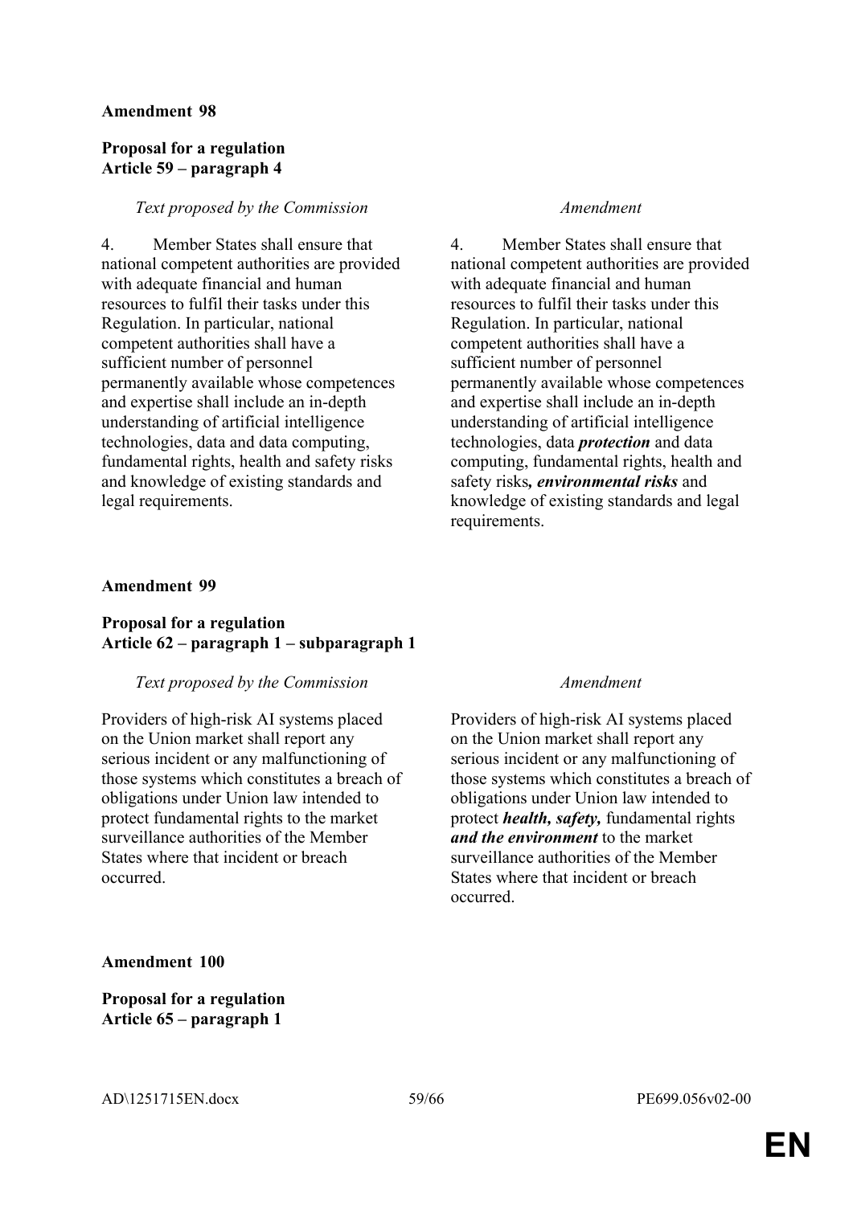**Amendment 98**

**Proposal for a regulation**
**Article 59 – paragraph 4**

| *Text proposed by the Commission* | *Amendment* |
|---|---|
| 4. Member States shall ensure that national competent authorities are provided with adequate financial and human resources to fulfil their tasks under this Regulation. In particular, national competent authorities shall have a sufficient number of personnel permanently available whose competences and expertise shall include an in-depth understanding of artificial intelligence technologies, data and data computing, fundamental rights, health and safety risks and knowledge of existing standards and legal requirements. | 4. Member States shall ensure that national competent authorities are provided with adequate financial and human resources to fulfil their tasks under this Regulation. In particular, national competent authorities shall have a sufficient number of personnel permanently available whose competences and expertise shall include an in-depth understanding of artificial intelligence technologies, data ***protection*** and data computing, fundamental rights, health and safety risks***, environmental risks*** and knowledge of existing standards and legal requirements. |

**Amendment 99**

**Proposal for a regulation**
**Article 62 – paragraph 1 – subparagraph 1**

| *Text proposed by the Commission* | *Amendment* |
|---|---|
| Providers of high-risk AI systems placed on the Union market shall report any serious incident or any malfunctioning of those systems which constitutes a breach of obligations under Union law intended to protect fundamental rights to the market surveillance authorities of the Member States where that incident or breach occurred. | Providers of high-risk AI systems placed on the Union market shall report any serious incident or any malfunctioning of those systems which constitutes a breach of obligations under Union law intended to protect ***health, safety,*** fundamental rights ***and the environment*** to the market surveillance authorities of the Member States where that incident or breach occurred. |

**Amendment 100**

**Proposal for a regulation**
**Article 65 – paragraph 1**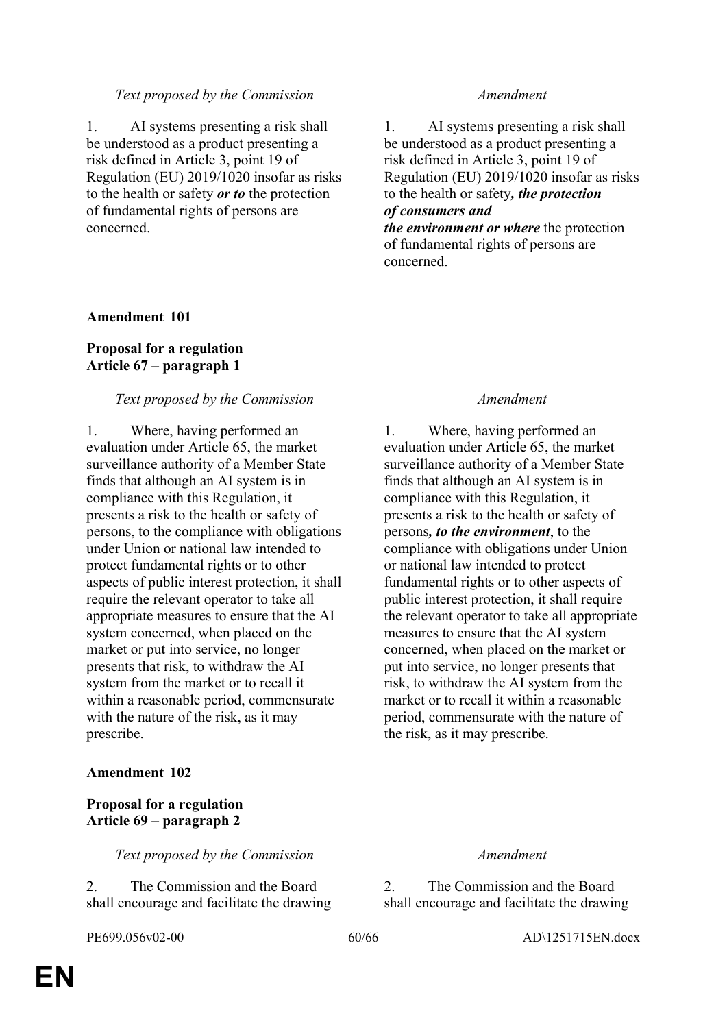| *Text proposed by the Commission* | *Amendment* |
|---|---|
| 1. AI systems presenting a risk shall be understood as a product presenting a risk defined in Article 3, point 19 of Regulation (EU) 2019/1020 insofar as risks to the health or safety ***or to*** the protection of fundamental rights of persons are concerned. | 1. AI systems presenting a risk shall be understood as a product presenting a risk defined in Article 3, point 19 of Regulation (EU) 2019/1020 insofar as risks to the health or safety***, the protection of consumers and the environment or where*** the protection of fundamental rights of persons are concerned. |

**Amendment 101**

**Proposal for a regulation**
**Article 67 – paragraph 1**

| *Text proposed by the Commission* | *Amendment* |
|---|---|
| 1. Where, having performed an evaluation under Article 65, the market surveillance authority of a Member State finds that although an AI system is in compliance with this Regulation, it presents a risk to the health or safety of persons, to the compliance with obligations under Union or national law intended to protect fundamental rights or to other aspects of public interest protection, it shall require the relevant operator to take all appropriate measures to ensure that the AI system concerned, when placed on the market or put into service, no longer presents that risk, to withdraw the AI system from the market or to recall it within a reasonable period, commensurate with the nature of the risk, as it may prescribe. | 1. Where, having performed an evaluation under Article 65, the market surveillance authority of a Member State finds that although an AI system is in compliance with this Regulation, it presents a risk to the health or safety of persons***, to the environment***, to the compliance with obligations under Union or national law intended to protect fundamental rights or to other aspects of public interest protection, it shall require the relevant operator to take all appropriate measures to ensure that the AI system concerned, when placed on the market or put into service, no longer presents that risk, to withdraw the AI system from the market or to recall it within a reasonable period, commensurate with the nature of the risk, as it may prescribe. |

**Amendment 102**

**Proposal for a regulation**
**Article 69 – paragraph 2**

| *Text proposed by the Commission* | *Amendment* |
|---|---|
| 2. The Commission and the Board shall encourage and facilitate the drawing | 2. The Commission and the Board shall encourage and facilitate the drawing |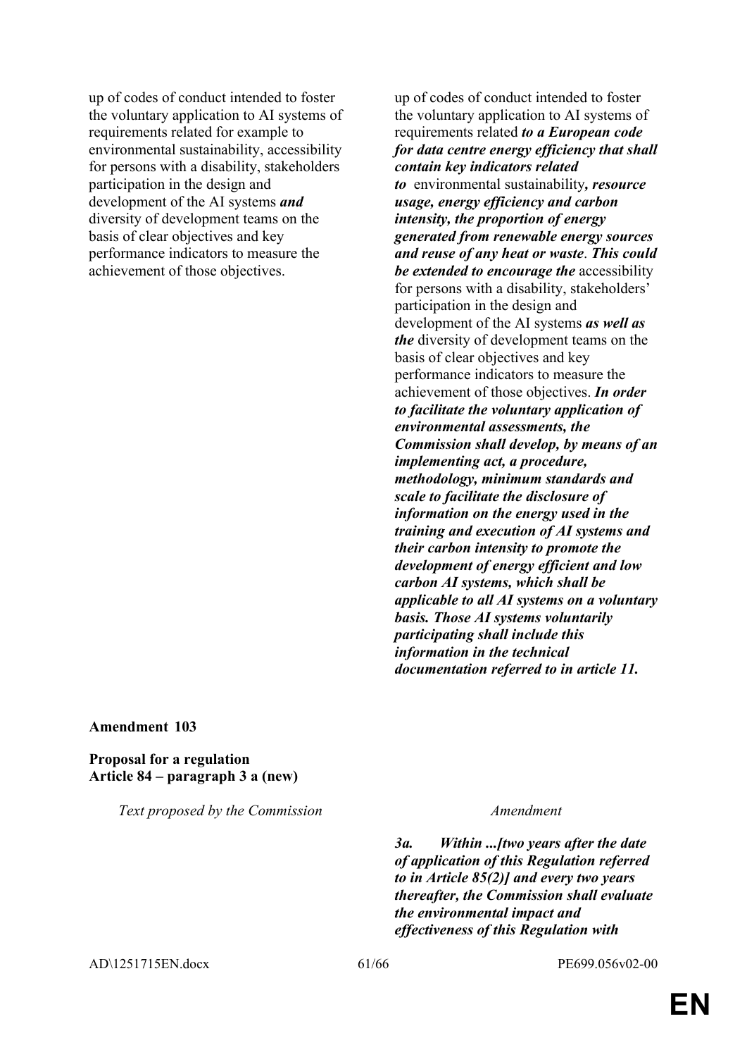| | |
|---|---|
| up of codes of conduct intended to foster the voluntary application to AI systems of requirements related for example to environmental sustainability, accessibility for persons with a disability, stakeholders participation in the design and development of the AI systems ***and*** diversity of development teams on the basis of clear objectives and key performance indicators to measure the achievement of those objectives. | up of codes of conduct intended to foster the voluntary application to AI systems of requirements related ***to a European code for data centre energy efficiency that shall contain key indicators related to*** environmental sustainability***, resource usage, energy efficiency and carbon intensity, the proportion of energy generated from renewable energy sources and reuse of any heat or waste***. ***This could be extended to encourage the*** accessibility for persons with a disability, stakeholders' participation in the design and development of the AI systems ***as well as the*** diversity of development teams on the basis of clear objectives and key performance indicators to measure the achievement of those objectives. ***In order to facilitate the voluntary application of environmental assessments, the Commission shall develop, by means of an implementing act, a procedure, methodology, minimum standards and scale to facilitate the disclosure of information on the energy used in the training and execution of AI systems and their carbon intensity to promote the development of energy efficient and low carbon AI systems, which shall be applicable to all AI systems on a voluntary basis. Those AI systems voluntarily participating shall include this information in the technical documentation referred to in article 11.*** |

**Amendment 103**

**Proposal for a regulation**
**Article 84 – paragraph 3 a (new)**

| *Text proposed by the Commission* | *Amendment* |
|---|---|
| | ***3a. Within ...[two years after the date of application of this Regulation referred to in Article 85(2)] and every two years thereafter, the Commission shall evaluate the environmental impact and effectiveness of this Regulation with*** |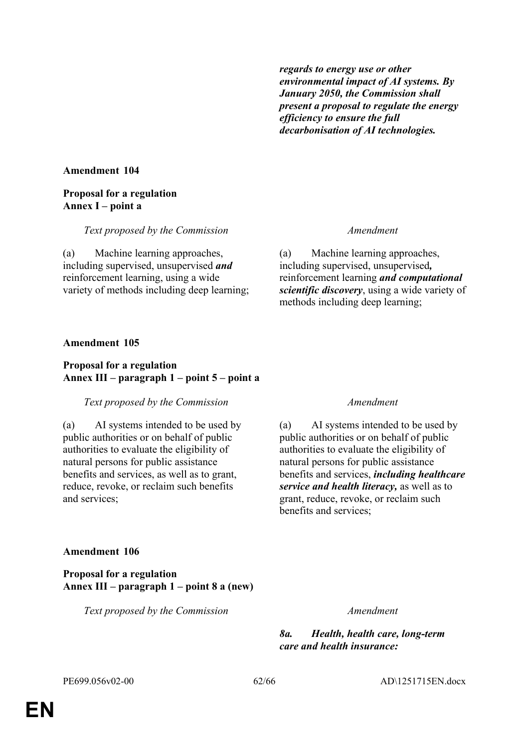| | |
|---|---|
| | ***regards to energy use or other environmental impact of AI systems. By January 2050, the Commission shall present a proposal to regulate the energy efficiency to ensure the full decarbonisation of AI technologies.*** |

**Amendment 104**

**Proposal for a regulation**
**Annex I – point a**

| *Text proposed by the Commission* | *Amendment* |
|---|---|
| (a) Machine learning approaches, including supervised, unsupervised ***and*** reinforcement learning, using a wide variety of methods including deep learning; | (a) Machine learning approaches, including supervised, unsupervised***,*** reinforcement learning ***and computational scientific discovery***, using a wide variety of methods including deep learning; |

**Amendment 105**

**Proposal for a regulation**
**Annex III – paragraph 1 – point 5 – point a**

| *Text proposed by the Commission* | *Amendment* |
|---|---|
| (a) AI systems intended to be used by public authorities or on behalf of public authorities to evaluate the eligibility of natural persons for public assistance benefits and services, as well as to grant, reduce, revoke, or reclaim such benefits and services; | (a) AI systems intended to be used by public authorities or on behalf of public authorities to evaluate the eligibility of natural persons for public assistance benefits and services, ***including healthcare service and health literacy,*** as well as to grant, reduce, revoke, or reclaim such benefits and services; |

**Amendment 106**

**Proposal for a regulation**
**Annex III – paragraph 1 – point 8 a (new)**

| *Text proposed by the Commission* | *Amendment* |
|---|---|
| | ***8a. Health, health care, long-term care and health insurance:*** |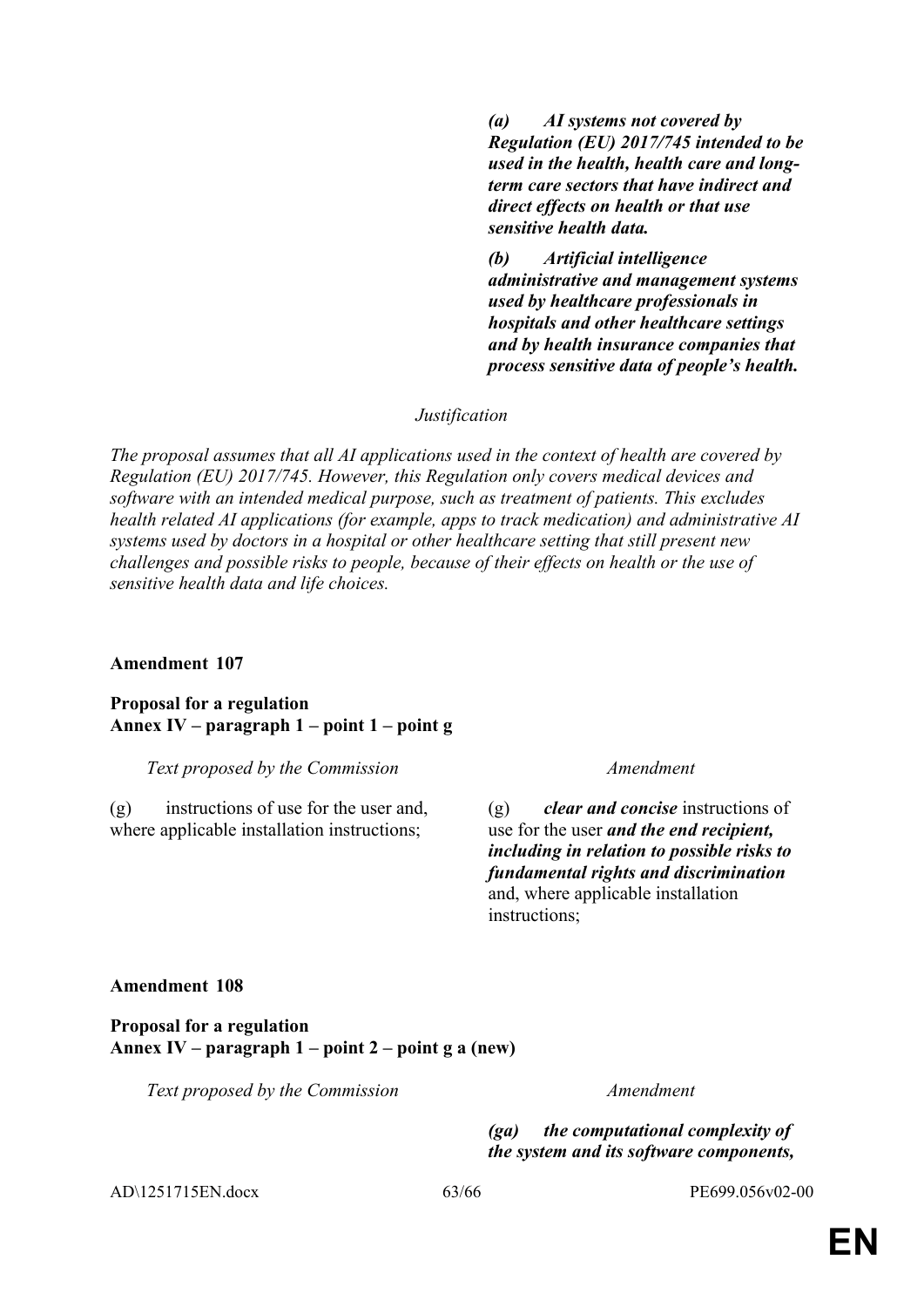| | |
|---|---|
| | ***(a) AI systems not covered by Regulation (EU) 2017/745 intended to be used in the health, health care and long-term care sectors that have indirect and direct effects on health or that use sensitive health data.*** |
| | ***(b) Artificial intelligence administrative and management systems used by healthcare professionals in hospitals and other healthcare settings and by health insurance companies that process sensitive data of people's health.*** |

*Justification*

*The proposal assumes that all AI applications used in the context of health are covered by Regulation (EU) 2017/745. However, this Regulation only covers medical devices and software with an intended medical purpose, such as treatment of patients. This excludes health related AI applications (for example, apps to track medication) and administrative AI systems used by doctors in a hospital or other healthcare setting that still present new challenges and possible risks to people, because of their effects on health or the use of sensitive health data and life choices.*

**Amendment 107**

**Proposal for a regulation**
**Annex IV – paragraph 1 – point 1 – point g**

| *Text proposed by the Commission* | *Amendment* |
|---|---|
| (g) instructions of use for the user and, where applicable installation instructions; | (g) ***clear and concise*** instructions of use for the user ***and the end recipient, including in relation to possible risks to fundamental rights and discrimination*** and, where applicable installation instructions; |

**Amendment 108**

**Proposal for a regulation**
**Annex IV – paragraph 1 – point 2 – point g a (new)**

| *Text proposed by the Commission* | *Amendment* |
|---|---|
| | ***(ga) the computational complexity of the system and its software components,*** |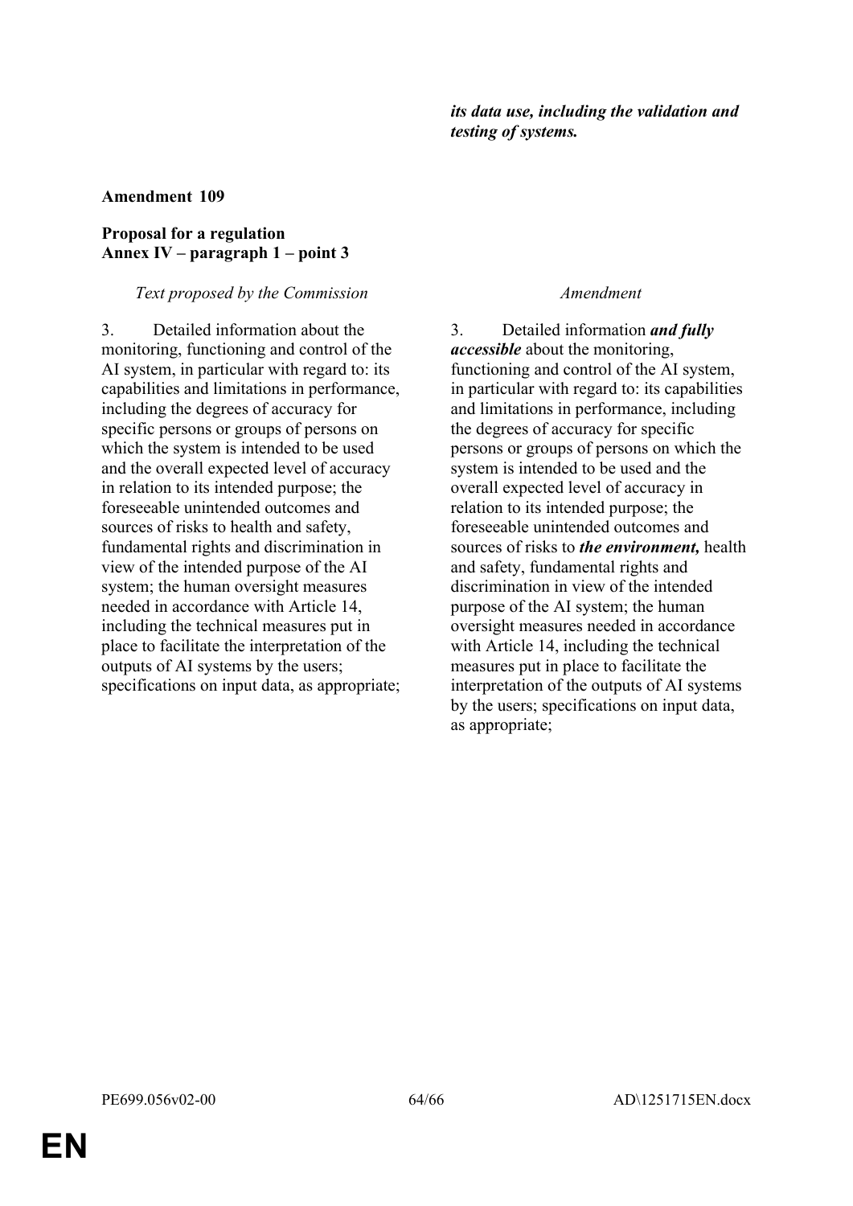| | ***its data use, including the validation and testing of systems.*** |
|---|---|

**Amendment 109**

**Proposal for a regulation**
**Annex IV – paragraph 1 – point 3**

| *Text proposed by the Commission* | *Amendment* |
|---|---|
| 3. Detailed information about the monitoring, functioning and control of the AI system, in particular with regard to: its capabilities and limitations in performance, including the degrees of accuracy for specific persons or groups of persons on which the system is intended to be used and the overall expected level of accuracy in relation to its intended purpose; the foreseeable unintended outcomes and sources of risks to health and safety, fundamental rights and discrimination in view of the intended purpose of the AI system; the human oversight measures needed in accordance with Article 14, including the technical measures put in place to facilitate the interpretation of the outputs of AI systems by the users; specifications on input data, as appropriate; | 3. Detailed information ***and fully accessible*** about the monitoring, functioning and control of the AI system, in particular with regard to: its capabilities and limitations in performance, including the degrees of accuracy for specific persons or groups of persons on which the system is intended to be used and the overall expected level of accuracy in relation to its intended purpose; the foreseeable unintended outcomes and sources of risks to ***the environment,*** health and safety, fundamental rights and discrimination in view of the intended purpose of the AI system; the human oversight measures needed in accordance with Article 14, including the technical measures put in place to facilitate the interpretation of the outputs of AI systems by the users; specifications on input data, as appropriate; |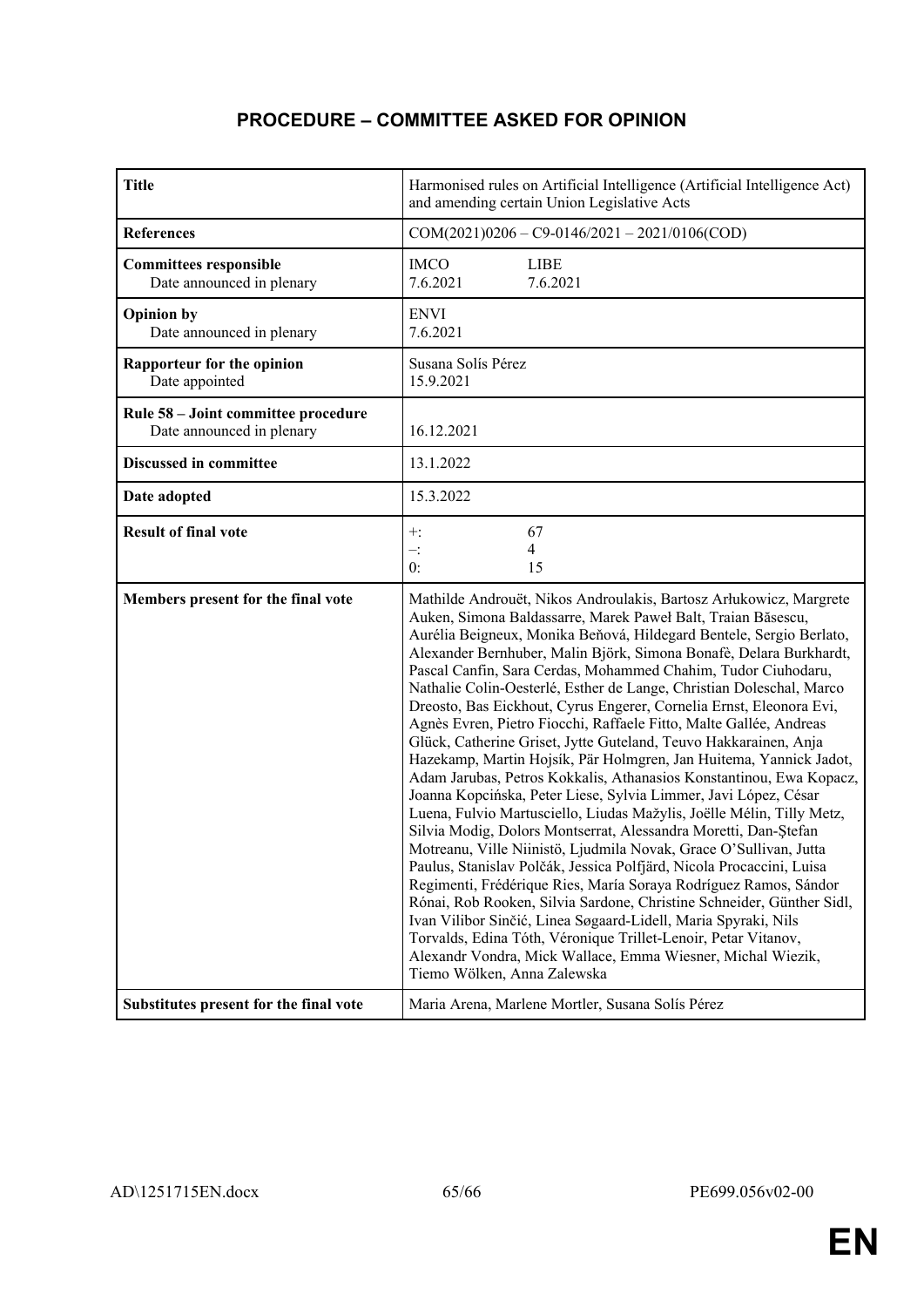## PROCEDURE – COMMITTEE ASKED FOR OPINION

| | |
|---|---|
| **Title** | Harmonised rules on Artificial Intelligence (Artificial Intelligence Act) and amending certain Union Legislative Acts |
| **References** | COM(2021)0206 – C9-0146/2021 – 2021/0106(COD) |
| **Committees responsible**<br>Date announced in plenary | IMCO LIBE<br>7.6.2021 7.6.2021 |
| **Opinion by**<br>Date announced in plenary | ENVI<br>7.6.2021 |
| **Rapporteur for the opinion**<br>Date appointed | Susana Solís Pérez<br>15.9.2021 |
| **Rule 58 – Joint committee procedure**<br>Date announced in plenary | 16.12.2021 |
| **Discussed in committee** | 13.1.2022 |
| **Date adopted** | 15.3.2022 |
| **Result of final vote** | +: 67<br>–: 4<br>0: 15 |
| **Members present for the final vote** | Mathilde Androuët, Nikos Androulakis, Bartosz Arłukowicz, Margrete Auken, Simona Baldassarre, Marek Paweł Balt, Traian Băsescu, Aurélia Beigneux, Monika Beňová, Hildegard Bentele, Sergio Berlato, Alexander Bernhuber, Malin Björk, Simona Bonafè, Delara Burkhardt, Pascal Canfin, Sara Cerdas, Mohammed Chahim, Tudor Ciuhodaru, Nathalie Colin-Oesterlé, Esther de Lange, Christian Doleschal, Marco Dreosto, Bas Eickhout, Cyrus Engerer, Cornelia Ernst, Eleonora Evi, Agnès Evren, Pietro Fiocchi, Raffaele Fitto, Malte Gallée, Andreas Glück, Catherine Griset, Jytte Guteland, Teuvo Hakkarainen, Anja Hazekamp, Martin Hojsík, Pär Holmgren, Jan Huitema, Yannick Jadot, Adam Jarubas, Petros Kokkalis, Athanasios Konstantinou, Ewa Kopacz, Joanna Kopcińska, Peter Liese, Sylvia Limmer, Javi López, César Luena, Fulvio Martusciello, Liudas Mažylis, Joëlle Mélin, Tilly Metz, Silvia Modig, Dolors Montserrat, Alessandra Moretti, Dan-Ştefan Motreanu, Ville Niinistö, Ljudmila Novak, Grace O'Sullivan, Jutta Paulus, Stanislav Polčák, Jessica Polfjärd, Nicola Procaccini, Luisa Regimenti, Frédérique Ries, María Soraya Rodríguez Ramos, Sándor Rónai, Rob Rooken, Silvia Sardone, Christine Schneider, Günther Sidl, Ivan Vilibor Sinčić, Linea Søgaard-Lidell, Maria Spyraki, Nils Torvalds, Edina Tóth, Véronique Trillet-Lenoir, Petar Vitanov, Alexandr Vondra, Mick Wallace, Emma Wiesner, Michal Wiezik, Tiemo Wölken, Anna Zalewska |
| **Substitutes present for the final vote** | Maria Arena, Marlene Mortler, Susana Solís Pérez |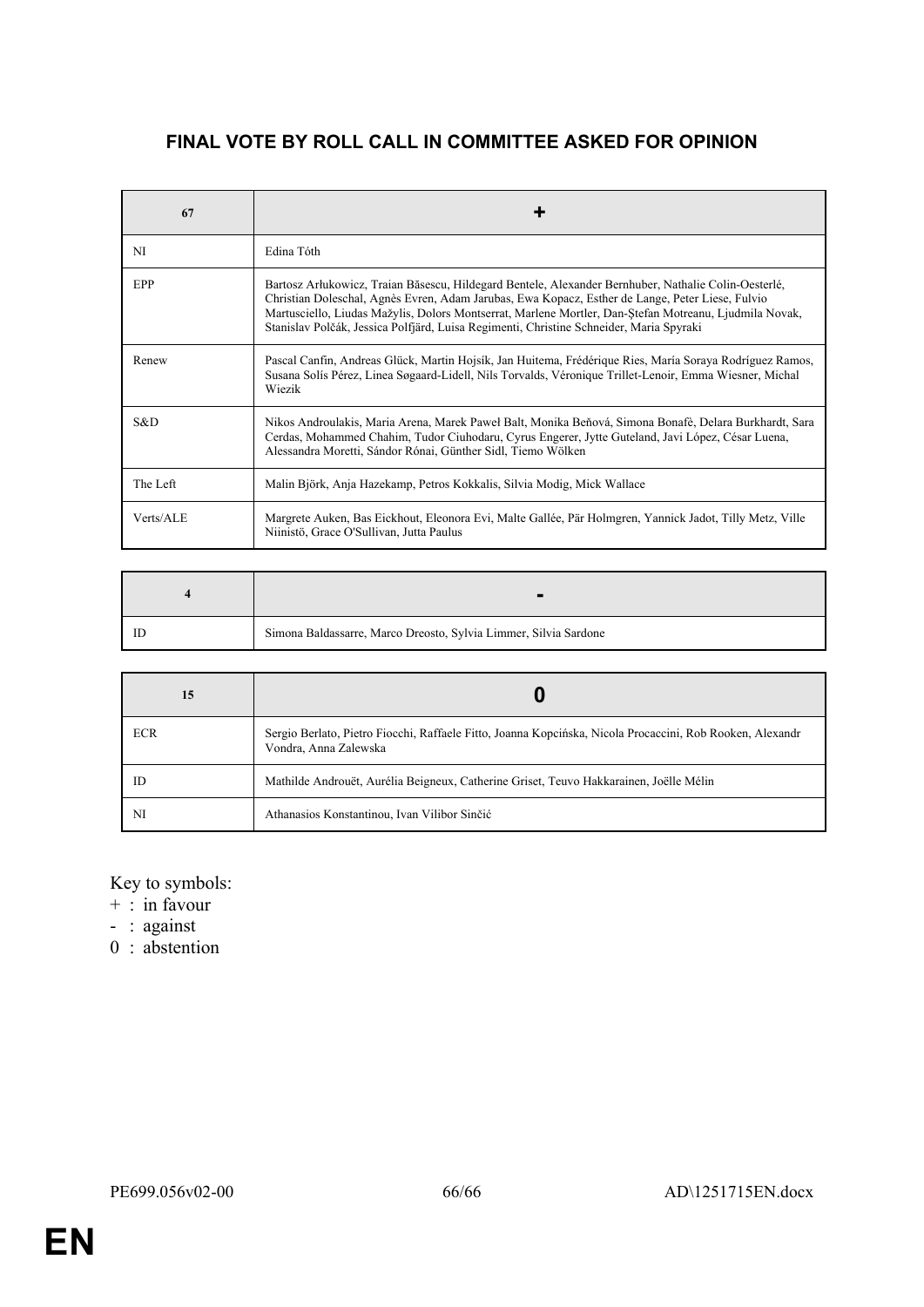## FINAL VOTE BY ROLL CALL IN COMMITTEE ASKED FOR OPINION

| 67 | + |
| --- | --- |
| NI | Edina Tóth |
| EPP | Bartosz Arłukowicz, Traian Băsescu, Hildegard Bentele, Alexander Bernhuber, Nathalie Colin-Oesterlé, Christian Doleschal, Agnès Evren, Adam Jarubas, Ewa Kopacz, Esther de Lange, Peter Liese, Fulvio Martusciello, Liudas Mažylis, Dolors Montserrat, Marlene Mortler, Dan-Ştefan Motreanu, Ljudmila Novak, Stanislav Polčák, Jessica Polfjärd, Luisa Regimenti, Christine Schneider, Maria Spyraki |
| Renew | Pascal Canfin, Andreas Glück, Martin Hojsík, Jan Huitema, Frédérique Ries, María Soraya Rodríguez Ramos, Susana Solís Pérez, Linea Søgaard-Lidell, Nils Torvalds, Véronique Trillet-Lenoir, Emma Wiesner, Michal Wiezik |
| S&D | Nikos Androulakis, Maria Arena, Marek Paweł Balt, Monika Beňová, Simona Bonafè, Delara Burkhardt, Sara Cerdas, Mohammed Chahim, Tudor Ciuhodaru, Cyrus Engerer, Jytte Guteland, Javi López, César Luena, Alessandra Moretti, Sándor Rónai, Günther Sidl, Tiemo Wölken |
| The Left | Malin Björk, Anja Hazekamp, Petros Kokkalis, Silvia Modig, Mick Wallace |
| Verts/ALE | Margrete Auken, Bas Eickhout, Eleonora Evi, Malte Gallée, Pär Holmgren, Yannick Jadot, Tilly Metz, Ville Niinistö, Grace O'Sullivan, Jutta Paulus |

| 4 | - |
| --- | --- |
| ID | Simona Baldassarre, Marco Dreosto, Sylvia Limmer, Silvia Sardone |

| 15 | 0 |
| --- | --- |
| ECR | Sergio Berlato, Pietro Fiocchi, Raffaele Fitto, Joanna Kopcińska, Nicola Procaccini, Rob Rooken, Alexandr Vondra, Anna Zalewska |
| ID | Mathilde Androuët, Aurélia Beigneux, Catherine Griset, Teuvo Hakkarainen, Joëlle Mélin |
| NI | Athanasios Konstantinou, Ivan Vilibor Sinčić |

Key to symbols:
+ : in favour
- : against
0 : abstention